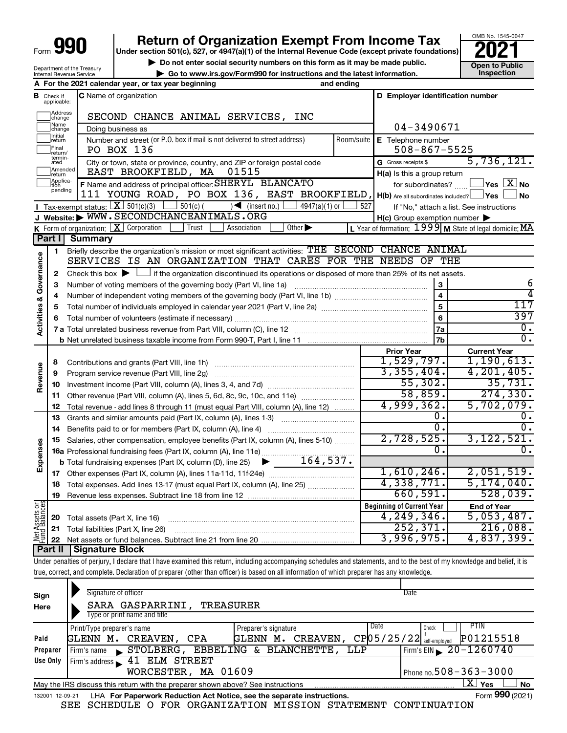# Form 990 — Return of Organization Exempt From Income Tax — 2021

Under section 501(c), 527, or 4947(a)(1) of the Internal Revenue Code (except private foundations)

▶ Do not enter social security numbers on this form as it may be made public.

▶ Go to www.irs.gov/Form990 for instructions and the latest information.

OMB No. 1545-0047 | Open to Public Inspection

Department of the Treasury, Internal Revenue Service

**A** For the 2021 calendar year, or tax year beginning and ending

**B** Check if applicable: Address change, Name change, Initial return, Final return/terminated, Amended return, Application pending

**C** Name of organization: SECOND CHANCE ANIMAL SERVICES, INC

Doing business as

Number and street (or P.O. box if mail is not delivered to street address): PO BOX 136 | Room/suite

City or town, state or province, country, and ZIP or foreign postal code: EAST BROOKFIELD, MA 01515

**D** Employer identification number: 04-3490671

**E** Telephone number: 508-867-5525

**G** Gross receipts $ 5,736,121.

**F** Name and address of principal officer: SHERYL BLANCATO, 111 YOUNG ROAD, PO BOX 136, EAST BROOKFIELD,

**H(a)** Is this a group return for subordinates? ☐ Yes ☒ No

**H(b)** Are all subordinates included? ☐ Yes ☐ No — If "No," attach a list. See instructions

**I** Tax-exempt status: ☒ 501(c)(3) ☐ 501(c) ( ) ◀ (insert no.) ☐ 4947(a)(1) or ☐ 527

**J** Website: ▶ WWW.SECONDCHANCEANIMALS.ORG

**H(c)** Group exemption number ▶

**K** Form of organization: ☒ Corporation ☐ Trust ☐ Association ☐ Other ▶

**L** Year of formation: 1999 **M** State of legal domicile: MA

## Part I Summary

**Activities & Governance**

1. Briefly describe the organization's mission or most significant activities: THE SECOND CHANCE ANIMAL SERVICES IS AN ORGANIZATION THAT CARES FOR THE NEEDS OF THE
2. Check this box ▶ ☐ if the organization discontinued its operations or disposed of more than 25% of its net assets.

| | | | |
|---|---|---|---|
| 3 | Number of voting members of the governing body (Part VI, line 1a) | 3 | 6 |
| 4 | Number of independent voting members of the governing body (Part VI, line 1b) | 4 | 4 |
| 5 | Total number of individuals employed in calendar year 2021 (Part V, line 2a) | 5 | 117 |
| 6 | Total number of volunteers (estimate if necessary) | 6 | 397 |
| 7a | Total unrelated business revenue from Part VIII, column (C), line 12 | 7a | 0. |
| b | Net unrelated business taxable income from Form 990-T, Part I, line 11 | 7b | 0. |

| | | Prior Year | Current Year |
|---|---|---|---|
| **Revenue** | | | |
| 8 | Contributions and grants (Part VIII, line 1h) | 1,529,797. | 1,190,613. |
| 9 | Program service revenue (Part VIII, line 2g) | 3,355,404. | 4,201,405. |
| 10 | Investment income (Part VIII, column (A), lines 3, 4, and 7d) | 55,302. | 35,731. |
| 11 | Other revenue (Part VIII, column (A), lines 5, 6d, 8c, 9c, 10c, and 11e) | 58,859. | 274,330. |
| 12 | Total revenue - add lines 8 through 11 (must equal Part VIII, column (A), line 12) | 4,999,362. | 5,702,079. |
| **Expenses** | | | |
| 13 | Grants and similar amounts paid (Part IX, column (A), lines 1-3) | 0. | 0. |
| 14 | Benefits paid to or for members (Part IX, column (A), line 4) | 0. | 0. |
| 15 | Salaries, other compensation, employee benefits (Part IX, column (A), lines 5-10) | 2,728,525. | 3,122,521. |
| 16a | Professional fundraising fees (Part IX, column (A), line 11e) | 0. | 0. |
| b | Total fundraising expenses (Part IX, column (D), line 25) ▶ 164,537. | | |
| 17 | Other expenses (Part IX, column (A), lines 11a-11d, 11f-24e) | 1,610,246. | 2,051,519. |
| 18 | Total expenses. Add lines 13-17 (must equal Part IX, column (A), line 25) | 4,338,771. | 5,174,040. |
| 19 | Revenue less expenses. Subtract line 18 from line 12 | 660,591. | 528,039. |

| **Net Assets or Fund Balances** | | Beginning of Current Year | End of Year |
|---|---|---|---|
| 20 | Total assets (Part X, line 16) | 4,249,346. | 5,053,487. |
| 21 | Total liabilities (Part X, line 26) | 252,371. | 216,088. |
| 22 | Net assets or fund balances. Subtract line 21 from line 20 | 3,996,975. | 4,837,399. |

## Part II Signature Block

Under penalties of perjury, I declare that I have examined this return, including accompanying schedules and statements, and to the best of my knowledge and belief, it is true, correct, and complete. Declaration of preparer (other than officer) is based on all information of which preparer has any knowledge.

**Sign Here**

Signature of officer | Date

SARA GASPARRINI, TREASURER

Type or print name and title

**Paid Preparer Use Only**

| Print/Type preparer's name | Preparer's signature | Date | Check if self-employed | PTIN |
|---|---|---|---|---|
| GLENN M. CREAVEN, CPA | GLENN M. CREAVEN, CP | 05/25/22 | | P01215518 |

Firm's name ▶ STOLBERG, EBBELING & BLANCHETTE, LLP | Firm's EIN ▶ 20-1260740

Firm's address ▶ 41 ELM STREET, WORCESTER, MA 01609 | Phone no. 508-363-3000

May the IRS discuss this return with the preparer shown above? See instructions ☒ Yes ☐ No

132001 12-09-21 LHA For Paperwork Reduction Act Notice, see the separate instructions. Form **990** (2021)

SEE SCHEDULE O FOR ORGANIZATION MISSION STATEMENT CONTINUATION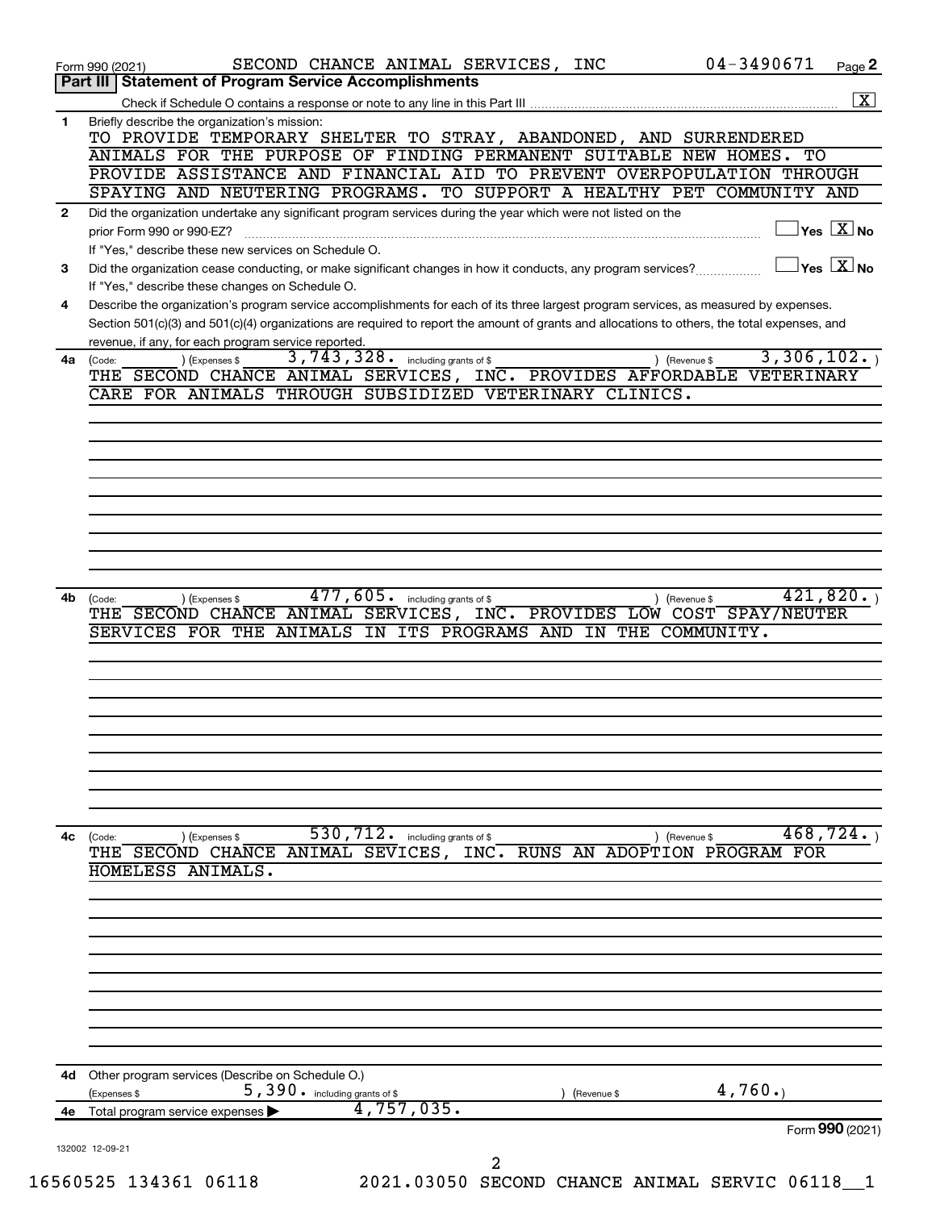Form 990 (2021) SECOND CHANCE ANIMAL SERVICES, INC 04-3490671 Page **2**

## Part III | Statement of Program Service Accomplishments

Check if Schedule O contains a response or note to any line in this Part III ..... [X]

**1** Briefly describe the organization's mission:

TO PROVIDE TEMPORARY SHELTER TO STRAY, ABANDONED, AND SURRENDERED ANIMALS FOR THE PURPOSE OF FINDING PERMANENT SUITABLE NEW HOMES. TO PROVIDE ASSISTANCE AND FINANCIAL AID TO PREVENT OVERPOPULATION THROUGH SPAYING AND NEUTERING PROGRAMS. TO SUPPORT A HEALTHY PET COMMUNITY AND

**2** Did the organization undertake any significant program services during the year which were not listed on the prior Form 990 or 990-EZ? ..... [ ] Yes [X] No

If "Yes," describe these new services on Schedule O.

**3** Did the organization cease conducting, or make significant changes in how it conducts, any program services? ..... [ ] Yes [X] No

If "Yes," describe these changes on Schedule O.

**4** Describe the organization's program service accomplishments for each of its three largest program services, as measured by expenses. Section 501(c)(3) and 501(c)(4) organizations are required to report the amount of grants and allocations to others, the total expenses, and revenue, if any, for each program service reported.

**4a** (Code: ) (Expenses $ 3,743,328. including grants of $ ) (Revenue $ 3,306,102.)

THE SECOND CHANCE ANIMAL SERVICES, INC. PROVIDES AFFORDABLE VETERINARY CARE FOR ANIMALS THROUGH SUBSIDIZED VETERINARY CLINICS.

**4b** (Code: ) (Expenses $ 477,605. including grants of $ ) (Revenue $ 421,820.)

THE SECOND CHANCE ANIMAL SERVICES, INC. PROVIDES LOW COST SPAY/NEUTER SERVICES FOR THE ANIMALS IN ITS PROGRAMS AND IN THE COMMUNITY.

**4c** (Code: ) (Expenses $ 530,712. including grants of $ ) (Revenue $ 468,724.)

THE SECOND CHANCE ANIMAL SEVICES, INC. RUNS AN ADOPTION PROGRAM FOR HOMELESS ANIMALS.

**4d** Other program services (Describe on Schedule O.)

(Expenses $ 5,390. including grants of $ ) (Revenue $ 4,760.)

**4e** Total program service expenses ▶ 4,757,035.

Form **990** (2021)

132002 12-09-21

16560525 134361 06118 2021.03050 SECOND CHANCE ANIMAL SERVIC 06118__1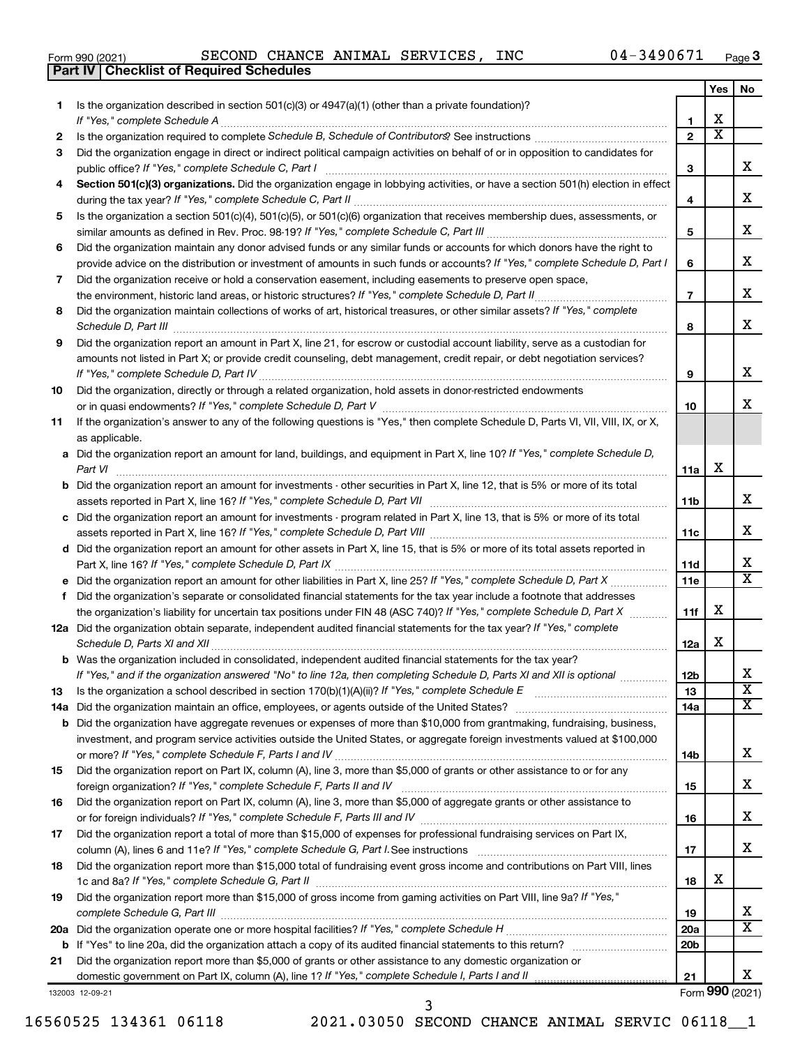Form 990 (2021) SECOND CHANCE ANIMAL SERVICES, INC 04-3490671 Page 3

**Part IV | Checklist of Required Schedules**

| | | | Yes | No |
|---|---|---|---|---|
| 1 | Is the organization described in section 501(c)(3) or 4947(a)(1) (other than a private foundation)? *If "Yes," complete Schedule A* | 1 | X | |
| 2 | Is the organization required to complete *Schedule B, Schedule of Contributors*? See instructions | 2 | X | |
| 3 | Did the organization engage in direct or indirect political campaign activities on behalf of or in opposition to candidates for public office? *If "Yes," complete Schedule C, Part I* | 3 | | X |
| 4 | **Section 501(c)(3) organizations.** Did the organization engage in lobbying activities, or have a section 501(h) election in effect during the tax year? *If "Yes," complete Schedule C, Part II* | 4 | | X |
| 5 | Is the organization a section 501(c)(4), 501(c)(5), or 501(c)(6) organization that receives membership dues, assessments, or similar amounts as defined in Rev. Proc. 98-19? *If "Yes," complete Schedule C, Part III* | 5 | | X |
| 6 | Did the organization maintain any donor advised funds or any similar funds or accounts for which donors have the right to provide advice on the distribution or investment of amounts in such funds or accounts? *If "Yes," complete Schedule D, Part I* | 6 | | X |
| 7 | Did the organization receive or hold a conservation easement, including easements to preserve open space, the environment, historic land areas, or historic structures? *If "Yes," complete Schedule D, Part II* | 7 | | X |
| 8 | Did the organization maintain collections of works of art, historical treasures, or other similar assets? *If "Yes," complete Schedule D, Part III* | 8 | | X |
| 9 | Did the organization report an amount in Part X, line 21, for escrow or custodial account liability, serve as a custodian for amounts not listed in Part X; or provide credit counseling, debt management, credit repair, or debt negotiation services? *If "Yes," complete Schedule D, Part IV* | 9 | | X |
| 10 | Did the organization, directly or through a related organization, hold assets in donor-restricted endowments or in quasi endowments? *If "Yes," complete Schedule D, Part V* | 10 | | X |
| 11 | If the organization's answer to any of the following questions is "Yes," then complete Schedule D, Parts VI, VII, VIII, IX, or X, as applicable. | | | |
| a | Did the organization report an amount for land, buildings, and equipment in Part X, line 10? *If "Yes," complete Schedule D, Part VI* | 11a | X | |
| b | Did the organization report an amount for investments - other securities in Part X, line 12, that is 5% or more of its total assets reported in Part X, line 16? *If "Yes," complete Schedule D, Part VII* | 11b | | X |
| c | Did the organization report an amount for investments - program related in Part X, line 13, that is 5% or more of its total assets reported in Part X, line 16? *If "Yes," complete Schedule D, Part VIII* | 11c | | X |
| d | Did the organization report an amount for other assets in Part X, line 15, that is 5% or more of its total assets reported in Part X, line 16? *If "Yes," complete Schedule D, Part IX* | 11d | | X |
| e | Did the organization report an amount for other liabilities in Part X, line 25? *If "Yes," complete Schedule D, Part X* | 11e | | X |
| f | Did the organization's separate or consolidated financial statements for the tax year include a footnote that addresses the organization's liability for uncertain tax positions under FIN 48 (ASC 740)? *If "Yes," complete Schedule D, Part X* | 11f | X | |
| 12a | Did the organization obtain separate, independent audited financial statements for the tax year? *If "Yes," complete Schedule D, Parts XI and XII* | 12a | X | |
| b | Was the organization included in consolidated, independent audited financial statements for the tax year? *If "Yes," and if the organization answered "No" to line 12a, then completing Schedule D, Parts XI and XII is optional* | 12b | | X |
| 13 | Is the organization a school described in section 170(b)(1)(A)(ii)? *If "Yes," complete Schedule E* | 13 | | X |
| 14a | Did the organization maintain an office, employees, or agents outside of the United States? | 14a | | X |
| b | Did the organization have aggregate revenues or expenses of more than $10,000 from grantmaking, fundraising, business, investment, and program service activities outside the United States, or aggregate foreign investments valued at $100,000 or more? *If "Yes," complete Schedule F, Parts I and IV* | 14b | | X |
| 15 | Did the organization report on Part IX, column (A), line 3, more than $5,000 of grants or other assistance to or for any foreign organization? *If "Yes," complete Schedule F, Parts II and IV* | 15 | | X |
| 16 | Did the organization report on Part IX, column (A), line 3, more than $5,000 of aggregate grants or other assistance to or for foreign individuals? *If "Yes," complete Schedule F, Parts III and IV* | 16 | | X |
| 17 | Did the organization report a total of more than $15,000 of expenses for professional fundraising services on Part IX, column (A), lines 6 and 11e? *If "Yes," complete Schedule G, Part I.* See instructions | 17 | | X |
| 18 | Did the organization report more than $15,000 total of fundraising event gross income and contributions on Part VIII, lines 1c and 8a? *If "Yes," complete Schedule G, Part II* | 18 | X | |
| 19 | Did the organization report more than $15,000 of gross income from gaming activities on Part VIII, line 9a? *If "Yes," complete Schedule G, Part III* | 19 | | X |
| 20a | Did the organization operate one or more hospital facilities? *If "Yes," complete Schedule H* | 20a | | X |
| b | If "Yes" to line 20a, did the organization attach a copy of its audited financial statements to this return? | 20b | | |
| 21 | Did the organization report more than $5,000 of grants or other assistance to any domestic organization or domestic government on Part IX, column (A), line 1? *If "Yes," complete Schedule I, Parts I and II* | 21 | | X |

132003 12-09-21

Form **990** (2021)

16560525 134361 06118 2021.03050 SECOND CHANCE ANIMAL SERVIC 06118__1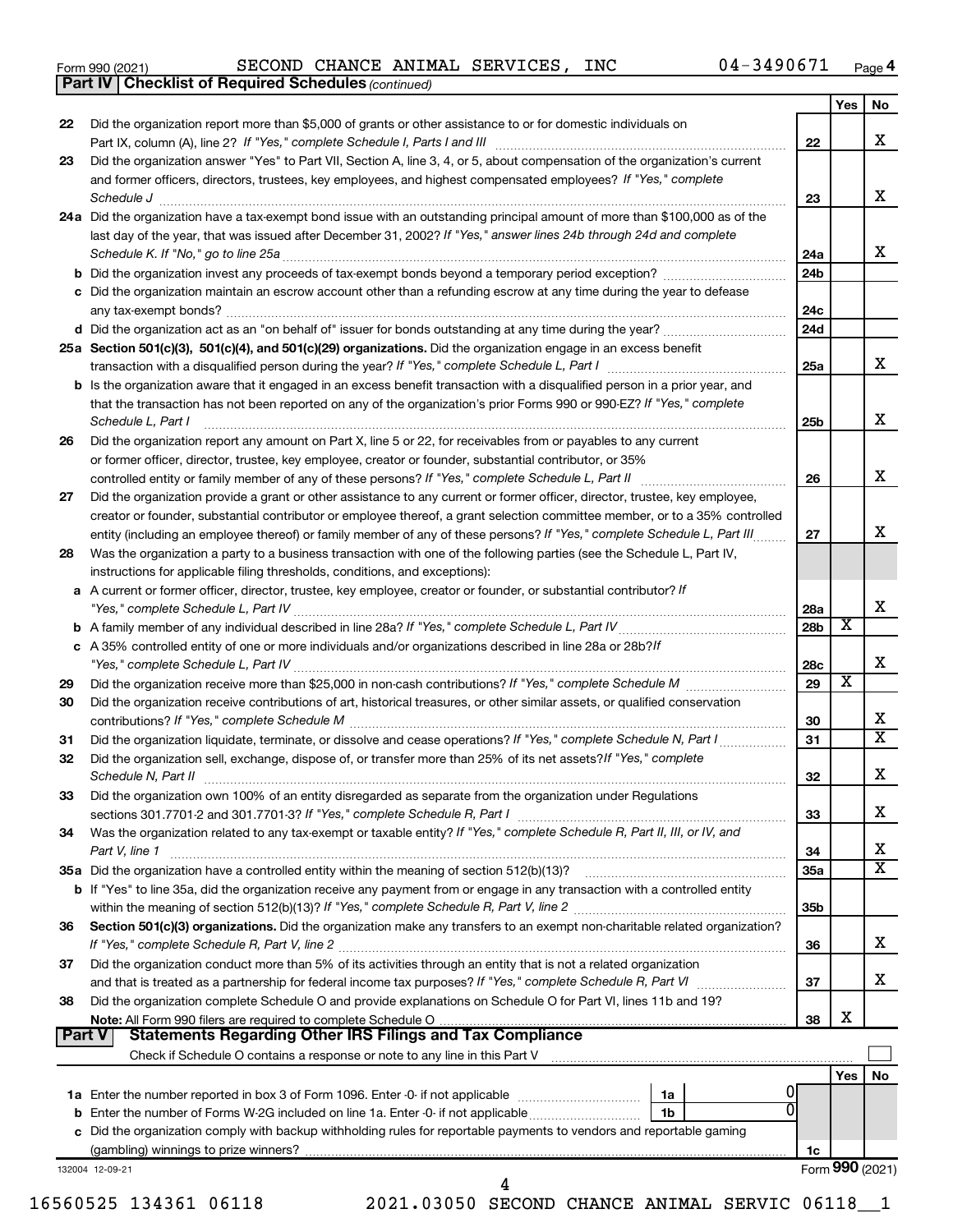Form 990 (2021) SECOND CHANCE ANIMAL SERVICES, INC 04-3490671 Page 4

**Part IV | Checklist of Required Schedules** *(continued)*

| | | | Yes | No |
|---|---|---|---|---|
| 22 | Did the organization report more than $5,000 of grants or other assistance to or for domestic individuals on Part IX, column (A), line 2? *If "Yes," complete Schedule I, Parts I and III* | 22 | | X |
| 23 | Did the organization answer "Yes" to Part VII, Section A, line 3, 4, or 5, about compensation of the organization's current and former officers, directors, trustees, key employees, and highest compensated employees? *If "Yes," complete Schedule J* | 23 | | X |
| 24a | Did the organization have a tax-exempt bond issue with an outstanding principal amount of more than $100,000 as of the last day of the year, that was issued after December 31, 2002? *If "Yes," answer lines 24b through 24d and complete Schedule K. If "No," go to line 25a* | 24a | | X |
| b | Did the organization invest any proceeds of tax-exempt bonds beyond a temporary period exception? | 24b | | |
| c | Did the organization maintain an escrow account other than a refunding escrow at any time during the year to defease any tax-exempt bonds? | 24c | | |
| d | Did the organization act as an "on behalf of" issuer for bonds outstanding at any time during the year? | 24d | | |
| 25a | **Section 501(c)(3), 501(c)(4), and 501(c)(29) organizations.** Did the organization engage in an excess benefit transaction with a disqualified person during the year? *If "Yes," complete Schedule L, Part I* | 25a | | X |
| b | Is the organization aware that it engaged in an excess benefit transaction with a disqualified person in a prior year, and that the transaction has not been reported on any of the organization's prior Forms 990 or 990-EZ? *If "Yes," complete Schedule L, Part I* | 25b | | X |
| 26 | Did the organization report any amount on Part X, line 5 or 22, for receivables from or payables to any current or former officer, director, trustee, key employee, creator or founder, substantial contributor, or 35% controlled entity or family member of any of these persons? *If "Yes," complete Schedule L, Part II* | 26 | | X |
| 27 | Did the organization provide a grant or other assistance to any current or former officer, director, trustee, key employee, creator or founder, substantial contributor or employee thereof, a grant selection committee member, or to a 35% controlled entity (including an employee thereof) or family member of any of these persons? *If "Yes," complete Schedule L, Part III* | 27 | | X |
| 28 | Was the organization a party to a business transaction with one of the following parties (see the Schedule L, Part IV, instructions for applicable filing thresholds, conditions, and exceptions): | | | |
| a | A current or former officer, director, trustee, key employee, creator or founder, or substantial contributor? *If "Yes," complete Schedule L, Part IV* | 28a | | X |
| b | A family member of any individual described in line 28a? *If "Yes," complete Schedule L, Part IV* | 28b | X | |
| c | A 35% controlled entity of one or more individuals and/or organizations described in line 28a or 28b? *If "Yes," complete Schedule L, Part IV* | 28c | | X |
| 29 | Did the organization receive more than $25,000 in non-cash contributions? *If "Yes," complete Schedule M* | 29 | X | |
| 30 | Did the organization receive contributions of art, historical treasures, or other similar assets, or qualified conservation contributions? *If "Yes," complete Schedule M* | 30 | | X |
| 31 | Did the organization liquidate, terminate, or dissolve and cease operations? *If "Yes," complete Schedule N, Part I* | 31 | | X |
| 32 | Did the organization sell, exchange, dispose of, or transfer more than 25% of its net assets? *If "Yes," complete Schedule N, Part II* | 32 | | X |
| 33 | Did the organization own 100% of an entity disregarded as separate from the organization under Regulations sections 301.7701-2 and 301.7701-3? *If "Yes," complete Schedule R, Part I* | 33 | | X |
| 34 | Was the organization related to any tax-exempt or taxable entity? *If "Yes," complete Schedule R, Part II, III, or IV, and Part V, line 1* | 34 | | X |
| 35a | Did the organization have a controlled entity within the meaning of section 512(b)(13)? | 35a | | X |
| b | If "Yes" to line 35a, did the organization receive any payment from or engage in any transaction with a controlled entity within the meaning of section 512(b)(13)? *If "Yes," complete Schedule R, Part V, line 2* | 35b | | |
| 36 | **Section 501(c)(3) organizations.** Did the organization make any transfers to an exempt non-charitable related organization? *If "Yes," complete Schedule R, Part V, line 2* | 36 | | X |
| 37 | Did the organization conduct more than 5% of its activities through an entity that is not a related organization and that is treated as a partnership for federal income tax purposes? *If "Yes," complete Schedule R, Part VI* | 37 | | X |
| 38 | Did the organization complete Schedule O and provide explanations on Schedule O for Part VI, lines 11b and 19? **Note:** All Form 990 filers are required to complete Schedule O | 38 | X | |

**Part V | Statements Regarding Other IRS Filings and Tax Compliance**

Check if Schedule O contains a response or note to any line in this Part V ☐

| | | | | | Yes | No |
|---|---|---|---|---|---|---|
| 1a | Enter the number reported in box 3 of Form 1096. Enter -0- if not applicable | 1a | 0 | | | |
| b | Enter the number of Forms W-2G included on line 1a. Enter -0- if not applicable | 1b | 0 | | | |
| c | Did the organization comply with backup withholding rules for reportable payments to vendors and reportable gaming (gambling) winnings to prize winners? | | | 1c | | |

132004 12-09-21 Form **990** (2021)

16560525 134361 06118 2021.03050 SECOND CHANCE ANIMAL SERVIC 06118__1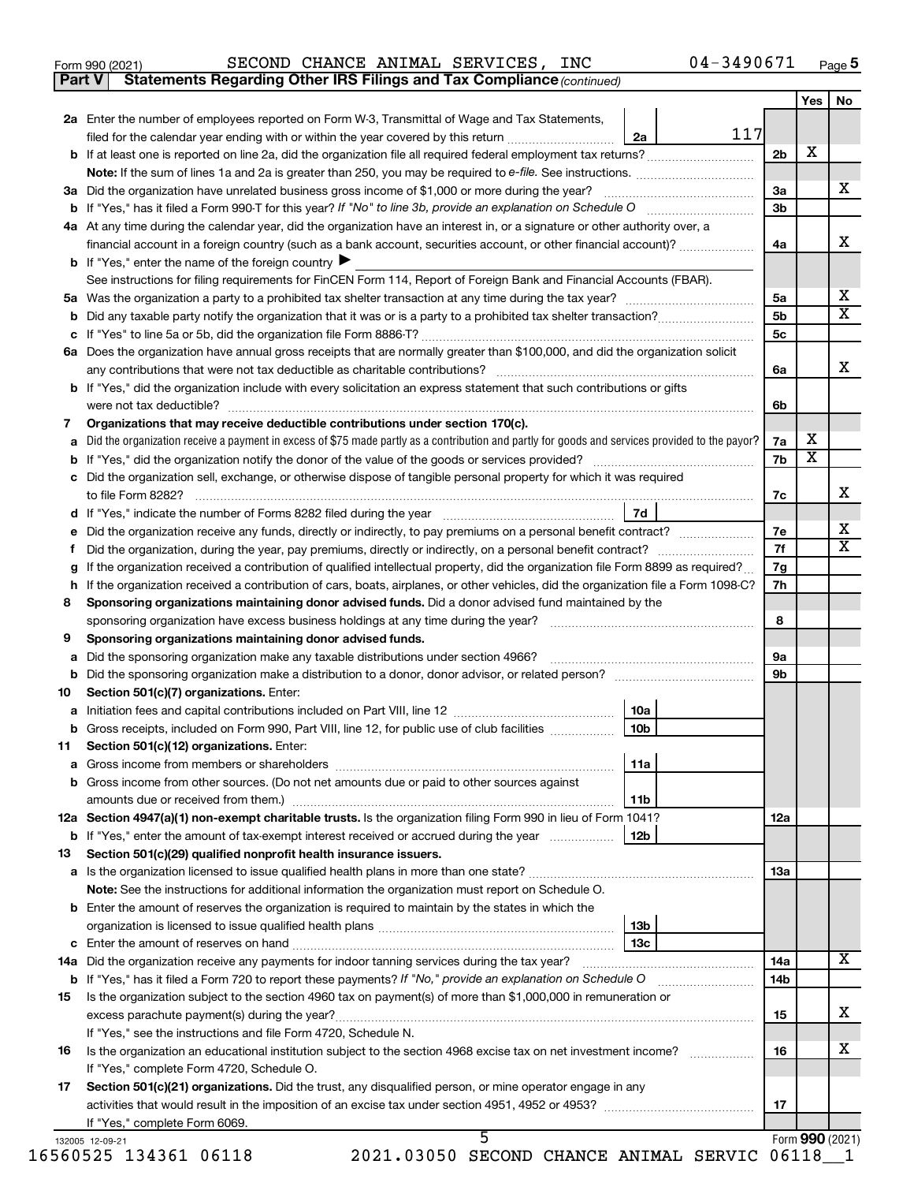Form 990 (2021) SECOND CHANCE ANIMAL SERVICES, INC 04-3490671 Page 5

**Part V Statements Regarding Other IRS Filings and Tax Compliance** *(continued)*

| | | | | Yes | No |
|---|---|---|---|---|---|
| **2a** | Enter the number of employees reported on Form W-3, Transmittal of Wage and Tax Statements, filed for the calendar year ending with or within the year covered by this return | 2a | 117 | | |
| **b** | If at least one is reported on line 2a, did the organization file all required federal employment tax returns? | | 2b | X | |
| | **Note:** If the sum of lines 1a and 2a is greater than 250, you may be required to *e-file.* See instructions. | | | | |
| **3a** | Did the organization have unrelated business gross income of $1,000 or more during the year? | | 3a | | X |
| **b** | If "Yes," has it filed a Form 990-T for this year? *If "No" to line 3b, provide an explanation on Schedule O* | | 3b | | |
| **4a** | At any time during the calendar year, did the organization have an interest in, or a signature or other authority over, a financial account in a foreign country (such as a bank account, securities account, or other financial account)? | | 4a | | X |
| **b** | If "Yes," enter the name of the foreign country ▶ | | | | |
| | See instructions for filing requirements for FinCEN Form 114, Report of Foreign Bank and Financial Accounts (FBAR). | | | | |
| **5a** | Was the organization a party to a prohibited tax shelter transaction at any time during the tax year? | | 5a | | X |
| **b** | Did any taxable party notify the organization that it was or is a party to a prohibited tax shelter transaction? | | 5b | | X |
| **c** | If "Yes" to line 5a or 5b, did the organization file Form 8886-T? | | 5c | | |
| **6a** | Does the organization have annual gross receipts that are normally greater than $100,000, and did the organization solicit any contributions that were not tax deductible as charitable contributions? | | 6a | | X |
| **b** | If "Yes," did the organization include with every solicitation an express statement that such contributions or gifts were not tax deductible? | | 6b | | |
| **7** | **Organizations that may receive deductible contributions under section 170(c).** | | | | |
| **a** | Did the organization receive a payment in excess of $75 made partly as a contribution and partly for goods and services provided to the payor? | | 7a | X | |
| **b** | If "Yes," did the organization notify the donor of the value of the goods or services provided? | | 7b | X | |
| **c** | Did the organization sell, exchange, or otherwise dispose of tangible personal property for which it was required to file Form 8282? | | 7c | | X |
| **d** | If "Yes," indicate the number of Forms 8282 filed during the year | 7d | | | |
| **e** | Did the organization receive any funds, directly or indirectly, to pay premiums on a personal benefit contract? | | 7e | | X |
| **f** | Did the organization, during the year, pay premiums, directly or indirectly, on a personal benefit contract? | | 7f | | X |
| **g** | If the organization received a contribution of qualified intellectual property, did the organization file Form 8899 as required? | | 7g | | |
| **h** | If the organization received a contribution of cars, boats, airplanes, or other vehicles, did the organization file a Form 1098-C? | | 7h | | |
| **8** | **Sponsoring organizations maintaining donor advised funds.** Did a donor advised fund maintained by the sponsoring organization have excess business holdings at any time during the year? | | 8 | | |
| **9** | **Sponsoring organizations maintaining donor advised funds.** | | | | |
| **a** | Did the sponsoring organization make any taxable distributions under section 4966? | | 9a | | |
| **b** | Did the sponsoring organization make a distribution to a donor, donor advisor, or related person? | | 9b | | |
| **10** | **Section 501(c)(7) organizations.** Enter: | | | | |
| **a** | Initiation fees and capital contributions included on Part VIII, line 12 | 10a | | | |
| **b** | Gross receipts, included on Form 990, Part VIII, line 12, for public use of club facilities | 10b | | | |
| **11** | **Section 501(c)(12) organizations.** Enter: | | | | |
| **a** | Gross income from members or shareholders | 11a | | | |
| **b** | Gross income from other sources. (Do not net amounts due or paid to other sources against amounts due or received from them.) | 11b | | | |
| **12a** | **Section 4947(a)(1) non-exempt charitable trusts.** Is the organization filing Form 990 in lieu of Form 1041? | | 12a | | |
| **b** | If "Yes," enter the amount of tax-exempt interest received or accrued during the year | 12b | | | |
| **13** | **Section 501(c)(29) qualified nonprofit health insurance issuers.** | | | | |
| **a** | Is the organization licensed to issue qualified health plans in more than one state? | | 13a | | |
| | **Note:** See the instructions for additional information the organization must report on Schedule O. | | | | |
| **b** | Enter the amount of reserves the organization is required to maintain by the states in which the organization is licensed to issue qualified health plans | 13b | | | |
| **c** | Enter the amount of reserves on hand | 13c | | | |
| **14a** | Did the organization receive any payments for indoor tanning services during the tax year? | | 14a | | X |
| **b** | If "Yes," has it filed a Form 720 to report these payments? *If "No," provide an explanation on Schedule O* | | 14b | | |
| **15** | Is the organization subject to the section 4960 tax on payment(s) of more than $1,000,000 in remuneration or excess parachute payment(s) during the year? | | 15 | | X |
| | If "Yes," see the instructions and file Form 4720, Schedule N. | | | | |
| **16** | Is the organization an educational institution subject to the section 4968 excise tax on net investment income? | | 16 | | X |
| | If "Yes," complete Form 4720, Schedule O. | | | | |
| **17** | **Section 501(c)(21) organizations.** Did the trust, any disqualified person, or mine operator engage in any activities that would result in the imposition of an excise tax under section 4951, 4952 or 4953? | | 17 | | |
| | If "Yes," complete Form 6069. | | | | |

132005 12-09-21 Form **990** (2021)

16560525 134361 06118 2021.03050 SECOND CHANCE ANIMAL SERVIC 06118__1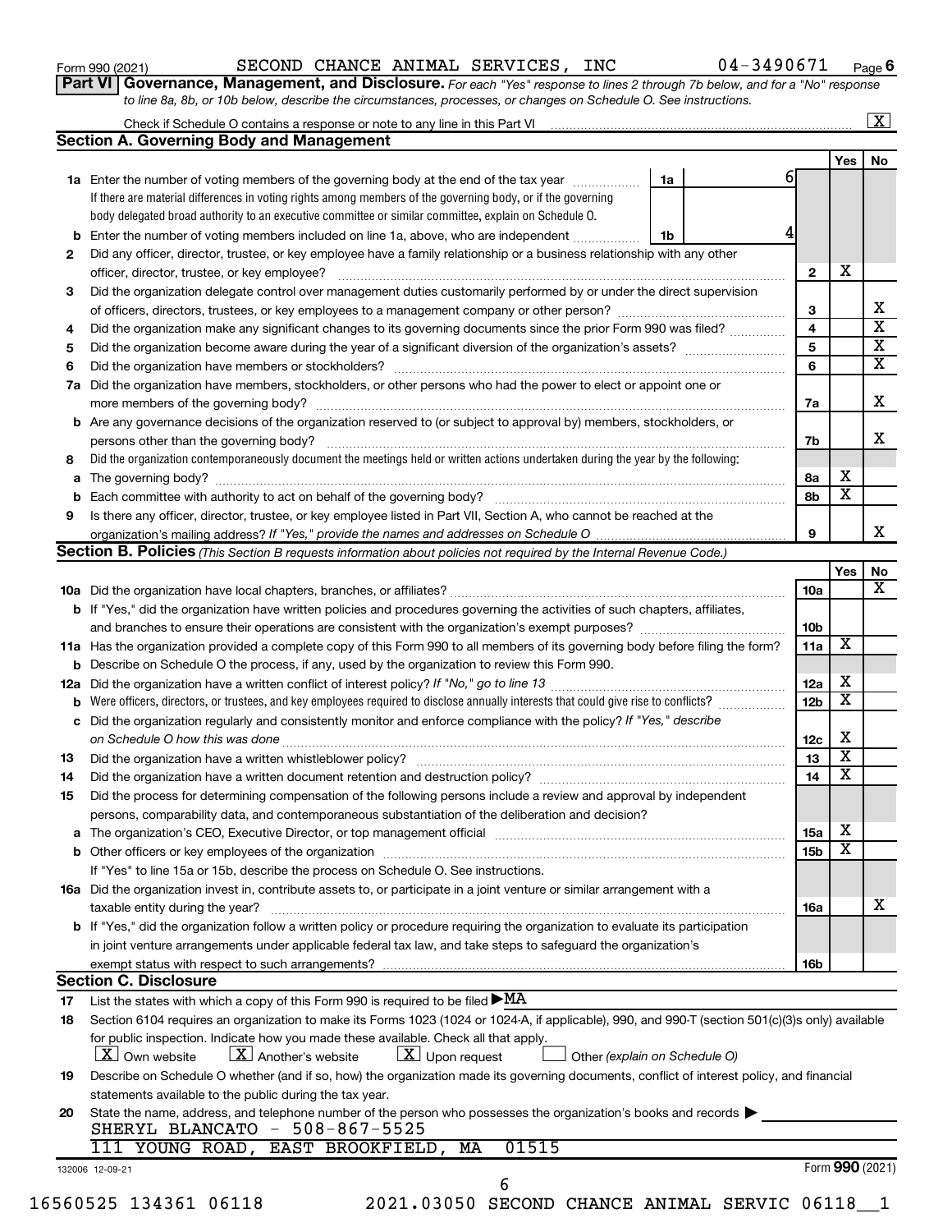Form 990 (2021) SECOND CHANCE ANIMAL SERVICES, INC 04-3490671 Page 6

**Part VI Governance, Management, and Disclosure.** *For each "Yes" response to lines 2 through 7b below, and for a "No" response to line 8a, 8b, or 10b below, describe the circumstances, processes, or changes on Schedule O. See instructions.*

Check if Schedule O contains a response or note to any line in this Part VI ... [X]

## Section A. Governing Body and Management

| | | | Yes | No |
|---|---|---|---|---|
| **1a** | Enter the number of voting members of the governing body at the end of the tax year ... 1a: 6. If there are material differences in voting rights among members of the governing body, or if the governing body delegated broad authority to an executive committee or similar committee, explain on Schedule O. | | | |
| **b** | Enter the number of voting members included on line 1a, above, who are independent ... 1b: 4 | | | |
| **2** | Did any officer, director, trustee, or key employee have a family relationship or a business relationship with any other officer, director, trustee, or key employee? | 2 | X | |
| **3** | Did the organization delegate control over management duties customarily performed by or under the direct supervision of officers, directors, trustees, or key employees to a management company or other person? | 3 | | X |
| **4** | Did the organization make any significant changes to its governing documents since the prior Form 990 was filed? | 4 | | X |
| **5** | Did the organization become aware during the year of a significant diversion of the organization's assets? | 5 | | X |
| **6** | Did the organization have members or stockholders? | 6 | | X |
| **7a** | Did the organization have members, stockholders, or other persons who had the power to elect or appoint one or more members of the governing body? | 7a | | X |
| **b** | Are any governance decisions of the organization reserved to (or subject to approval by) members, stockholders, or persons other than the governing body? | 7b | | X |
| **8** | Did the organization contemporaneously document the meetings held or written actions undertaken during the year by the following: | | | |
| **a** | The governing body? | 8a | X | |
| **b** | Each committee with authority to act on behalf of the governing body? | 8b | X | |
| **9** | Is there any officer, director, trustee, or key employee listed in Part VII, Section A, who cannot be reached at the organization's mailing address? *If "Yes," provide the names and addresses on Schedule O* | 9 | | X |

## Section B. Policies *(This Section B requests information about policies not required by the Internal Revenue Code.)*

| | | | Yes | No |
|---|---|---|---|---|
| **10a** | Did the organization have local chapters, branches, or affiliates? | 10a | | X |
| **b** | If "Yes," did the organization have written policies and procedures governing the activities of such chapters, affiliates, and branches to ensure their operations are consistent with the organization's exempt purposes? | 10b | | |
| **11a** | Has the organization provided a complete copy of this Form 990 to all members of its governing body before filing the form? | 11a | X | |
| **b** | Describe on Schedule O the process, if any, used by the organization to review this Form 990. | | | |
| **12a** | Did the organization have a written conflict of interest policy? *If "No," go to line 13* | 12a | X | |
| **b** | Were officers, directors, or trustees, and key employees required to disclose annually interests that could give rise to conflicts? | 12b | X | |
| **c** | Did the organization regularly and consistently monitor and enforce compliance with the policy? *If "Yes," describe on Schedule O how this was done* | 12c | X | |
| **13** | Did the organization have a written whistleblower policy? | 13 | X | |
| **14** | Did the organization have a written document retention and destruction policy? | 14 | X | |
| **15** | Did the process for determining compensation of the following persons include a review and approval by independent persons, comparability data, and contemporaneous substantiation of the deliberation and decision? | | | |
| **a** | The organization's CEO, Executive Director, or top management official | 15a | X | |
| **b** | Other officers or key employees of the organization | 15b | X | |
| | If "Yes" to line 15a or 15b, describe the process on Schedule O. See instructions. | | | |
| **16a** | Did the organization invest in, contribute assets to, or participate in a joint venture or similar arrangement with a taxable entity during the year? | 16a | | X |
| **b** | If "Yes," did the organization follow a written policy or procedure requiring the organization to evaluate its participation in joint venture arrangements under applicable federal tax law, and take steps to safeguard the organization's exempt status with respect to such arrangements? | 16b | | |

## Section C. Disclosure

**17** List the states with which a copy of this Form 990 is required to be filed ▶ MA

**18** Section 6104 requires an organization to make its Forms 1023 (1024 or 1024-A, if applicable), 990, and 990-T (section 501(c)(3)s only) available for public inspection. Indicate how you made these available. Check all that apply.

[X] Own website [X] Another's website [X] Upon request [ ] Other *(explain on Schedule O)*

**19** Describe on Schedule O whether (and if so, how) the organization made its governing documents, conflict of interest policy, and financial statements available to the public during the tax year.

**20** State the name, address, and telephone number of the person who possesses the organization's books and records ▶

SHERYL BLANCATO - 508-867-5525
111 YOUNG ROAD, EAST BROOKFIELD, MA 01515

132006 12-09-21 Form **990** (2021)

16560525 134361 06118 2021.03050 SECOND CHANCE ANIMAL SERVIC 06118__1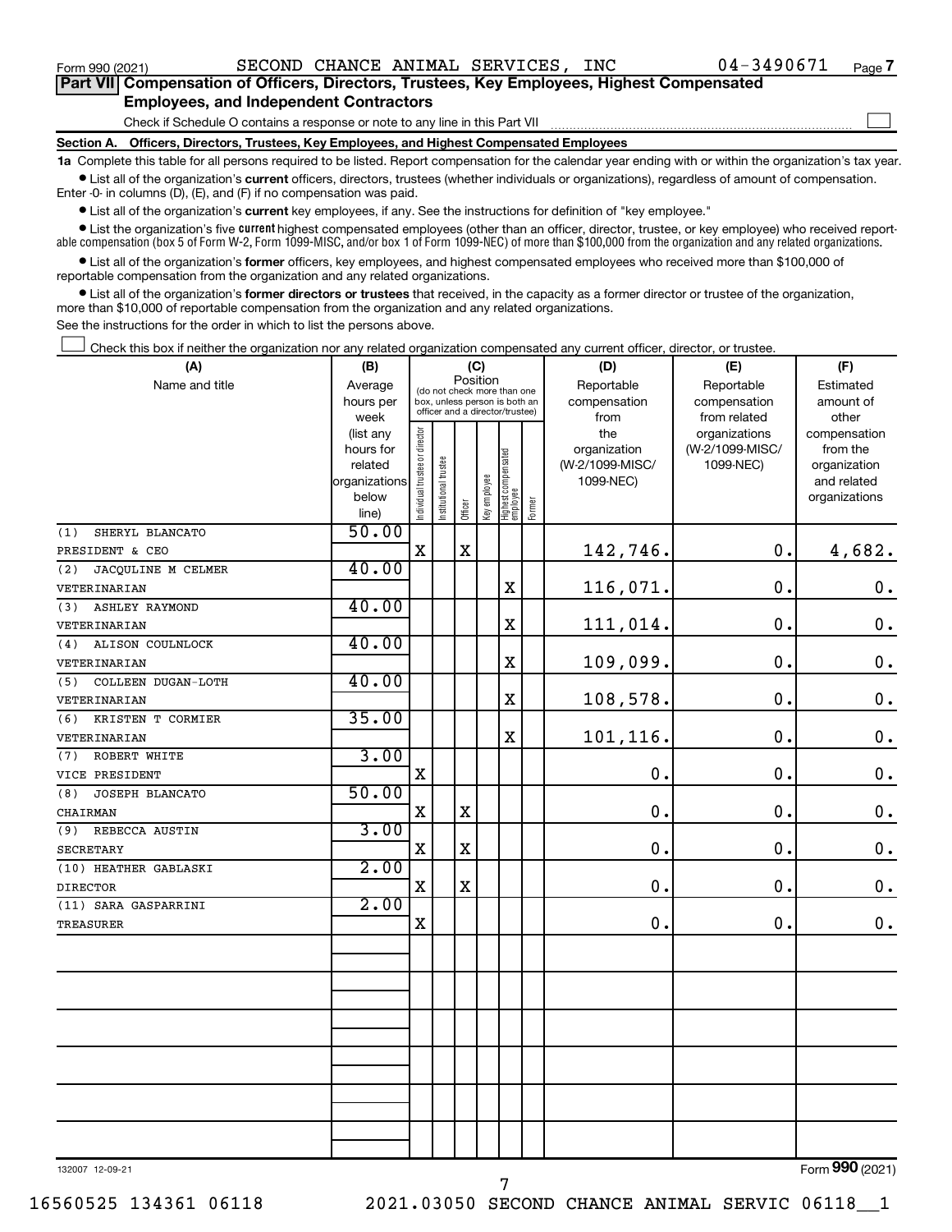Form 990 (2021) SECOND CHANCE ANIMAL SERVICES, INC 04-3490671

## Part VII Compensation of Officers, Directors, Trustees, Key Employees, Highest Compensated Employees, and Independent Contractors

Check if Schedule O contains a response or note to any line in this Part VII ☐

### Section A. Officers, Directors, Trustees, Key Employees, and Highest Compensated Employees

**1a** Complete this table for all persons required to be listed. Report compensation for the calendar year ending with or within the organization's tax year.

- List all of the organization's **current** officers, directors, trustees (whether individuals or organizations), regardless of amount of compensation. Enter -0- in columns (D), (E), and (F) if no compensation was paid.
- List all of the organization's **current** key employees, if any. See the instructions for definition of "key employee."
- List the organization's five **current** highest compensated employees (other than an officer, director, trustee, or key employee) who received reportable compensation (box 5 of Form W-2, Form 1099-MISC, and/or box 1 of Form 1099-NEC) of more than $100,000 from the organization and any related organizations.
- List all of the organization's **former** officers, key employees, and highest compensated employees who received more than $100,000 of reportable compensation from the organization and any related organizations.
- List all of the organization's **former directors or trustees** that received, in the capacity as a former director or trustee of the organization, more than $10,000 of reportable compensation from the organization and any related organizations.

See the instructions for the order in which to list the persons above.

☐ Check this box if neither the organization nor any related organization compensated any current officer, director, or trustee.

| (A) Name and title | (B) Average hours per week (list any hours for related organizations below line) | (C) Position (do not check more than one box, unless person is both an officer and a director/trustee) | | | | | | (D) Reportable compensation from the organization (W-2/1099-MISC/ 1099-NEC) | (E) Reportable compensation from related organizations (W-2/1099-MISC/ 1099-NEC) | (F) Estimated amount of other compensation from the organization and related organizations |
|---|---|---|---|---|---|---|---|---|---|---|
| | | Individual trustee or director | Institutional trustee | Officer | Key employee | Highest compensated employee | Former | | | |
| (1) SHERYL BLANCATO<br>PRESIDENT & CEO | 50.00 | X | | X | | | | 142,746. | 0. | 4,682. |
| (2) JACQULINE M CELMER<br>VETERINARIAN | 40.00 | | | | | X | | 116,071. | 0. | 0. |
| (3) ASHLEY RAYMOND<br>VETERINARIAN | 40.00 | | | | | X | | 111,014. | 0. | 0. |
| (4) ALISON COULNLOCK<br>VETERINARIAN | 40.00 | | | | | X | | 109,099. | 0. | 0. |
| (5) COLLEEN DUGAN-LOTH<br>VETERINARIAN | 40.00 | | | | | X | | 108,578. | 0. | 0. |
| (6) KRISTEN T CORMIER<br>VETERINARIAN | 35.00 | | | | | X | | 101,116. | 0. | 0. |
| (7) ROBERT WHITE<br>VICE PRESIDENT | 3.00 | X | | | | | | 0. | 0. | 0. |
| (8) JOSEPH BLANCATO<br>CHAIRMAN | 50.00 | X | | X | | | | 0. | 0. | 0. |
| (9) REBECCA AUSTIN<br>SECRETARY | 3.00 | X | | X | | | | 0. | 0. | 0. |
| (10) HEATHER GABLASKI<br>DIRECTOR | 2.00 | X | | X | | | | 0. | 0. | 0. |
| (11) SARA GASPARRINI<br>TREASURER | 2.00 | X | | | | | | 0. | 0. | 0. |

132007 12-09-21

Form **990** (2021)

16560525 134361 06118 2021.03050 SECOND CHANCE ANIMAL SERVIC 06118__1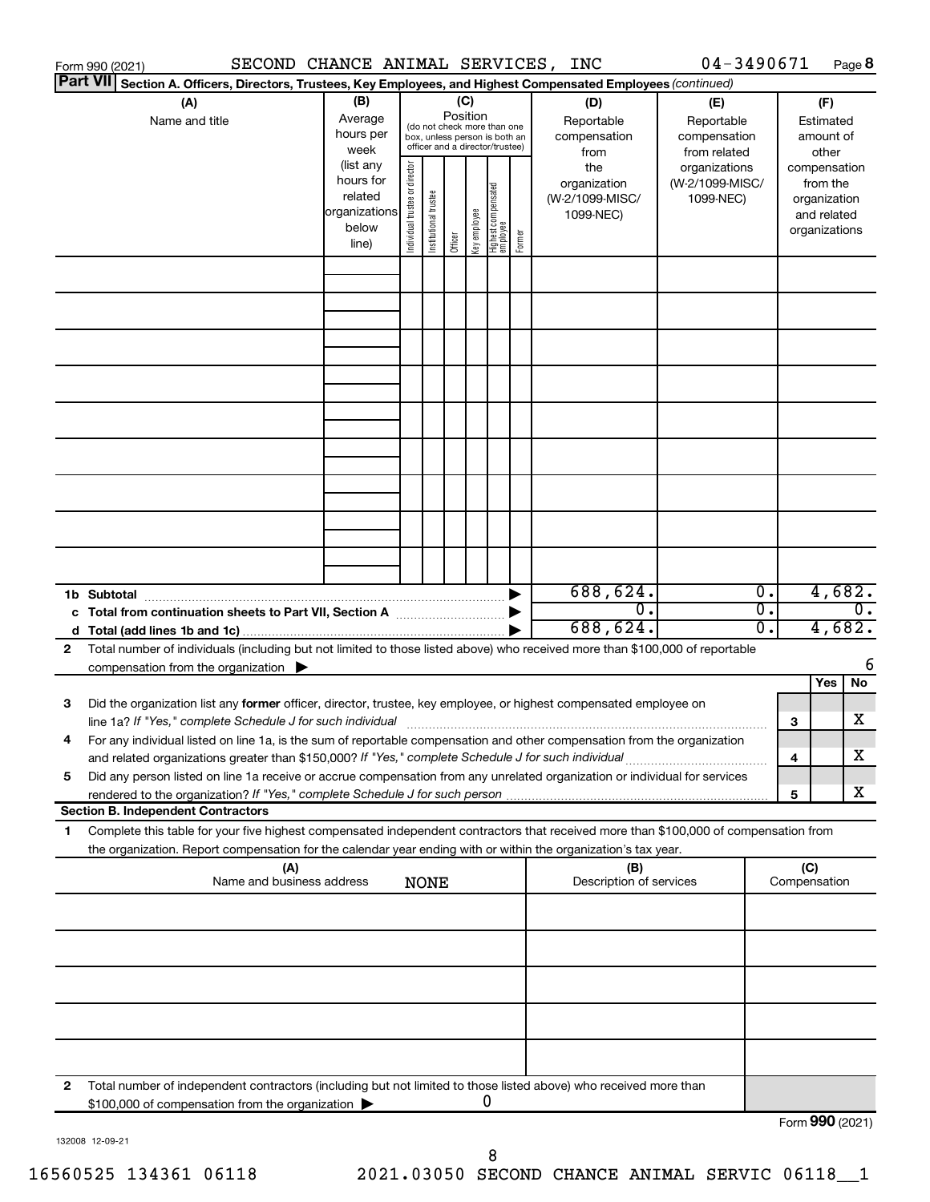Form 990 (2021) SECOND CHANCE ANIMAL SERVICES, INC 04-3490671 Page **8**

**Part VII** **Section A. Officers, Directors, Trustees, Key Employees, and Highest Compensated Employees** *(continued)*

| (A) Name and title | (B) Average hours per week (list any hours for related organizations below line) | (C) Position (do not check more than one box, unless person is both an officer and a director/trustee) Individual trustee or director | Institutional trustee | Officer | Key employee | Highest compensated employee | Former | (D) Reportable compensation from the organization (W-2/1099-MISC/ 1099-NEC) | (E) Reportable compensation from related organizations (W-2/1099-MISC/ 1099-NEC) | (F) Estimated amount of other compensation from the organization and related organizations |
|---|---|---|---|---|---|---|---|---|---|---|
| | | | | | | | | | | |
| | | | | | | | | | | |
| | | | | | | | | | | |
| | | | | | | | | | | |
| | | | | | | | | | | |
| | | | | | | | | | | |
| | | | | | | | | | | |
| | | | | | | | | | | |
| | | | | | | | | | | |
| **1b Subtotal** | | | | | | | | 688,624. | 0. | 4,682. |
| **c Total from continuation sheets to Part VII, Section A** | | | | | | | | 0. | 0. | 0. |
| **d Total (add lines 1b and 1c)** | | | | | | | | 688,624. | 0. | 4,682. |

**2** Total number of individuals (including but not limited to those listed above) who received more than $100,000 of reportable compensation from the organization ▶ 6

| | | | Yes | No |
|---|---|---|---|---|
| **3** | Did the organization list any **former** officer, director, trustee, key employee, or highest compensated employee on line 1a? *If "Yes," complete Schedule J for such individual* | 3 | | X |
| **4** | For any individual listed on line 1a, is the sum of reportable compensation and other compensation from the organization and related organizations greater than $150,000? *If "Yes," complete Schedule J for such individual* | 4 | | X |
| **5** | Did any person listed on line 1a receive or accrue compensation from any unrelated organization or individual for services rendered to the organization? *If "Yes," complete Schedule J for such person* | 5 | | X |

**Section B. Independent Contractors**

**1** Complete this table for your five highest compensated independent contractors that received more than $100,000 of compensation from the organization. Report compensation for the calendar year ending with or within the organization's tax year.

| (A) Name and business address | (B) Description of services | (C) Compensation |
|---|---|---|
| NONE | | |
| | | |
| | | |
| | | |
| | | |

**2** Total number of independent contractors (including but not limited to those listed above) who received more than $100,000 of compensation from the organization ▶ 0

Form **990** (2021)

132008 12-09-21

16560525 134361 06118 2021.03050 SECOND CHANCE ANIMAL SERVIC 06118__1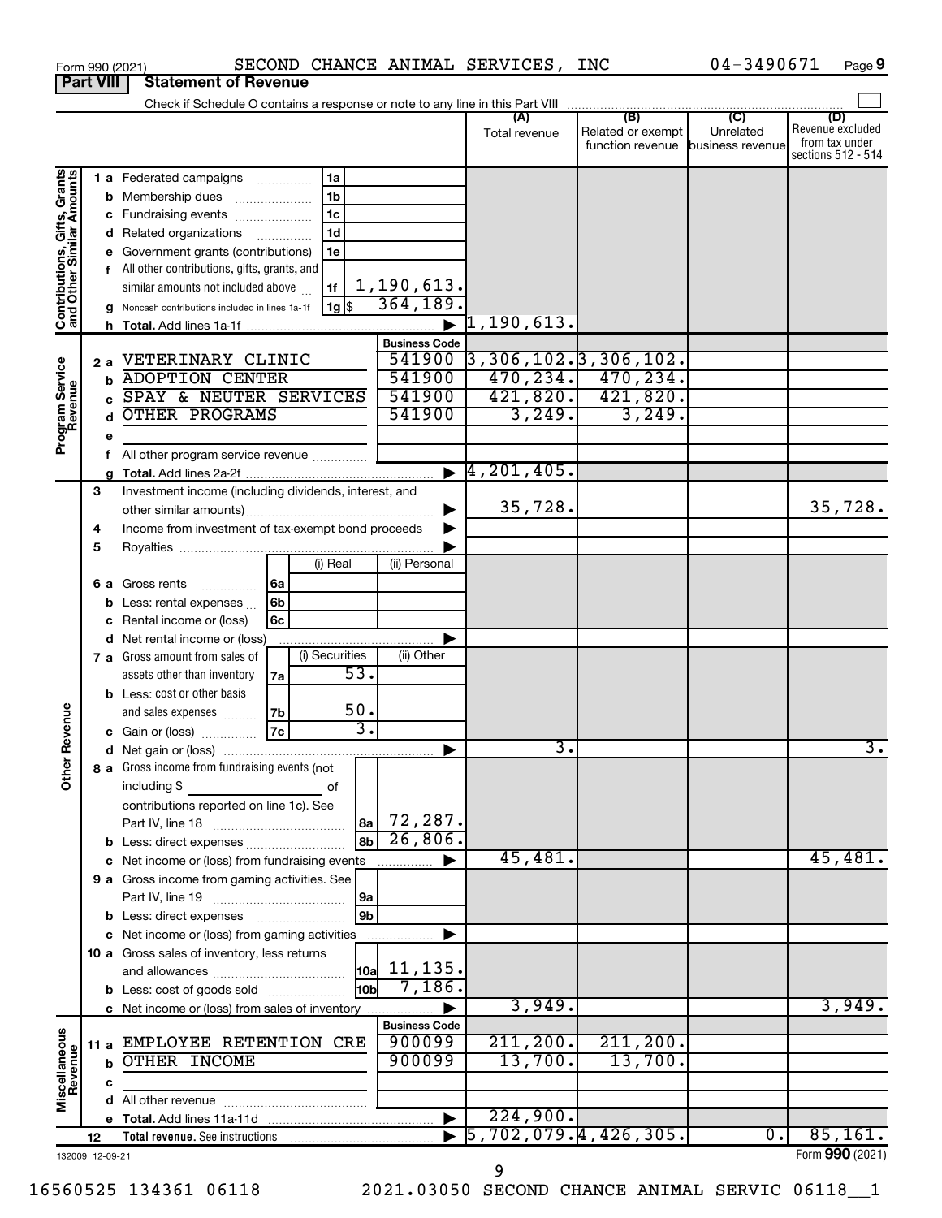Form 990 (2021) SECOND CHANCE ANIMAL SERVICES, INC 04-3490671 Page 9

**Part VIII Statement of Revenue**

Check if Schedule O contains a response or note to any line in this Part VIII

| | | | | (A) Total revenue | (B) Related or exempt function revenue | (C) Unrelated business revenue | (D) Revenue excluded from tax under sections 512 - 514 |
|---|---|---|---|---|---|---|---|
| **Contributions, Gifts, Grants and Other Similar Amounts** | 1 a Federated campaigns | 1a | | | | | |
| | b Membership dues | 1b | | | | | |
| | c Fundraising events | 1c | | | | | |
| | d Related organizations | 1d | | | | | |
| | e Government grants (contributions) | 1e | | | | | |
| | f All other contributions, gifts, grants, and similar amounts not included above | 1f | 1,190,613. | | | | |
| | g Noncash contributions included in lines 1a-1f | 1g $ | 364,189. | | | | |
| | h Total. Add lines 1a-1f | | | 1,190,613. | | | |
| **Program Service Revenue** | | | **Business Code** | | | | |
| | 2 a VETERINARY CLINIC | | 541900 | 3,306,102. | 3,306,102. | | |
| | b ADOPTION CENTER | | 541900 | 470,234. | 470,234. | | |
| | c SPAY & NEUTER SERVICES | | 541900 | 421,820. | 421,820. | | |
| | d OTHER PROGRAMS | | 541900 | 3,249. | 3,249. | | |
| | e | | | | | | |
| | f All other program service revenue | | | | | | |
| | g Total. Add lines 2a-2f | | | 4,201,405. | | | |
| **Other Revenue** | 3 Investment income (including dividends, interest, and other similar amounts) | | | 35,728. | | | 35,728. |
| | 4 Income from investment of tax-exempt bond proceeds | | | | | | |
| | 5 Royalties | | | | | | |
| | | (i) Real | (ii) Personal | | | | |
| | 6 a Gross rents 6a | | | | | | |
| | b Less: rental expenses 6b | | | | | | |
| | c Rental income or (loss) 6c | | | | | | |
| | d Net rental income or (loss) | | | | | | |
| | | (i) Securities | (ii) Other | | | | |
| | 7 a Gross amount from sales of assets other than inventory 7a | 53. | | | | | |
| | b Less: cost or other basis and sales expenses 7b | 50. | | | | | |
| | c Gain or (loss) 7c | 3. | | | | | |
| | d Net gain or (loss) | | | 3. | | | 3. |
| | 8 a Gross income from fundraising events (not including $ of contributions reported on line 1c). See Part IV, line 18 | 8a | 72,287. | | | | |
| | b Less: direct expenses | 8b | 26,806. | | | | |
| | c Net income or (loss) from fundraising events | | | 45,481. | | | 45,481. |
| | 9 a Gross income from gaming activities. See Part IV, line 19 | 9a | | | | | |
| | b Less: direct expenses | 9b | | | | | |
| | c Net income or (loss) from gaming activities | | | | | | |
| | 10 a Gross sales of inventory, less returns and allowances | 10a | 11,135. | | | | |
| | b Less: cost of goods sold | 10b | 7,186. | | | | |
| | c Net income or (loss) from sales of inventory | | | 3,949. | | | 3,949. |
| **Miscellaneous Revenue** | | | **Business Code** | | | | |
| | 11 a EMPLOYEE RETENTION CRE | | 900099 | 211,200. | 211,200. | | |
| | b OTHER INCOME | | 900099 | 13,700. | 13,700. | | |
| | c | | | | | | |
| | d All other revenue | | | | | | |
| | e Total. Add lines 11a-11d | | | 224,900. | | | |
| | 12 Total revenue. See instructions | | | 5,702,079. | 4,426,305. | 0. | 85,161. |

132009 12-09-21 Form **990** (2021)

16560525 134361 06118 2021.03050 SECOND CHANCE ANIMAL SERVIC 06118__1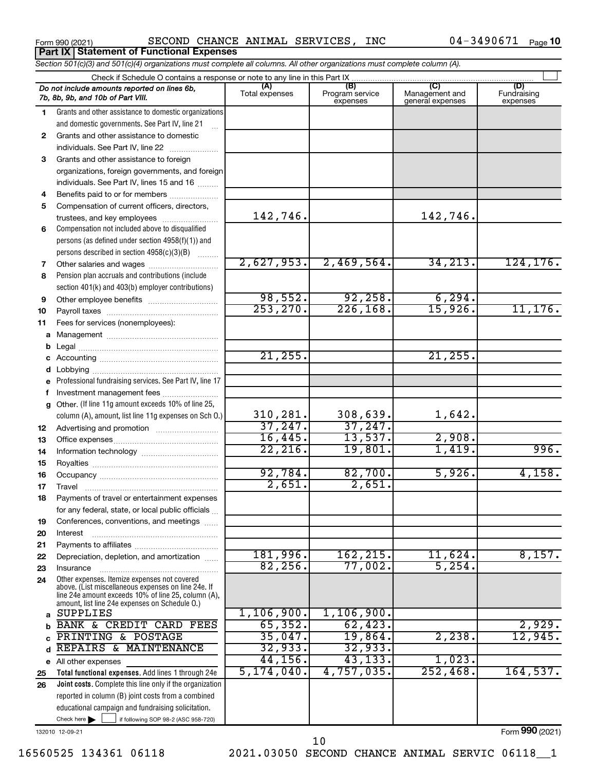Form 990 (2021) SECOND CHANCE ANIMAL SERVICES, INC 04-3490671 Page **10**

## Part IX Statement of Functional Expenses

*Section 501(c)(3) and 501(c)(4) organizations must complete all columns. All other organizations must complete column (A).*

Check if Schedule O contains a response or note to any line in this Part IX

| | *Do not include amounts reported on lines 6b, 7b, 8b, 9b, and 10b of Part VIII.* | (A) Total expenses | (B) Program service expenses | (C) Management and general expenses | (D) Fundraising expenses |
|---|---|---|---|---|---|
| 1 | Grants and other assistance to domestic organizations and domestic governments. See Part IV, line 21 | | | | |
| 2 | Grants and other assistance to domestic individuals. See Part IV, line 22 | | | | |
| 3 | Grants and other assistance to foreign organizations, foreign governments, and foreign individuals. See Part IV, lines 15 and 16 | | | | |
| 4 | Benefits paid to or for members | | | | |
| 5 | Compensation of current officers, directors, trustees, and key employees | 142,746. | | 142,746. | |
| 6 | Compensation not included above to disqualified persons (as defined under section 4958(f)(1)) and persons described in section 4958(c)(3)(B) | | | | |
| 7 | Other salaries and wages | 2,627,953. | 2,469,564. | 34,213. | 124,176. |
| 8 | Pension plan accruals and contributions (include section 401(k) and 403(b) employer contributions) | | | | |
| 9 | Other employee benefits | 98,552. | 92,258. | 6,294. | |
| 10 | Payroll taxes | 253,270. | 226,168. | 15,926. | 11,176. |
| 11 | Fees for services (nonemployees): | | | | |
| a | Management | | | | |
| b | Legal | | | | |
| c | Accounting | 21,255. | | 21,255. | |
| d | Lobbying | | | | |
| e | Professional fundraising services. See Part IV, line 17 | | | | |
| f | Investment management fees | | | | |
| g | Other. (If line 11g amount exceeds 10% of line 25, column (A), amount, list line 11g expenses on Sch O.) | 310,281. | 308,639. | 1,642. | |
| 12 | Advertising and promotion | 37,247. | 37,247. | | |
| 13 | Office expenses | 16,445. | 13,537. | 2,908. | |
| 14 | Information technology | 22,216. | 19,801. | 1,419. | 996. |
| 15 | Royalties | | | | |
| 16 | Occupancy | 92,784. | 82,700. | 5,926. | 4,158. |
| 17 | Travel | 2,651. | 2,651. | | |
| 18 | Payments of travel or entertainment expenses for any federal, state, or local public officials | | | | |
| 19 | Conferences, conventions, and meetings | | | | |
| 20 | Interest | | | | |
| 21 | Payments to affiliates | | | | |
| 22 | Depreciation, depletion, and amortization | 181,996. | 162,215. | 11,624. | 8,157. |
| 23 | Insurance | 82,256. | 77,002. | 5,254. | |
| 24 | Other expenses. Itemize expenses not covered above. (List miscellaneous expenses on line 24e. If line 24e amount exceeds 10% of line 25, column (A), amount, list line 24e expenses on Schedule O.) | | | | |
| a | SUPPLIES | 1,106,900. | 1,106,900. | | |
| b | BANK & CREDIT CARD FEES | 65,352. | 62,423. | | 2,929. |
| c | PRINTING & POSTAGE | 35,047. | 19,864. | 2,238. | 12,945. |
| d | REPAIRS & MAINTENANCE | 32,933. | 32,933. | | |
| e | All other expenses | 44,156. | 43,133. | 1,023. | |
| 25 | **Total functional expenses.** Add lines 1 through 24e | 5,174,040. | 4,757,035. | 252,468. | 164,537. |
| 26 | **Joint costs.** Complete this line only if the organization reported in column (B) joint costs from a combined educational campaign and fundraising solicitation. Check here ☐ if following SOP 98-2 (ASC 958-720) | | | | |

132010 12-09-21

Form **990** (2021)

16560525 134361 06118 2021.03050 SECOND CHANCE ANIMAL SERVIC 06118__1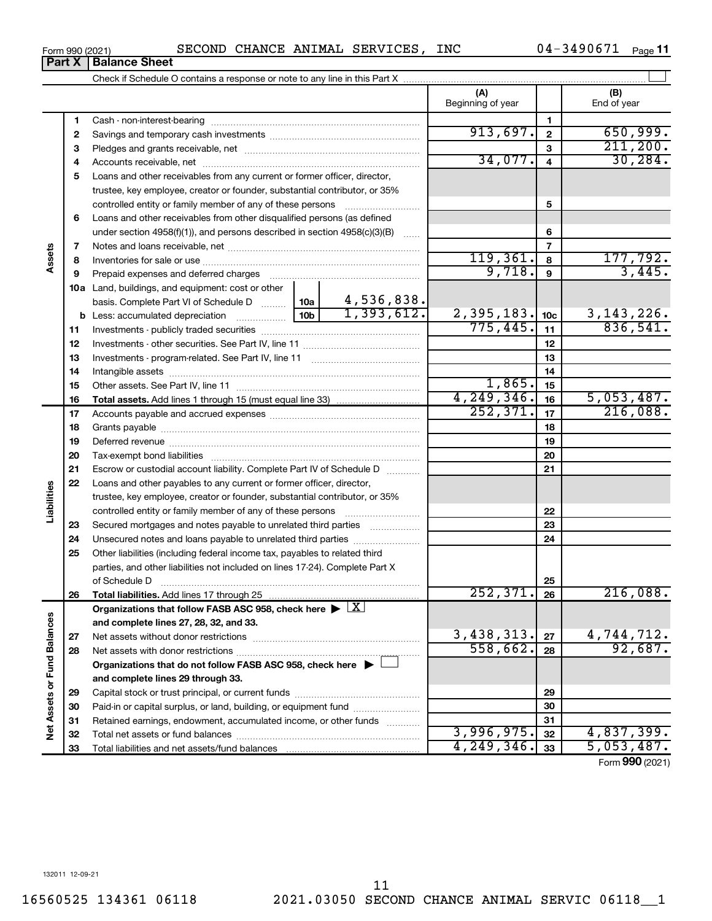Form 990 (2021) SECOND CHANCE ANIMAL SERVICES, INC 04-3490671

## Part X Balance Sheet

Check if Schedule O contains a response or note to any line in this Part X

| Section | Line | Description | | | (A) Beginning of year | | (B) End of year |
|---|---|---|---|---|---|---|---|
| Assets | 1 | Cash - non-interest-bearing | | | | 1 | |
| | 2 | Savings and temporary cash investments | | | 913,697. | 2 | 650,999. |
| | 3 | Pledges and grants receivable, net | | | | 3 | 211,200. |
| | 4 | Accounts receivable, net | | | 34,077. | 4 | 30,284. |
| | 5 | Loans and other receivables from any current or former officer, director, trustee, key employee, creator or founder, substantial contributor, or 35% controlled entity or family member of any of these persons | | | | 5 | |
| | 6 | Loans and other receivables from other disqualified persons (as defined under section 4958(f)(1)), and persons described in section 4958(c)(3)(B) | | | | 6 | |
| | 7 | Notes and loans receivable, net | | | | 7 | |
| | 8 | Inventories for sale or use | | | 119,361. | 8 | 177,792. |
| | 9 | Prepaid expenses and deferred charges | | | 9,718. | 9 | 3,445. |
| | 10a | Land, buildings, and equipment: cost or other basis. Complete Part VI of Schedule D | 10a | 4,536,838. | | | |
| | b | Less: accumulated depreciation | 10b | 1,393,612. | 2,395,183. | 10c | 3,143,226. |
| | 11 | Investments - publicly traded securities | | | 775,445. | 11 | 836,541. |
| | 12 | Investments - other securities. See Part IV, line 11 | | | | 12 | |
| | 13 | Investments - program-related. See Part IV, line 11 | | | | 13 | |
| | 14 | Intangible assets | | | | 14 | |
| | 15 | Other assets. See Part IV, line 11 | | | 1,865. | 15 | |
| | 16 | **Total assets.** Add lines 1 through 15 (must equal line 33) | | | 4,249,346. | 16 | 5,053,487. |
| Liabilities | 17 | Accounts payable and accrued expenses | | | 252,371. | 17 | 216,088. |
| | 18 | Grants payable | | | | 18 | |
| | 19 | Deferred revenue | | | | 19 | |
| | 20 | Tax-exempt bond liabilities | | | | 20 | |
| | 21 | Escrow or custodial account liability. Complete Part IV of Schedule D | | | | 21 | |
| | 22 | Loans and other payables to any current or former officer, director, trustee, key employee, creator or founder, substantial contributor, or 35% controlled entity or family member of any of these persons | | | | 22 | |
| | 23 | Secured mortgages and notes payable to unrelated third parties | | | | 23 | |
| | 24 | Unsecured notes and loans payable to unrelated third parties | | | | 24 | |
| | 25 | Other liabilities (including federal income tax, payables to related third parties, and other liabilities not included on lines 17-24). Complete Part X of Schedule D | | | | 25 | |
| | 26 | **Total liabilities.** Add lines 17 through 25 | | | 252,371. | 26 | 216,088. |
| Net Assets or Fund Balances | | **Organizations that follow FASB ASC 958, check here** ▶ [X] **and complete lines 27, 28, 32, and 33.** | | | | | |
| | 27 | Net assets without donor restrictions | | | 3,438,313. | 27 | 4,744,712. |
| | 28 | Net assets with donor restrictions | | | 558,662. | 28 | 92,687. |
| | | **Organizations that do not follow FASB ASC 958, check here** ▶ [ ] **and complete lines 29 through 33.** | | | | | |
| | 29 | Capital stock or trust principal, or current funds | | | | 29 | |
| | 30 | Paid-in or capital surplus, or land, building, or equipment fund | | | | 30 | |
| | 31 | Retained earnings, endowment, accumulated income, or other funds | | | | 31 | |
| | 32 | Total net assets or fund balances | | | 3,996,975. | 32 | 4,837,399. |
| | 33 | Total liabilities and net assets/fund balances | | | 4,249,346. | 33 | 5,053,487. |

Form **990** (2021)

132011 12-09-21

16560525 134361 06118 2021.03050 SECOND CHANCE ANIMAL SERVIC 06118__1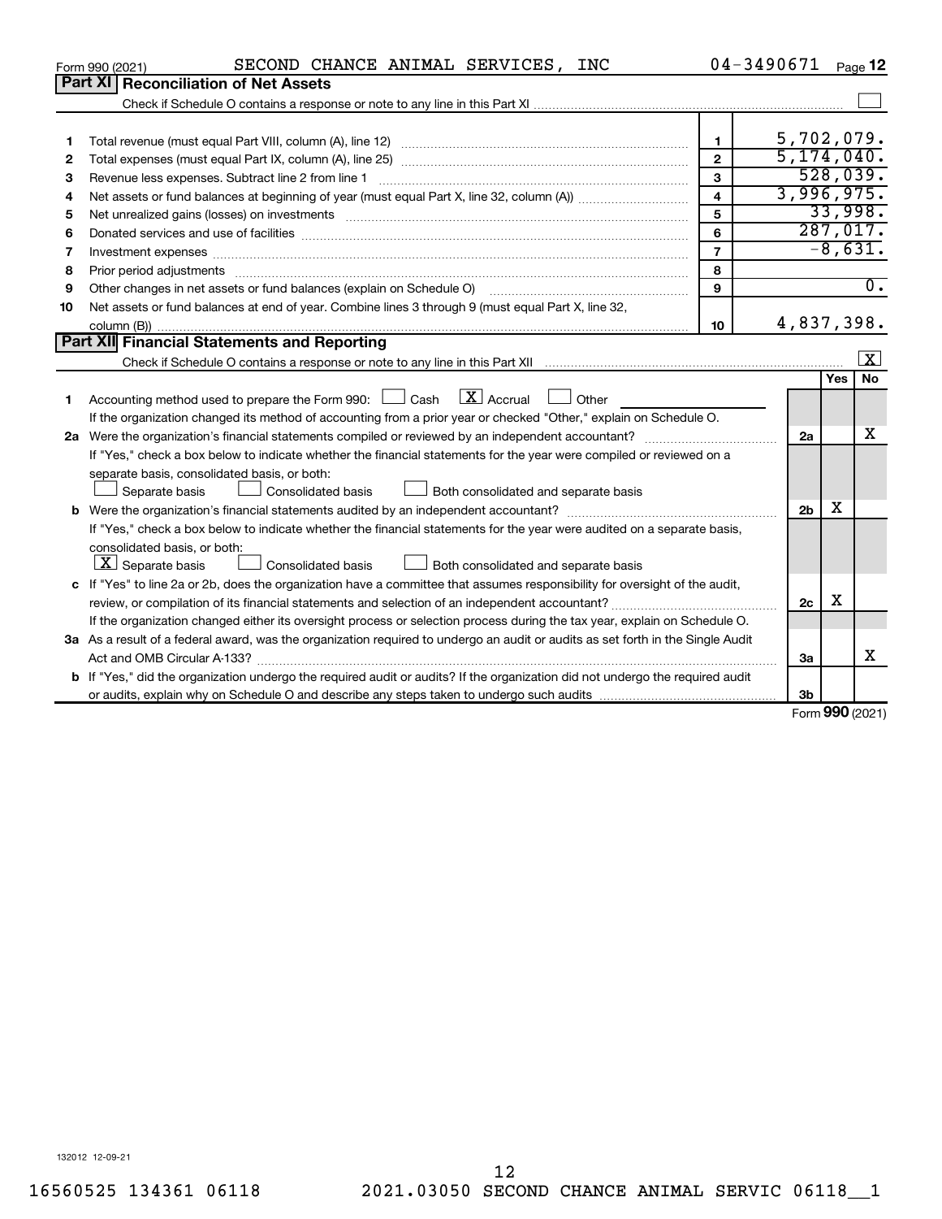Form 990 (2021) SECOND CHANCE ANIMAL SERVICES, INC 04-3490671 Page **12**

## Part XI Reconciliation of Net Assets

Check if Schedule O contains a response or note to any line in this Part XI ☐

| | | | |
|---|---|---|---|
| 1 | Total revenue (must equal Part VIII, column (A), line 12) | 1 | 5,702,079. |
| 2 | Total expenses (must equal Part IX, column (A), line 25) | 2 | 5,174,040. |
| 3 | Revenue less expenses. Subtract line 2 from line 1 | 3 | 528,039. |
| 4 | Net assets or fund balances at beginning of year (must equal Part X, line 32, column (A)) | 4 | 3,996,975. |
| 5 | Net unrealized gains (losses) on investments | 5 | 33,998. |
| 6 | Donated services and use of facilities | 6 | 287,017. |
| 7 | Investment expenses | 7 | -8,631. |
| 8 | Prior period adjustments | 8 | |
| 9 | Other changes in net assets or fund balances (explain on Schedule O) | 9 | 0. |
| 10 | Net assets or fund balances at end of year. Combine lines 3 through 9 (must equal Part X, line 32, column (B)) | 10 | 4,837,398. |

## Part XII Financial Statements and Reporting

Check if Schedule O contains a response or note to any line in this Part XII ☒

| | | | Yes | No |
|---|---|---|---|---|
| 1 | Accounting method used to prepare the Form 990: ☐ Cash ☒ Accrual ☐ Other<br>If the organization changed its method of accounting from a prior year or checked "Other," explain on Schedule O. | | | |
| 2a | Were the organization's financial statements compiled or reviewed by an independent accountant? | 2a | | X |
| | If "Yes," check a box below to indicate whether the financial statements for the year were compiled or reviewed on a separate basis, consolidated basis, or both:<br>☐ Separate basis ☐ Consolidated basis ☐ Both consolidated and separate basis | | | |
| b | Were the organization's financial statements audited by an independent accountant? | 2b | X | |
| | If "Yes," check a box below to indicate whether the financial statements for the year were audited on a separate basis, consolidated basis, or both:<br>☒ Separate basis ☐ Consolidated basis ☐ Both consolidated and separate basis | | | |
| c | If "Yes" to line 2a or 2b, does the organization have a committee that assumes responsibility for oversight of the audit, review, or compilation of its financial statements and selection of an independent accountant? | 2c | X | |
| | If the organization changed either its oversight process or selection process during the tax year, explain on Schedule O. | | | |
| 3a | As a result of a federal award, was the organization required to undergo an audit or audits as set forth in the Single Audit Act and OMB Circular A-133? | 3a | | X |
| b | If "Yes," did the organization undergo the required audit or audits? If the organization did not undergo the required audit or audits, explain why on Schedule O and describe any steps taken to undergo such audits | 3b | | |

Form **990** (2021)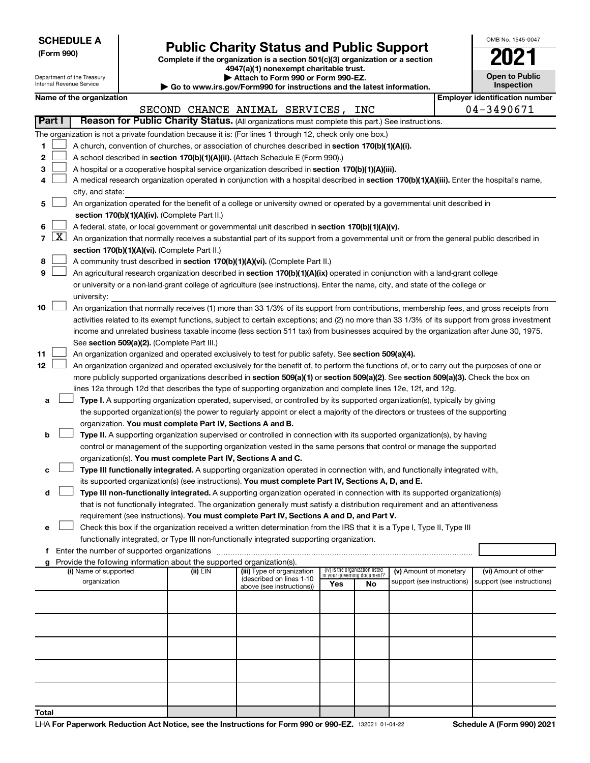**SCHEDULE A**
**(Form 990)**

Department of the Treasury
Internal Revenue Service

# Public Charity Status and Public Support

**Complete if the organization is a section 501(c)(3) organization or a section 4947(a)(1) nonexempt charitable trust.**
**▶ Attach to Form 990 or Form 990-EZ.**
**▶ Go to www.irs.gov/Form990 for instructions and the latest information.**

OMB No. 1545-0047

**2021**

**Open to Public Inspection**

**Name of the organization**
SECOND CHANCE ANIMAL SERVICES, INC

**Employer identification number**
04-3490671

**Part I** **Reason for Public Charity Status.** (All organizations must complete this part.) See instructions.

The organization is not a private foundation because it is: (For lines 1 through 12, check only one box.)

1 [ ] A church, convention of churches, or association of churches described in **section 170(b)(1)(A)(i).**

2 [ ] A school described in **section 170(b)(1)(A)(ii).** (Attach Schedule E (Form 990).)

3 [ ] A hospital or a cooperative hospital service organization described in **section 170(b)(1)(A)(iii).**

4 [ ] A medical research organization operated in conjunction with a hospital described in **section 170(b)(1)(A)(iii).** Enter the hospital's name, city, and state:

5 [ ] An organization operated for the benefit of a college or university owned or operated by a governmental unit described in **section 170(b)(1)(A)(iv).** (Complete Part II.)

6 [ ] A federal, state, or local government or governmental unit described in **section 170(b)(1)(A)(v).**

7 [X] An organization that normally receives a substantial part of its support from a governmental unit or from the general public described in **section 170(b)(1)(A)(vi).** (Complete Part II.)

8 [ ] A community trust described in **section 170(b)(1)(A)(vi).** (Complete Part II.)

9 [ ] An agricultural research organization described in **section 170(b)(1)(A)(ix)** operated in conjunction with a land-grant college or university or a non-land-grant college of agriculture (see instructions). Enter the name, city, and state of the college or university:

10 [ ] An organization that normally receives (1) more than 33 1/3% of its support from contributions, membership fees, and gross receipts from activities related to its exempt functions, subject to certain exceptions; and (2) no more than 33 1/3% of its support from gross investment income and unrelated business taxable income (less section 511 tax) from businesses acquired by the organization after June 30, 1975. See **section 509(a)(2).** (Complete Part III.)

11 [ ] An organization organized and operated exclusively to test for public safety. See **section 509(a)(4).**

12 [ ] An organization organized and operated exclusively for the benefit of, to perform the functions of, or to carry out the purposes of one or more publicly supported organizations described in **section 509(a)(1)** or **section 509(a)(2).** See **section 509(a)(3).** Check the box on lines 12a through 12d that describes the type of supporting organization and complete lines 12e, 12f, and 12g.

a [ ] **Type I.** A supporting organization operated, supervised, or controlled by its supported organization(s), typically by giving the supported organization(s) the power to regularly appoint or elect a majority of the directors or trustees of the supporting organization. **You must complete Part IV, Sections A and B.**

b [ ] **Type II.** A supporting organization supervised or controlled in connection with its supported organization(s), by having control or management of the supporting organization vested in the same persons that control or manage the supported organization(s). **You must complete Part IV, Sections A and C.**

c [ ] **Type III functionally integrated.** A supporting organization operated in connection with, and functionally integrated with, its supported organization(s) (see instructions). **You must complete Part IV, Sections A, D, and E.**

d [ ] **Type III non-functionally integrated.** A supporting organization operated in connection with its supported organization(s) that is not functionally integrated. The organization generally must satisfy a distribution requirement and an attentiveness requirement (see instructions). **You must complete Part IV, Sections A and D, and Part V.**

e [ ] Check this box if the organization received a written determination from the IRS that it is a Type I, Type II, Type III functionally integrated, or Type III non-functionally integrated supporting organization.

f Enter the number of supported organizations

g Provide the following information about the supported organization(s).

| (i) Name of supported organization | (ii) EIN | (iii) Type of organization (described on lines 1-10 above (see instructions)) | (iv) Is the organization listed in your governing document? Yes | No | (v) Amount of monetary support (see instructions) | (vi) Amount of other support (see instructions) |
|---|---|---|---|---|---|---|
| | | | | | | |
| | | | | | | |
| | | | | | | |
| | | | | | | |
| | | | | | | |
| **Total** | | | | | | |

LHA **For Paperwork Reduction Act Notice, see the Instructions for Form 990 or 990-EZ.** 132021 01-04-22 **Schedule A (Form 990) 2021**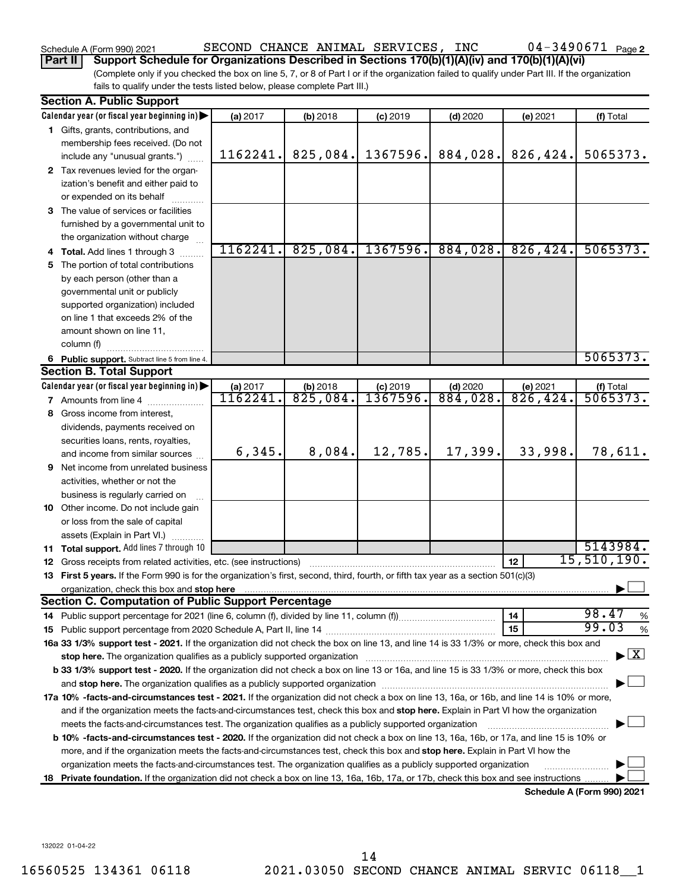Schedule A (Form 990) 2021 SECOND CHANCE ANIMAL SERVICES, INC 04-3490671 Page 2

**Part II Support Schedule for Organizations Described in Sections 170(b)(1)(A)(iv) and 170(b)(1)(A)(vi)**

(Complete only if you checked the box on line 5, 7, or 8 of Part I or if the organization failed to qualify under Part III. If the organization fails to qualify under the tests listed below, please complete Part III.)

**Section A. Public Support**

| Calendar year (or fiscal year beginning in) | (a) 2017 | (b) 2018 | (c) 2019 | (d) 2020 | (e) 2021 | (f) Total |
|---|---|---|---|---|---|---|
| 1 Gifts, grants, contributions, and membership fees received. (Do not include any "unusual grants.") | 1162241. | 825,084. | 1367596. | 884,028. | 826,424. | 5065373. |
| 2 Tax revenues levied for the organization's benefit and either paid to or expended on its behalf | | | | | | |
| 3 The value of services or facilities furnished by a governmental unit to the organization without charge | | | | | | |
| 4 Total. Add lines 1 through 3 | 1162241. | 825,084. | 1367596. | 884,028. | 826,424. | 5065373. |
| 5 The portion of total contributions by each person (other than a governmental unit or publicly supported organization) included on line 1 that exceeds 2% of the amount shown on line 11, column (f) | | | | | | |
| 6 Public support. Subtract line 5 from line 4. | | | | | | 5065373. |

**Section B. Total Support**

| Calendar year (or fiscal year beginning in) | (a) 2017 | (b) 2018 | (c) 2019 | (d) 2020 | (e) 2021 | (f) Total |
|---|---|---|---|---|---|---|
| 7 Amounts from line 4 | 1162241. | 825,084. | 1367596. | 884,028. | 826,424. | 5065373. |
| 8 Gross income from interest, dividends, payments received on securities loans, rents, royalties, and income from similar sources | 6,345. | 8,084. | 12,785. | 17,399. | 33,998. | 78,611. |
| 9 Net income from unrelated business activities, whether or not the business is regularly carried on | | | | | | |
| 10 Other income. Do not include gain or loss from the sale of capital assets (Explain in Part VI.) | | | | | | |
| 11 Total support. Add lines 7 through 10 | | | | | | 5143984. |

12 Gross receipts from related activities, etc. (see instructions) | 12 | 15,510,190.

13 **First 5 years.** If the Form 990 is for the organization's first, second, third, fourth, or fifth tax year as a section 501(c)(3) organization, check this box and **stop here** ☐

**Section C. Computation of Public Support Percentage**

14 Public support percentage for 2021 (line 6, column (f), divided by line 11, column (f)) | 14 | 98.47 %

15 Public support percentage from 2020 Schedule A, Part II, line 14 | 15 | 99.03 %

**16a 33 1/3% support test - 2021.** If the organization did not check the box on line 13, and line 14 is 33 1/3% or more, check this box and **stop here.** The organization qualifies as a publicly supported organization ☒

**b 33 1/3% support test - 2020.** If the organization did not check the box on line 13 or 16a, and line 15 is 33 1/3% or more, check this box and **stop here.** The organization qualifies as a publicly supported organization ☐

**17a 10% -facts-and-circumstances test - 2021.** If the organization did not check a box on line 13, 16a, or 16b, and line 14 is 10% or more, and if the organization meets the facts-and-circumstances test, check this box and **stop here.** Explain in Part VI how the organization meets the facts-and-circumstances test. The organization qualifies as a publicly supported organization ☐

**b 10% -facts-and-circumstances test - 2020.** If the organization did not check a box on line 13, 16a, 16b, or 17a, and line 15 is 10% or more, and if the organization meets the facts-and-circumstances test, check this box and **stop here.** Explain in Part VI how the organization meets the facts-and-circumstances test. The organization qualifies as a publicly supported organization ☐

**18 Private foundation.** If the organization did not check a box on line 13, 16a, 16b, 17a, or 17b, check this box and see instructions ☐

**Schedule A (Form 990) 2021**

132022 01-04-22

16560525 134361 06118 2021.03050 SECOND CHANCE ANIMAL SERVIC 06118__1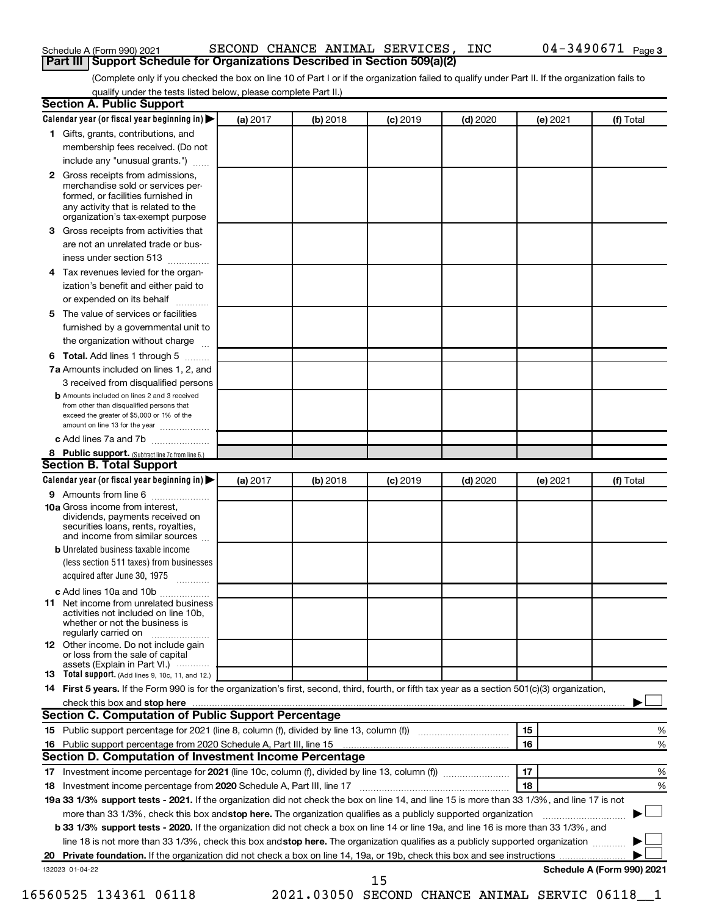Schedule A (Form 990) 2021 SECOND CHANCE ANIMAL SERVICES, INC 04-3490671 Page 3

## Part III Support Schedule for Organizations Described in Section 509(a)(2)

(Complete only if you checked the box on line 10 of Part I or if the organization failed to qualify under Part II. If the organization fails to qualify under the tests listed below, please complete Part II.)

### Section A. Public Support

| Calendar year (or fiscal year beginning in) ▶ | (a) 2017 | (b) 2018 | (c) 2019 | (d) 2020 | (e) 2021 | (f) Total |
|---|---|---|---|---|---|---|
| 1 Gifts, grants, contributions, and membership fees received. (Do not include any "unusual grants.") | | | | | | |
| 2 Gross receipts from admissions, merchandise sold or services performed, or facilities furnished in any activity that is related to the organization's tax-exempt purpose | | | | | | |
| 3 Gross receipts from activities that are not an unrelated trade or business under section 513 | | | | | | |
| 4 Tax revenues levied for the organization's benefit and either paid to or expended on its behalf | | | | | | |
| 5 The value of services or facilities furnished by a governmental unit to the organization without charge | | | | | | |
| 6 **Total.** Add lines 1 through 5 | | | | | | |
| 7a Amounts included on lines 1, 2, and 3 received from disqualified persons | | | | | | |
| b Amounts included on lines 2 and 3 received from other than disqualified persons that exceed the greater of $5,000 or 1% of the amount on line 13 for the year | | | | | | |
| c Add lines 7a and 7b | | | | | | |
| 8 **Public support.** (Subtract line 7c from line 6.) | | | | | | |

### Section B. Total Support

| Calendar year (or fiscal year beginning in) ▶ | (a) 2017 | (b) 2018 | (c) 2019 | (d) 2020 | (e) 2021 | (f) Total |
|---|---|---|---|---|---|---|
| 9 Amounts from line 6 | | | | | | |
| 10a Gross income from interest, dividends, payments received on securities loans, rents, royalties, and income from similar sources | | | | | | |
| b Unrelated business taxable income (less section 511 taxes) from businesses acquired after June 30, 1975 | | | | | | |
| c Add lines 10a and 10b | | | | | | |
| 11 Net income from unrelated business activities not included on line 10b, whether or not the business is regularly carried on | | | | | | |
| 12 Other income. Do not include gain or loss from the sale of capital assets (Explain in Part VI.) | | | | | | |
| 13 **Total support.** (Add lines 9, 10c, 11, and 12.) | | | | | | |

14 **First 5 years.** If the Form 990 is for the organization's first, second, third, fourth, or fifth tax year as a section 501(c)(3) organization, check this box and **stop here** ▶ ☐

### Section C. Computation of Public Support Percentage

| | | | |
|---|---|---|---|
| 15 | Public support percentage for 2021 (line 8, column (f), divided by line 13, column (f)) | 15 | % |
| 16 | Public support percentage from 2020 Schedule A, Part III, line 15 | 16 | % |

### Section D. Computation of Investment Income Percentage

| | | | |
|---|---|---|---|
| 17 | Investment income percentage for **2021** (line 10c, column (f), divided by line 13, column (f)) | 17 | % |
| 18 | Investment income percentage from **2020** Schedule A, Part III, line 17 | 18 | % |

**19a 33 1/3% support tests - 2021.** If the organization did not check the box on line 14, and line 15 is more than 33 1/3%, and line 17 is not more than 33 1/3%, check this box and **stop here.** The organization qualifies as a publicly supported organization ▶ ☐

**b 33 1/3% support tests - 2020.** If the organization did not check a box on line 14 or line 19a, and line 16 is more than 33 1/3%, and line 18 is not more than 33 1/3%, check this box and **stop here.** The organization qualifies as a publicly supported organization ▶ ☐

**20 Private foundation.** If the organization did not check a box on line 14, 19a, or 19b, check this box and see instructions ▶ ☐

132023 01-04-22 **Schedule A (Form 990) 2021**

16560525 134361 06118 2021.03050 SECOND CHANCE ANIMAL SERVIC 06118__1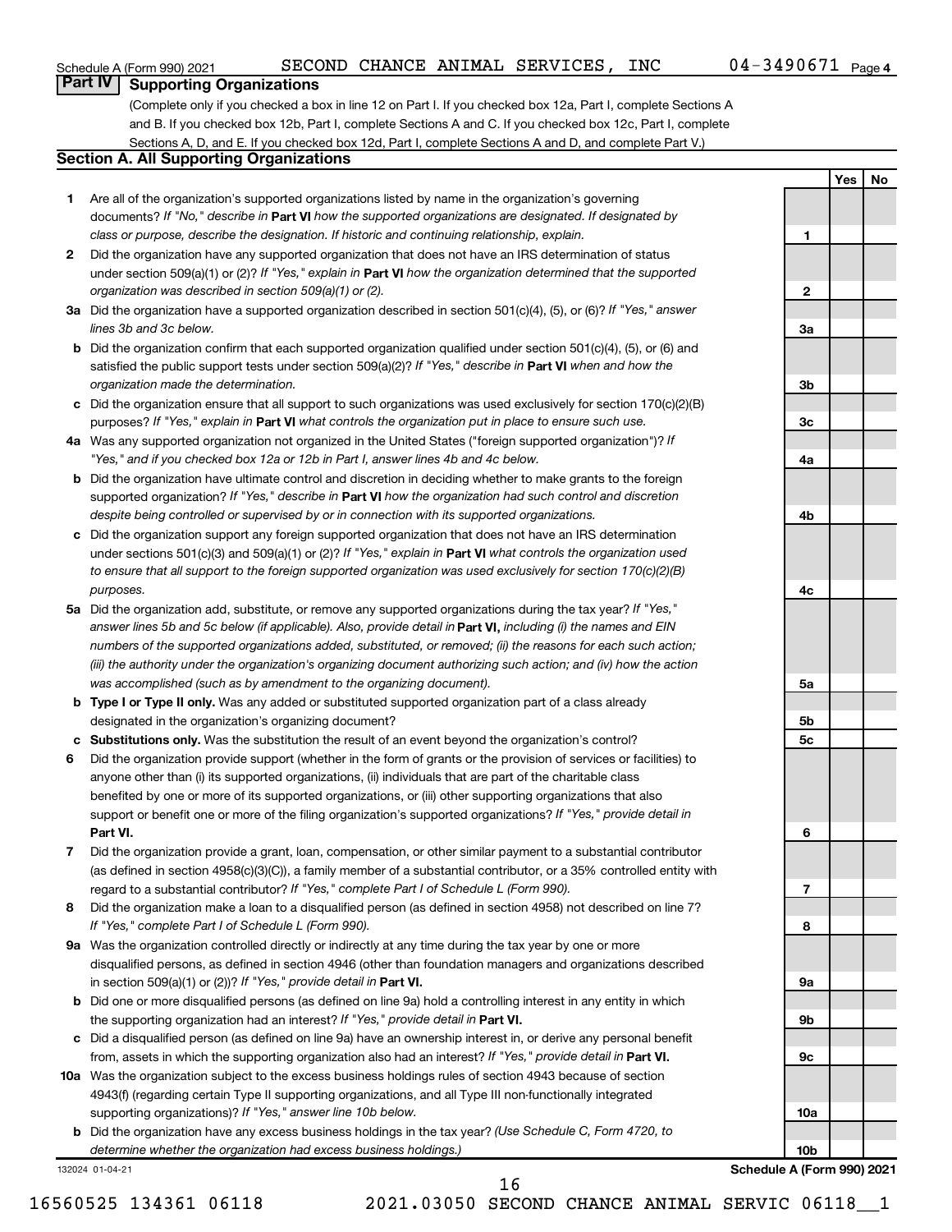Schedule A (Form 990) 2021 SECOND CHANCE ANIMAL SERVICES, INC 04-3490671 Page 4

## Part IV Supporting Organizations

(Complete only if you checked a box in line 12 on Part I. If you checked box 12a, Part I, complete Sections A and B. If you checked box 12b, Part I, complete Sections A and C. If you checked box 12c, Part I, complete Sections A, D, and E. If you checked box 12d, Part I, complete Sections A and D, and complete Part V.)

### Section A. All Supporting Organizations

| | | | Yes | No |
|---|---|---|---|---|
| 1 | Are all of the organization's supported organizations listed by name in the organization's governing documents? *If "No," describe in* **Part VI** *how the supported organizations are designated. If designated by class or purpose, describe the designation. If historic and continuing relationship, explain.* | 1 | | |
| 2 | Did the organization have any supported organization that does not have an IRS determination of status under section 509(a)(1) or (2)? *If "Yes," explain in* **Part VI** *how the organization determined that the supported organization was described in section 509(a)(1) or (2).* | 2 | | |
| 3a | Did the organization have a supported organization described in section 501(c)(4), (5), or (6)? *If "Yes," answer lines 3b and 3c below.* | 3a | | |
| b | Did the organization confirm that each supported organization qualified under section 501(c)(4), (5), or (6) and satisfied the public support tests under section 509(a)(2)? *If "Yes," describe in* **Part VI** *when and how the organization made the determination.* | 3b | | |
| c | Did the organization ensure that all support to such organizations was used exclusively for section 170(c)(2)(B) purposes? *If "Yes," explain in* **Part VI** *what controls the organization put in place to ensure such use.* | 3c | | |
| 4a | Was any supported organization not organized in the United States ("foreign supported organization")? *If "Yes," and if you checked box 12a or 12b in Part I, answer lines 4b and 4c below.* | 4a | | |
| b | Did the organization have ultimate control and discretion in deciding whether to make grants to the foreign supported organization? *If "Yes," describe in* **Part VI** *how the organization had such control and discretion despite being controlled or supervised by or in connection with its supported organizations.* | 4b | | |
| c | Did the organization support any foreign supported organization that does not have an IRS determination under sections 501(c)(3) and 509(a)(1) or (2)? *If "Yes," explain in* **Part VI** *what controls the organization used to ensure that all support to the foreign supported organization was used exclusively for section 170(c)(2)(B) purposes.* | 4c | | |
| 5a | Did the organization add, substitute, or remove any supported organizations during the tax year? *If "Yes," answer lines 5b and 5c below (if applicable). Also, provide detail in* **Part VI,** *including (i) the names and EIN numbers of the supported organizations added, substituted, or removed; (ii) the reasons for each such action; (iii) the authority under the organization's organizing document authorizing such action; and (iv) how the action was accomplished (such as by amendment to the organizing document).* | 5a | | |
| b | **Type I or Type II only.** Was any added or substituted supported organization part of a class already designated in the organization's organizing document? | 5b | | |
| c | **Substitutions only.** Was the substitution the result of an event beyond the organization's control? | 5c | | |
| 6 | Did the organization provide support (whether in the form of grants or the provision of services or facilities) to anyone other than (i) its supported organizations, (ii) individuals that are part of the charitable class benefited by one or more of its supported organizations, or (iii) other supporting organizations that also support or benefit one or more of the filing organization's supported organizations? *If "Yes," provide detail in* **Part VI.** | 6 | | |
| 7 | Did the organization provide a grant, loan, compensation, or other similar payment to a substantial contributor (as defined in section 4958(c)(3)(C)), a family member of a substantial contributor, or a 35% controlled entity with regard to a substantial contributor? *If "Yes," complete Part I of Schedule L (Form 990).* | 7 | | |
| 8 | Did the organization make a loan to a disqualified person (as defined in section 4958) not described on line 7? *If "Yes," complete Part I of Schedule L (Form 990).* | 8 | | |
| 9a | Was the organization controlled directly or indirectly at any time during the tax year by one or more disqualified persons, as defined in section 4946 (other than foundation managers and organizations described in section 509(a)(1) or (2))? *If "Yes," provide detail in* **Part VI.** | 9a | | |
| b | Did one or more disqualified persons (as defined on line 9a) hold a controlling interest in any entity in which the supporting organization had an interest? *If "Yes," provide detail in* **Part VI.** | 9b | | |
| c | Did a disqualified person (as defined on line 9a) have an ownership interest in, or derive any personal benefit from, assets in which the supporting organization also had an interest? *If "Yes," provide detail in* **Part VI.** | 9c | | |
| 10a | Was the organization subject to the excess business holdings rules of section 4943 because of section 4943(f) (regarding certain Type II supporting organizations, and all Type III non-functionally integrated supporting organizations)? *If "Yes," answer line 10b below.* | 10a | | |
| b | Did the organization have any excess business holdings in the tax year? *(Use Schedule C, Form 4720, to determine whether the organization had excess business holdings.)* | 10b | | |

132024 01-04-21 **Schedule A (Form 990) 2021**

16560525 134361 06118 2021.03050 SECOND CHANCE ANIMAL SERVIC 06118__1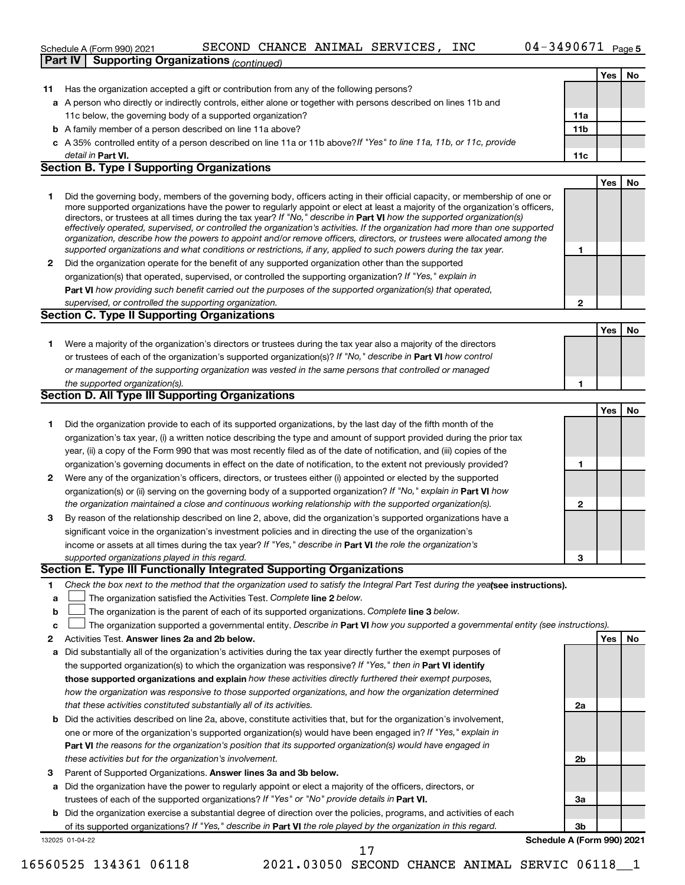Schedule A (Form 990) 2021 SECOND CHANCE ANIMAL SERVICES, INC 04-3490671 Page 5

**Part IV Supporting Organizations** *(continued)*

| | | | Yes | No |
|---|---|---|---|---|
| **11** | Has the organization accepted a gift or contribution from any of the following persons? | | | |
| **a** | A person who directly or indirectly controls, either alone or together with persons described on lines 11b and 11c below, the governing body of a supported organization? | **11a** | | |
| **b** | A family member of a person described on line 11a above? | **11b** | | |
| **c** | A 35% controlled entity of a person described on line 11a or 11b above? *If "Yes" to line 11a, 11b, or 11c, provide detail in* **Part VI.** | **11c** | | |

## Section B. Type I Supporting Organizations

| | | | Yes | No |
|---|---|---|---|---|
| **1** | Did the governing body, members of the governing body, officers acting in their official capacity, or membership of one or more supported organizations have the power to regularly appoint or elect at least a majority of the organization's officers, directors, or trustees at all times during the tax year? *If "No," describe in* **Part VI** *how the supported organization(s) effectively operated, supervised, or controlled the organization's activities. If the organization had more than one supported organization, describe how the powers to appoint and/or remove officers, directors, or trustees were allocated among the supported organizations and what conditions or restrictions, if any, applied to such powers during the tax year.* | **1** | | |
| **2** | Did the organization operate for the benefit of any supported organization other than the supported organization(s) that operated, supervised, or controlled the supporting organization? *If "Yes," explain in* **Part VI** *how providing such benefit carried out the purposes of the supported organization(s) that operated, supervised, or controlled the supporting organization.* | **2** | | |

## Section C. Type II Supporting Organizations

| | | | Yes | No |
|---|---|---|---|---|
| **1** | Were a majority of the organization's directors or trustees during the tax year also a majority of the directors or trustees of each of the organization's supported organization(s)? *If "No," describe in* **Part VI** *how control or management of the supporting organization was vested in the same persons that controlled or managed the supported organization(s).* | **1** | | |

## Section D. All Type III Supporting Organizations

| | | | Yes | No |
|---|---|---|---|---|
| **1** | Did the organization provide to each of its supported organizations, by the last day of the fifth month of the organization's tax year, (i) a written notice describing the type and amount of support provided during the prior tax year, (ii) a copy of the Form 990 that was most recently filed as of the date of notification, and (iii) copies of the organization's governing documents in effect on the date of notification, to the extent not previously provided? | **1** | | |
| **2** | Were any of the organization's officers, directors, or trustees either (i) appointed or elected by the supported organization(s) or (ii) serving on the governing body of a supported organization? *If "No," explain in* **Part VI** *how the organization maintained a close and continuous working relationship with the supported organization(s).* | **2** | | |
| **3** | By reason of the relationship described on line 2, above, did the organization's supported organizations have a significant voice in the organization's investment policies and in directing the use of the organization's income or assets at all times during the tax year? *If "Yes," describe in* **Part VI** *the role the organization's supported organizations played in this regard.* | **3** | | |

## Section E. Type III Functionally Integrated Supporting Organizations

**1** *Check the box next to the method that the organization used to satisfy the Integral Part Test during the year* **(see instructions).**

- **a** ☐ The organization satisfied the Activities Test. *Complete* **line 2** *below.*
- **b** ☐ The organization is the parent of each of its supported organizations. *Complete* **line 3** *below.*
- **c** ☐ The organization supported a governmental entity. *Describe in* **Part VI** *how you supported a governmental entity (see instructions).*

| | | | Yes | No |
|---|---|---|---|---|
| **2** | Activities Test. **Answer lines 2a and 2b below.** | | | |
| **a** | Did substantially all of the organization's activities during the tax year directly further the exempt purposes of the supported organization(s) to which the organization was responsive? *If "Yes," then in* **Part VI identify those supported organizations and explain** *how these activities directly furthered their exempt purposes, how the organization was responsive to those supported organizations, and how the organization determined that these activities constituted substantially all of its activities.* | **2a** | | |
| **b** | Did the activities described on line 2a, above, constitute activities that, but for the organization's involvement, one or more of the organization's supported organization(s) would have been engaged in? *If "Yes," explain in* **Part VI** *the reasons for the organization's position that its supported organization(s) would have engaged in these activities but for the organization's involvement.* | **2b** | | |
| **3** | Parent of Supported Organizations. **Answer lines 3a and 3b below.** | | | |
| **a** | Did the organization have the power to regularly appoint or elect a majority of the officers, directors, or trustees of each of the supported organizations? *If "Yes" or "No" provide details in* **Part VI.** | **3a** | | |
| **b** | Did the organization exercise a substantial degree of direction over the policies, programs, and activities of each of its supported organizations? *If "Yes," describe in* **Part VI** *the role played by the organization in this regard.* | **3b** | | |

132025 01-04-22 **Schedule A (Form 990) 2021**

16560525 134361 06118 2021.03050 SECOND CHANCE ANIMAL SERVIC 06118__1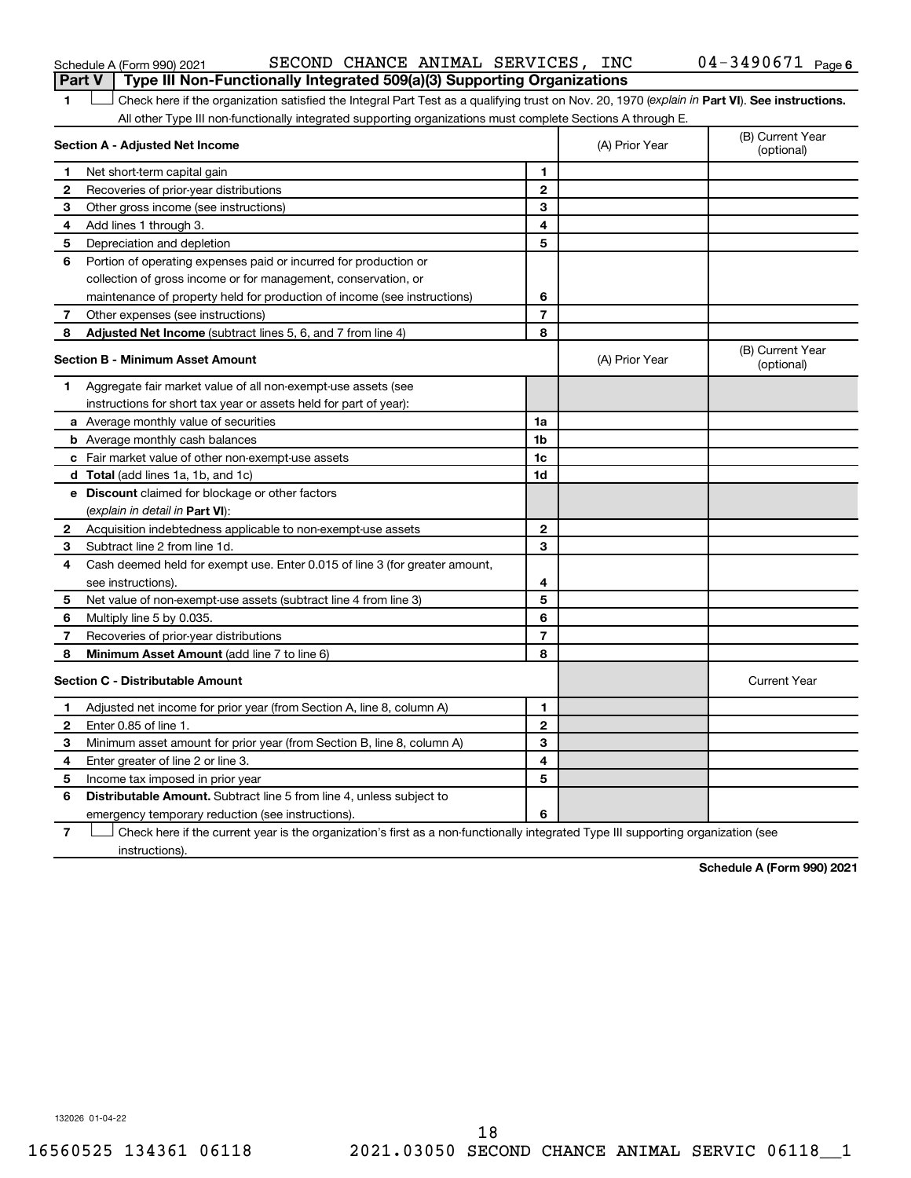Schedule A (Form 990) 2021 SECOND CHANCE ANIMAL SERVICES, INC 04-3490671 Page 6

**Part V | Type III Non-Functionally Integrated 509(a)(3) Supporting Organizations**

1 ☐ Check here if the organization satisfied the Integral Part Test as a qualifying trust on Nov. 20, 1970 (*explain in* **Part VI**). **See instructions.** All other Type III non-functionally integrated supporting organizations must complete Sections A through E.

| **Section A - Adjusted Net Income** | | (A) Prior Year | (B) Current Year (optional) |
|---|---|---|---|
| **1** Net short-term capital gain | 1 | | |
| **2** Recoveries of prior-year distributions | 2 | | |
| **3** Other gross income (see instructions) | 3 | | |
| **4** Add lines 1 through 3. | 4 | | |
| **5** Depreciation and depletion | 5 | | |
| **6** Portion of operating expenses paid or incurred for production or collection of gross income or for management, conservation, or maintenance of property held for production of income (see instructions) | 6 | | |
| **7** Other expenses (see instructions) | 7 | | |
| **8** **Adjusted Net Income** (subtract lines 5, 6, and 7 from line 4) | 8 | | |

| **Section B - Minimum Asset Amount** | | (A) Prior Year | (B) Current Year (optional) |
|---|---|---|---|
| **1** Aggregate fair market value of all non-exempt-use assets (see instructions for short tax year or assets held for part of year): | | | |
| **a** Average monthly value of securities | 1a | | |
| **b** Average monthly cash balances | 1b | | |
| **c** Fair market value of other non-exempt-use assets | 1c | | |
| **d** **Total** (add lines 1a, 1b, and 1c) | 1d | | |
| **e** **Discount** claimed for blockage or other factors (*explain in detail in* **Part VI**): | | | |
| **2** Acquisition indebtedness applicable to non-exempt-use assets | 2 | | |
| **3** Subtract line 2 from line 1d. | 3 | | |
| **4** Cash deemed held for exempt use. Enter 0.015 of line 3 (for greater amount, see instructions). | 4 | | |
| **5** Net value of non-exempt-use assets (subtract line 4 from line 3) | 5 | | |
| **6** Multiply line 5 by 0.035. | 6 | | |
| **7** Recoveries of prior-year distributions | 7 | | |
| **8** **Minimum Asset Amount** (add line 7 to line 6) | 8 | | |

| **Section C - Distributable Amount** | | | Current Year |
|---|---|---|---|
| **1** Adjusted net income for prior year (from Section A, line 8, column A) | 1 | | |
| **2** Enter 0.85 of line 1. | 2 | | |
| **3** Minimum asset amount for prior year (from Section B, line 8, column A) | 3 | | |
| **4** Enter greater of line 2 or line 3. | 4 | | |
| **5** Income tax imposed in prior year | 5 | | |
| **6** **Distributable Amount.** Subtract line 5 from line 4, unless subject to emergency temporary reduction (see instructions). | 6 | | |

7 ☐ Check here if the current year is the organization's first as a non-functionally integrated Type III supporting organization (see instructions).

**Schedule A (Form 990) 2021**

132026 01-04-22

16560525 134361 06118 2021.03050 SECOND CHANCE ANIMAL SERVIC 06118__1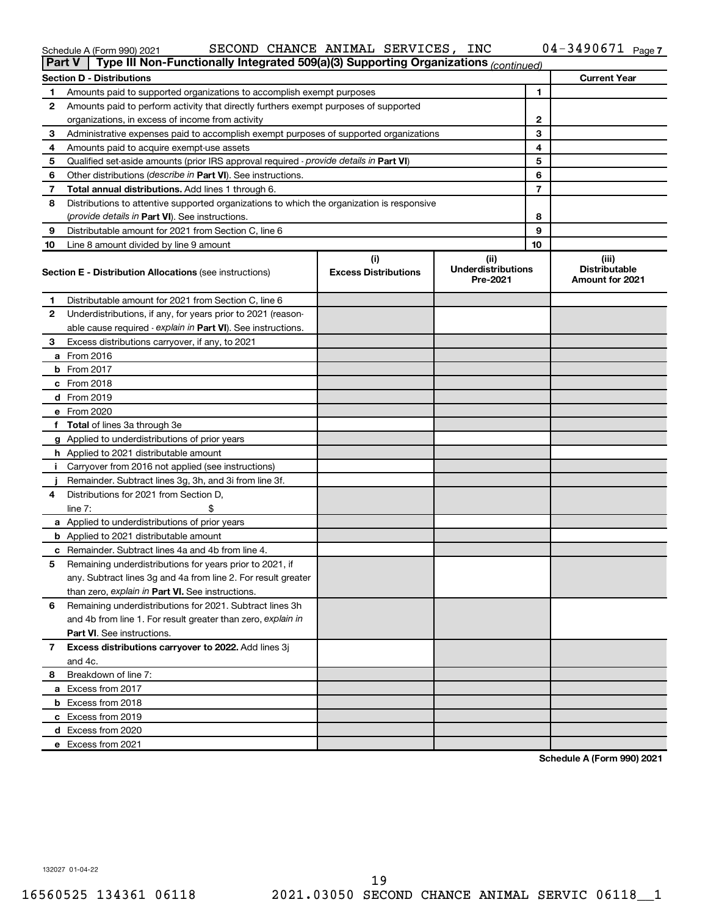Schedule A (Form 990) 2021 SECOND CHANCE ANIMAL SERVICES, INC 04-3490671 Page 7

**Part V** **Type III Non-Functionally Integrated 509(a)(3) Supporting Organizations** *(continued)*

| Section D - Distributions | | Current Year |
|---|---|---|
| 1 Amounts paid to supported organizations to accomplish exempt purposes | 1 | |
| 2 Amounts paid to perform activity that directly furthers exempt purposes of supported organizations, in excess of income from activity | 2 | |
| 3 Administrative expenses paid to accomplish exempt purposes of supported organizations | 3 | |
| 4 Amounts paid to acquire exempt-use assets | 4 | |
| 5 Qualified set-aside amounts (prior IRS approval required - *provide details in* **Part VI**) | 5 | |
| 6 Other distributions (*describe in* **Part VI**). See instructions. | 6 | |
| 7 **Total annual distributions.** Add lines 1 through 6. | 7 | |
| 8 Distributions to attentive supported organizations to which the organization is responsive (*provide details in* **Part VI**). See instructions. | 8 | |
| 9 Distributable amount for 2021 from Section C, line 6 | 9 | |
| 10 Line 8 amount divided by line 9 amount | 10 | |

| Section E - Distribution Allocations (see instructions) | (i) Excess Distributions | (ii) Underdistributions Pre-2021 | (iii) Distributable Amount for 2021 |
|---|---|---|---|
| 1 Distributable amount for 2021 from Section C, line 6 | | | |
| 2 Underdistributions, if any, for years prior to 2021 (reasonable cause required - *explain in* **Part VI**). See instructions. | | | |
| 3 Excess distributions carryover, if any, to 2021 | | | |
| a From 2016 | | | |
| b From 2017 | | | |
| c From 2018 | | | |
| d From 2019 | | | |
| e From 2020 | | | |
| f **Total** of lines 3a through 3e | | | |
| g Applied to underdistributions of prior years | | | |
| h Applied to 2021 distributable amount | | | |
| i Carryover from 2016 not applied (see instructions) | | | |
| j Remainder. Subtract lines 3g, 3h, and 3i from line 3f. | | | |
| 4 Distributions for 2021 from Section D, line 7: $ | | | |
| a Applied to underdistributions of prior years | | | |
| b Applied to 2021 distributable amount | | | |
| c Remainder. Subtract lines 4a and 4b from line 4. | | | |
| 5 Remaining underdistributions for years prior to 2021, if any. Subtract lines 3g and 4a from line 2. For result greater than zero, *explain in* **Part VI.** See instructions. | | | |
| 6 Remaining underdistributions for 2021. Subtract lines 3h and 4b from line 1. For result greater than zero, *explain in* **Part VI**. See instructions. | | | |
| 7 **Excess distributions carryover to 2022.** Add lines 3j and 4c. | | | |
| 8 Breakdown of line 7: | | | |
| a Excess from 2017 | | | |
| b Excess from 2018 | | | |
| c Excess from 2019 | | | |
| d Excess from 2020 | | | |
| e Excess from 2021 | | | |

**Schedule A (Form 990) 2021**

132027 01-04-22

16560525 134361 06118 2021.03050 SECOND CHANCE ANIMAL SERVIC 06118__1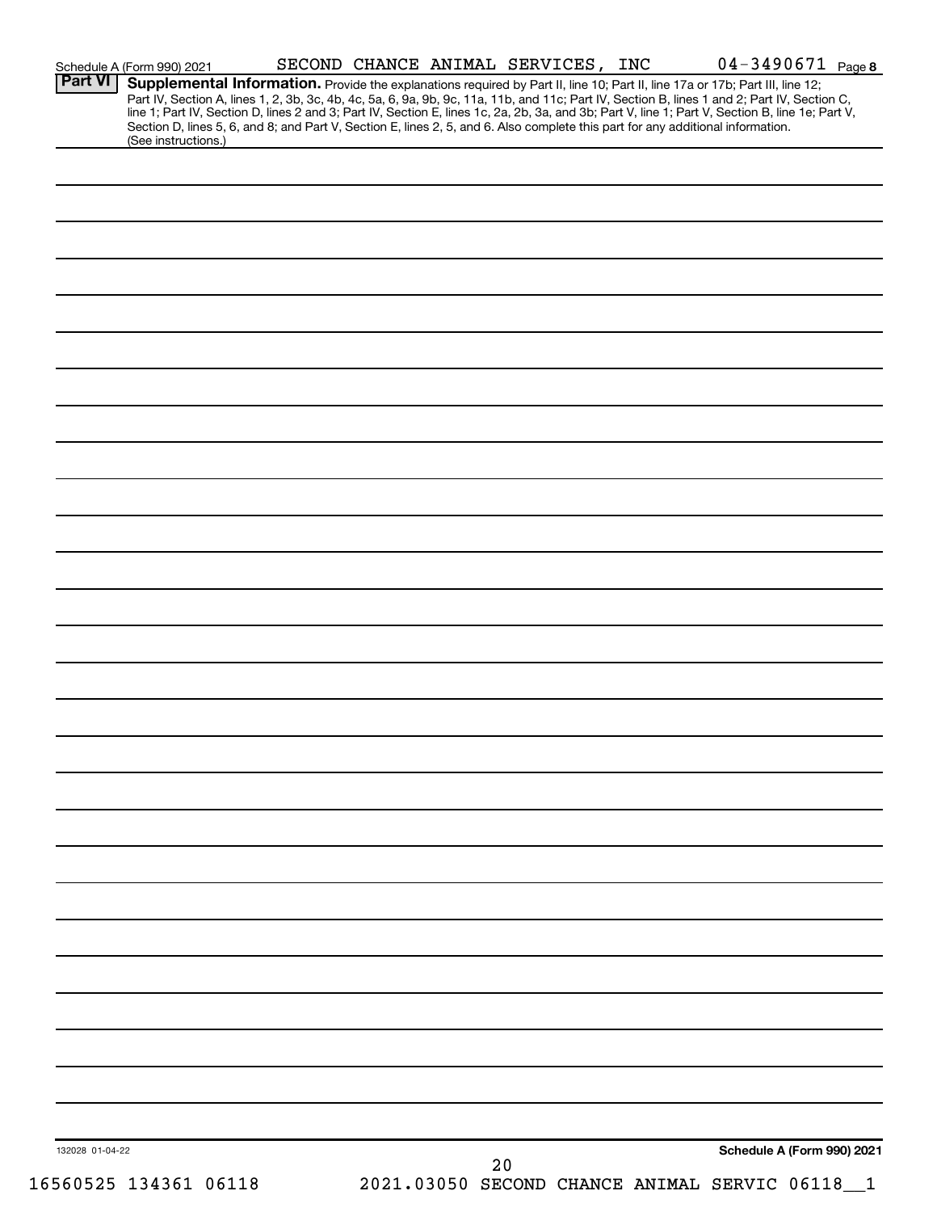Schedule A (Form 990) 2021 SECOND CHANCE ANIMAL SERVICES, INC 04-3490671 Page 8

**Part VI** **Supplemental Information.** Provide the explanations required by Part II, line 10; Part II, line 17a or 17b; Part III, line 12; Part IV, Section A, lines 1, 2, 3b, 3c, 4b, 4c, 5a, 6, 9a, 9b, 9c, 11a, 11b, and 11c; Part IV, Section B, lines 1 and 2; Part IV, Section C, line 1; Part IV, Section D, lines 2 and 3; Part IV, Section E, lines 1c, 2a, 2b, 3a, and 3b; Part V, line 1; Part V, Section B, line 1e; Part V, Section D, lines 5, 6, and 8; and Part V, Section E, lines 2, 5, and 6. Also complete this part for any additional information. (See instructions.)

132028 01-04-22 **Schedule A (Form 990) 2021**

16560525 134361 06118 2021.03050 SECOND CHANCE ANIMAL SERVIC 06118__1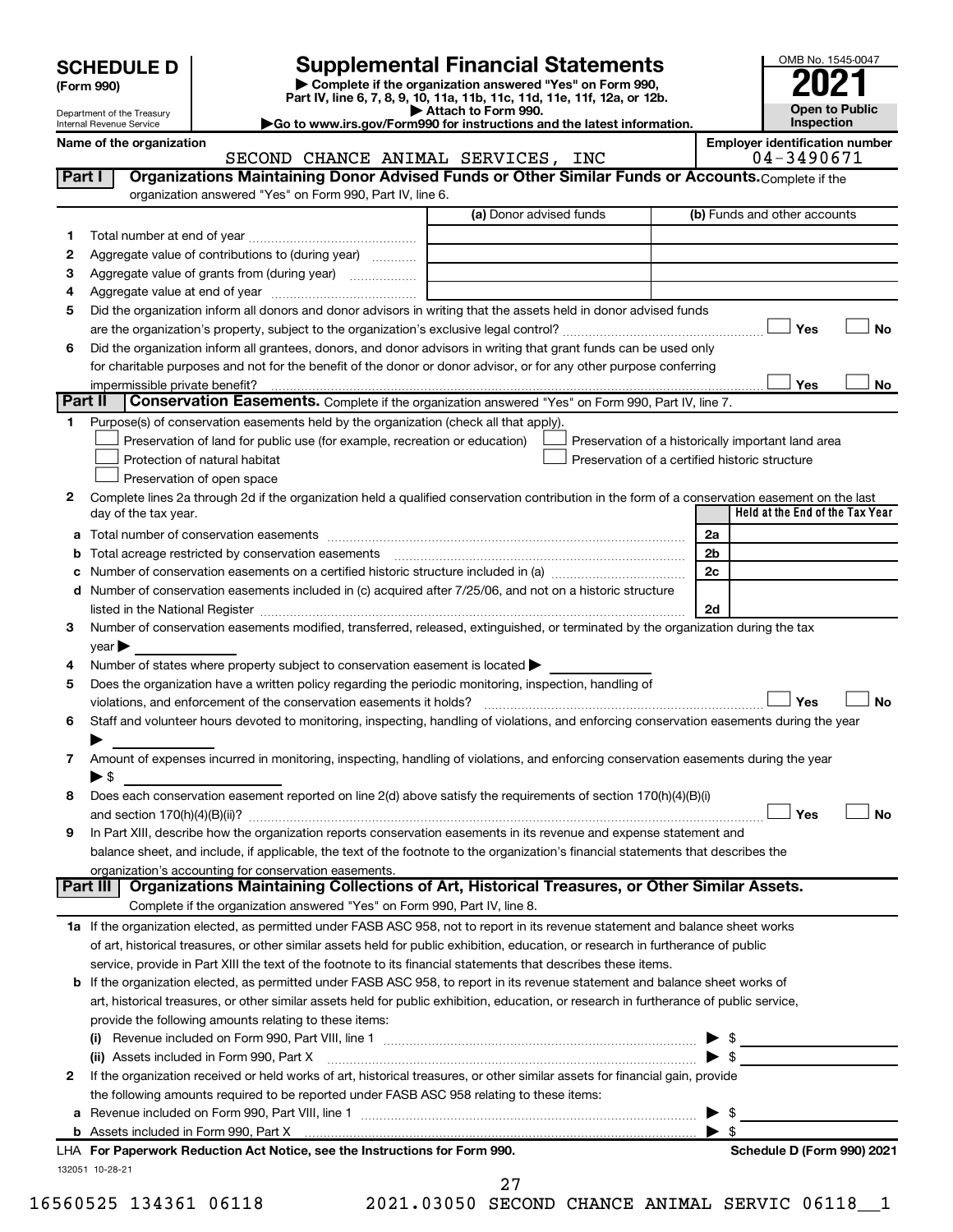# SCHEDULE D (Form 990)

Department of the Treasury
Internal Revenue Service

## Supplemental Financial Statements

▶ Complete if the organization answered "Yes" on Form 990, Part IV, line 6, 7, 8, 9, 10, 11a, 11b, 11c, 11d, 11e, 11f, 12a, or 12b.
▶ Attach to Form 990.
▶Go to www.irs.gov/Form990 for instructions and the latest information.

OMB No. 1545-0047
**2021**
**Open to Public Inspection**

**Name of the organization:** SECOND CHANCE ANIMAL SERVICES, INC
**Employer identification number:** 04-3490671

### Part I — Organizations Maintaining Donor Advised Funds or Other Similar Funds or Accounts.
Complete if the organization answered "Yes" on Form 990, Part IV, line 6.

| | | (a) Donor advised funds | (b) Funds and other accounts |
|---|---|---|---|
| 1 | Total number at end of year | | |
| 2 | Aggregate value of contributions to (during year) | | |
| 3 | Aggregate value of grants from (during year) | | |
| 4 | Aggregate value at end of year | | |

5 Did the organization inform all donors and donor advisors in writing that the assets held in donor advised funds are the organization's property, subject to the organization's exclusive legal control? ☐ Yes ☐ No

6 Did the organization inform all grantees, donors, and donor advisors in writing that grant funds can be used only for charitable purposes and not for the benefit of the donor or donor advisor, or for any other purpose conferring impermissible private benefit? ☐ Yes ☐ No

### Part II — Conservation Easements.
Complete if the organization answered "Yes" on Form 990, Part IV, line 7.

1 Purpose(s) of conservation easements held by the organization (check all that apply).
- ☐ Preservation of land for public use (for example, recreation or education)
- ☐ Protection of natural habitat
- ☐ Preservation of open space
- ☐ Preservation of a historically important land area
- ☐ Preservation of a certified historic structure

2 Complete lines 2a through 2d if the organization held a qualified conservation contribution in the form of a conservation easement on the last day of the tax year.

| | | | Held at the End of the Tax Year |
|---|---|---|---|
| a | Total number of conservation easements | 2a | |
| b | Total acreage restricted by conservation easements | 2b | |
| c | Number of conservation easements on a certified historic structure included in (a) | 2c | |
| d | Number of conservation easements included in (c) acquired after 7/25/06, and not on a historic structure listed in the National Register | 2d | |

3 Number of conservation easements modified, transferred, released, extinguished, or terminated by the organization during the tax year ▶

4 Number of states where property subject to conservation easement is located ▶

5 Does the organization have a written policy regarding the periodic monitoring, inspection, handling of violations, and enforcement of the conservation easements it holds? ☐ Yes ☐ No

6 Staff and volunteer hours devoted to monitoring, inspecting, handling of violations, and enforcing conservation easements during the year ▶

7 Amount of expenses incurred in monitoring, inspecting, handling of violations, and enforcing conservation easements during the year ▶ $

8 Does each conservation easement reported on line 2(d) above satisfy the requirements of section 170(h)(4)(B)(i) and section 170(h)(4)(B)(ii)? ☐ Yes ☐ No

9 In Part XIII, describe how the organization reports conservation easements in its revenue and expense statement and balance sheet, and include, if applicable, the text of the footnote to the organization's financial statements that describes the organization's accounting for conservation easements.

### Part III — Organizations Maintaining Collections of Art, Historical Treasures, or Other Similar Assets.
Complete if the organization answered "Yes" on Form 990, Part IV, line 8.

1a If the organization elected, as permitted under FASB ASC 958, not to report in its revenue statement and balance sheet works of art, historical treasures, or other similar assets held for public exhibition, education, or research in furtherance of public service, provide in Part XIII the text of the footnote to its financial statements that describes these items.

b If the organization elected, as permitted under FASB ASC 958, to report in its revenue statement and balance sheet works of art, historical treasures, or other similar assets held for public exhibition, education, or research in furtherance of public service, provide the following amounts relating to these items:

(i) Revenue included on Form 990, Part VIII, line 1 ▶ $

(ii) Assets included in Form 990, Part X ▶ $

2 If the organization received or held works of art, historical treasures, or other similar assets for financial gain, provide the following amounts required to be reported under FASB ASC 958 relating to these items:

a Revenue included on Form 990, Part VIII, line 1 ▶ $

b Assets included in Form 990, Part X ▶ $

LHA **For Paperwork Reduction Act Notice, see the Instructions for Form 990.** **Schedule D (Form 990) 2021**

132051 10-28-21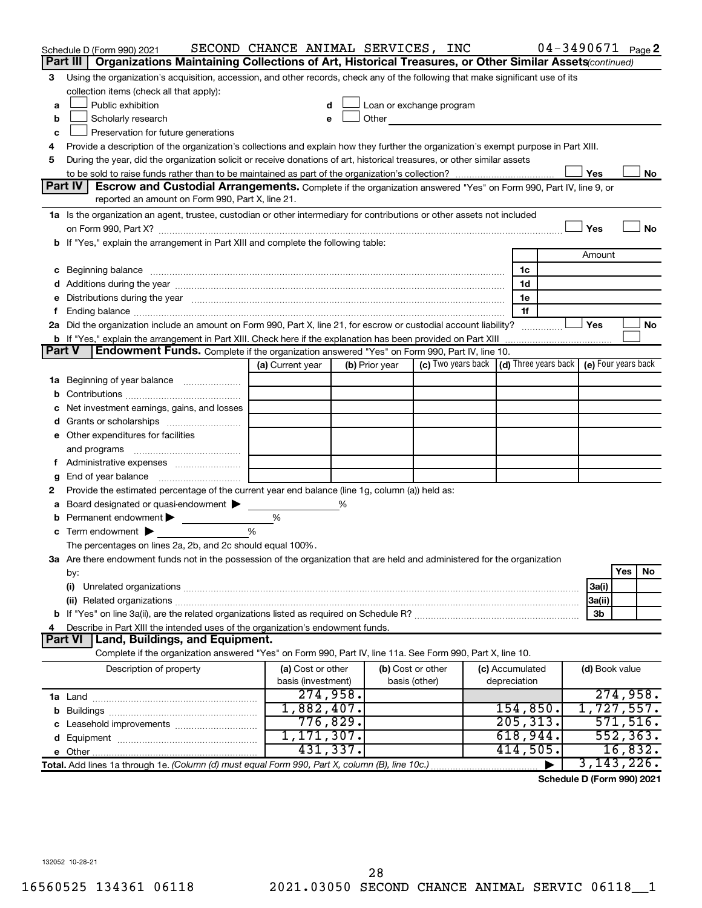Schedule D (Form 990) 2021 SECOND CHANCE ANIMAL SERVICES, INC 04-3490671 Page 2

## Part III | Organizations Maintaining Collections of Art, Historical Treasures, or Other Similar Assets *(continued)*

**3** Using the organization's acquisition, accession, and other records, check any of the following that make significant use of its collection items (check all that apply):

- **a** ☐ Public exhibition
- **b** ☐ Scholarly research
- **c** ☐ Preservation for future generations
- **d** ☐ Loan or exchange program
- **e** ☐ Other

**4** Provide a description of the organization's collections and explain how they further the organization's exempt purpose in Part XIII.

**5** During the year, did the organization solicit or receive donations of art, historical treasures, or other similar assets to be sold to raise funds rather than to be maintained as part of the organization's collection? ☐ Yes ☐ No

## Part IV | Escrow and Custodial Arrangements.

Complete if the organization answered "Yes" on Form 990, Part IV, line 9, or reported an amount on Form 990, Part X, line 21.

**1a** Is the organization an agent, trustee, custodian or other intermediary for contributions or other assets not included on Form 990, Part X? ☐ Yes ☐ No

**b** If "Yes," explain the arrangement in Part XIII and complete the following table:

| | | Amount |
|---|---|---|
| **c** Beginning balance | 1c | |
| **d** Additions during the year | 1d | |
| **e** Distributions during the year | 1e | |
| **f** Ending balance | 1f | |

**2a** Did the organization include an amount on Form 990, Part X, line 21, for escrow or custodial account liability? ☐ Yes ☐ No

**b** If "Yes," explain the arrangement in Part XIII. Check here if the explanation has been provided on Part XIII ☐

## Part V | Endowment Funds.

Complete if the organization answered "Yes" on Form 990, Part IV, line 10.

| | (a) Current year | (b) Prior year | (c) Two years back | (d) Three years back | (e) Four years back |
|---|---|---|---|---|---|
| **1a** Beginning of year balance | | | | | |
| **b** Contributions | | | | | |
| **c** Net investment earnings, gains, and losses | | | | | |
| **d** Grants or scholarships | | | | | |
| **e** Other expenditures for facilities and programs | | | | | |
| **f** Administrative expenses | | | | | |
| **g** End of year balance | | | | | |

**2** Provide the estimated percentage of the current year end balance (line 1g, column (a)) held as:

- **a** Board designated or quasi-endowment ▶ %
- **b** Permanent endowment ▶ %
- **c** Term endowment ▶ %

The percentages on lines 2a, 2b, and 2c should equal 100%.

**3a** Are there endowment funds not in the possession of the organization that are held and administered for the organization by:

| | | Yes | No |
|---|---|---|---|
| **(i)** Unrelated organizations | 3a(i) | | |
| **(ii)** Related organizations | 3a(ii) | | |
| **b** If "Yes" on line 3a(ii), are the related organizations listed as required on Schedule R? | 3b | | |

**4** Describe in Part XIII the intended uses of the organization's endowment funds.

## Part VI | Land, Buildings, and Equipment.

Complete if the organization answered "Yes" on Form 990, Part IV, line 11a. See Form 990, Part X, line 10.

| Description of property | (a) Cost or other basis (investment) | (b) Cost or other basis (other) | (c) Accumulated depreciation | (d) Book value |
|---|---|---|---|---|
| **1a** Land | 274,958. | | | 274,958. |
| **b** Buildings | 1,882,407. | | 154,850. | 1,727,557. |
| **c** Leasehold improvements | 776,829. | | 205,313. | 571,516. |
| **d** Equipment | 1,171,307. | | 618,944. | 552,363. |
| **e** Other | 431,337. | | 414,505. | 16,832. |
| **Total.** Add lines 1a through 1e. *(Column (d) must equal Form 990, Part X, column (B), line 10c.)* | | | ▶ | 3,143,226. |

Schedule D (Form 990) 2021

132052 10-28-21

16560525 134361 06118 2021.03050 SECOND CHANCE ANIMAL SERVIC 06118__1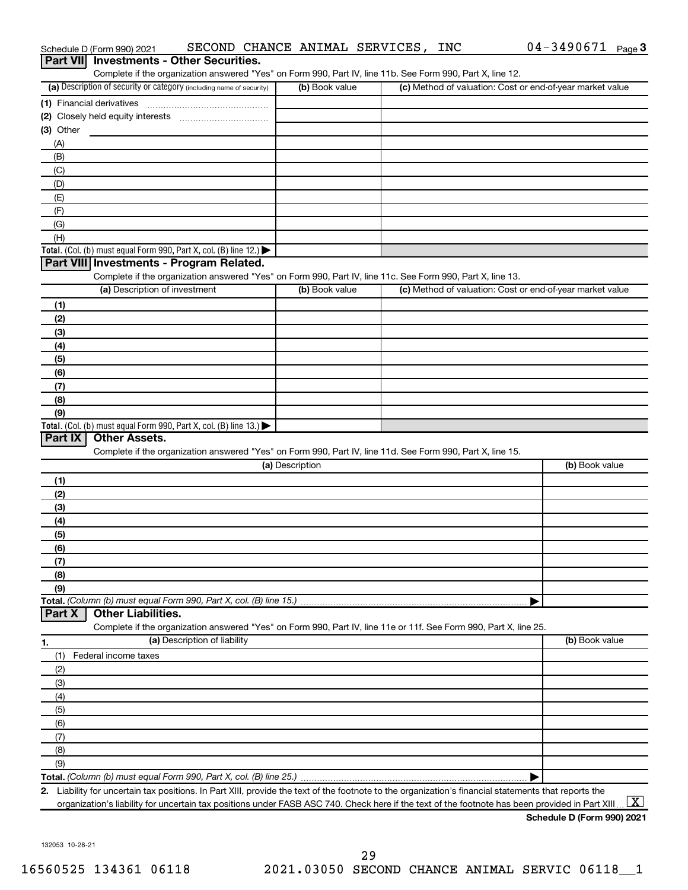Schedule D (Form 990) 2021 SECOND CHANCE ANIMAL SERVICES, INC 04-3490671 Page 3

## Part VII Investments - Other Securities.

Complete if the organization answered "Yes" on Form 990, Part IV, line 11b. See Form 990, Part X, line 12.

| (a) Description of security or category (including name of security) | (b) Book value | (c) Method of valuation: Cost or end-of-year market value |
|---|---|---|
| (1) Financial derivatives | | |
| (2) Closely held equity interests | | |
| (3) Other | | |
| (A) | | |
| (B) | | |
| (C) | | |
| (D) | | |
| (E) | | |
| (F) | | |
| (G) | | |
| (H) | | |
| **Total.** (Col. (b) must equal Form 990, Part X, col. (B) line 12.) ▶ | | |

## Part VIII Investments - Program Related.

Complete if the organization answered "Yes" on Form 990, Part IV, line 11c. See Form 990, Part X, line 13.

| (a) Description of investment | (b) Book value | (c) Method of valuation: Cost or end-of-year market value |
|---|---|---|
| (1) | | |
| (2) | | |
| (3) | | |
| (4) | | |
| (5) | | |
| (6) | | |
| (7) | | |
| (8) | | |
| (9) | | |
| **Total.** (Col. (b) must equal Form 990, Part X, col. (B) line 13.) ▶ | | |

## Part IX Other Assets.

Complete if the organization answered "Yes" on Form 990, Part IV, line 11d. See Form 990, Part X, line 15.

| (a) Description | (b) Book value |
|---|---|
| (1) | |
| (2) | |
| (3) | |
| (4) | |
| (5) | |
| (6) | |
| (7) | |
| (8) | |
| (9) | |
| **Total.** *(Column (b) must equal Form 990, Part X, col. (B) line 15.)* ▶ | |

## Part X Other Liabilities.

Complete if the organization answered "Yes" on Form 990, Part IV, line 11e or 11f. See Form 990, Part X, line 25.

| 1. (a) Description of liability | (b) Book value |
|---|---|
| (1) Federal income taxes | |
| (2) | |
| (3) | |
| (4) | |
| (5) | |
| (6) | |
| (7) | |
| (8) | |
| (9) | |
| **Total.** *(Column (b) must equal Form 990, Part X, col. (B) line 25.)* ▶ | |

**2.** Liability for uncertain tax positions. In Part XIII, provide the text of the footnote to the organization's financial statements that reports the organization's liability for uncertain tax positions under FASB ASC 740. Check here if the text of the footnote has been provided in Part XIII ... [X]

**Schedule D (Form 990) 2021**

132053 10-28-21

16560525 134361 06118 2021.03050 SECOND CHANCE ANIMAL SERVIC 06118__1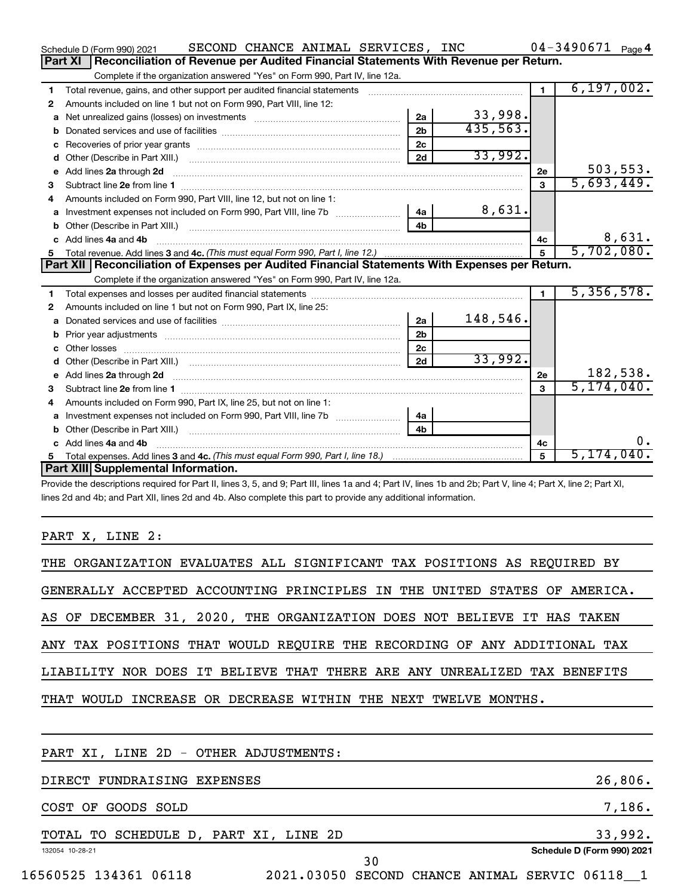Schedule D (Form 990) 2021 SECOND CHANCE ANIMAL SERVICES, INC 04-3490671 Page 4

## Part XI Reconciliation of Revenue per Audited Financial Statements With Revenue per Return.

Complete if the organization answered "Yes" on Form 990, Part IV, line 12a.

| | | | | | |
|---|---|---|---|---|---|
| 1 | Total revenue, gains, and other support per audited financial statements | | | 1 | 6,197,002. |
| 2 | Amounts included on line 1 but not on Form 990, Part VIII, line 12: | | | | |
| a | Net unrealized gains (losses) on investments | 2a | 33,998. | | |
| b | Donated services and use of facilities | 2b | 435,563. | | |
| c | Recoveries of prior year grants | 2c | | | |
| d | Other (Describe in Part XIII.) | 2d | 33,992. | | |
| e | Add lines 2a through 2d | | | 2e | 503,553. |
| 3 | Subtract line 2e from line 1 | | | 3 | 5,693,449. |
| 4 | Amounts included on Form 990, Part VIII, line 12, but not on line 1: | | | | |
| a | Investment expenses not included on Form 990, Part VIII, line 7b | 4a | 8,631. | | |
| b | Other (Describe in Part XIII.) | 4b | | | |
| c | Add lines 4a and 4b | | | 4c | 8,631. |
| 5 | Total revenue. Add lines 3 and 4c. *(This must equal Form 990, Part I, line 12.)* | | | 5 | 5,702,080. |

## Part XII Reconciliation of Expenses per Audited Financial Statements With Expenses per Return.

Complete if the organization answered "Yes" on Form 990, Part IV, line 12a.

| | | | | | |
|---|---|---|---|---|---|
| 1 | Total expenses and losses per audited financial statements | | | 1 | 5,356,578. |
| 2 | Amounts included on line 1 but not on Form 990, Part IX, line 25: | | | | |
| a | Donated services and use of facilities | 2a | 148,546. | | |
| b | Prior year adjustments | 2b | | | |
| c | Other losses | 2c | | | |
| d | Other (Describe in Part XIII.) | 2d | 33,992. | | |
| e | Add lines 2a through 2d | | | 2e | 182,538. |
| 3 | Subtract line 2e from line 1 | | | 3 | 5,174,040. |
| 4 | Amounts included on Form 990, Part IX, line 25, but not on line 1: | | | | |
| a | Investment expenses not included on Form 990, Part VIII, line 7b | 4a | | | |
| b | Other (Describe in Part XIII.) | 4b | | | |
| c | Add lines 4a and 4b | | | 4c | 0. |
| 5 | Total expenses. Add lines 3 and 4c. *(This must equal Form 990, Part I, line 18.)* | | | 5 | 5,174,040. |

## Part XIII Supplemental Information.

Provide the descriptions required for Part II, lines 3, 5, and 9; Part III, lines 1a and 4; Part IV, lines 1b and 2b; Part V, line 4; Part X, line 2; Part XI, lines 2d and 4b; and Part XII, lines 2d and 4b. Also complete this part to provide any additional information.

PART X, LINE 2:

THE ORGANIZATION EVALUATES ALL SIGNIFICANT TAX POSITIONS AS REQUIRED BY GENERALLY ACCEPTED ACCOUNTING PRINCIPLES IN THE UNITED STATES OF AMERICA. AS OF DECEMBER 31, 2020, THE ORGANIZATION DOES NOT BELIEVE IT HAS TAKEN ANY TAX POSITIONS THAT WOULD REQUIRE THE RECORDING OF ANY ADDITIONAL TAX LIABILITY NOR DOES IT BELIEVE THAT THERE ARE ANY UNREALIZED TAX BENEFITS THAT WOULD INCREASE OR DECREASE WITHIN THE NEXT TWELVE MONTHS.

PART XI, LINE 2D - OTHER ADJUSTMENTS:

| | |
|---|---|
| DIRECT FUNDRAISING EXPENSES | 26,806. |
| COST OF GOODS SOLD | 7,186. |
| TOTAL TO SCHEDULE D, PART XI, LINE 2D | 33,992. |

132054 10-28-21 Schedule D (Form 990) 2021

16560525 134361 06118 2021.03050 SECOND CHANCE ANIMAL SERVIC 06118__1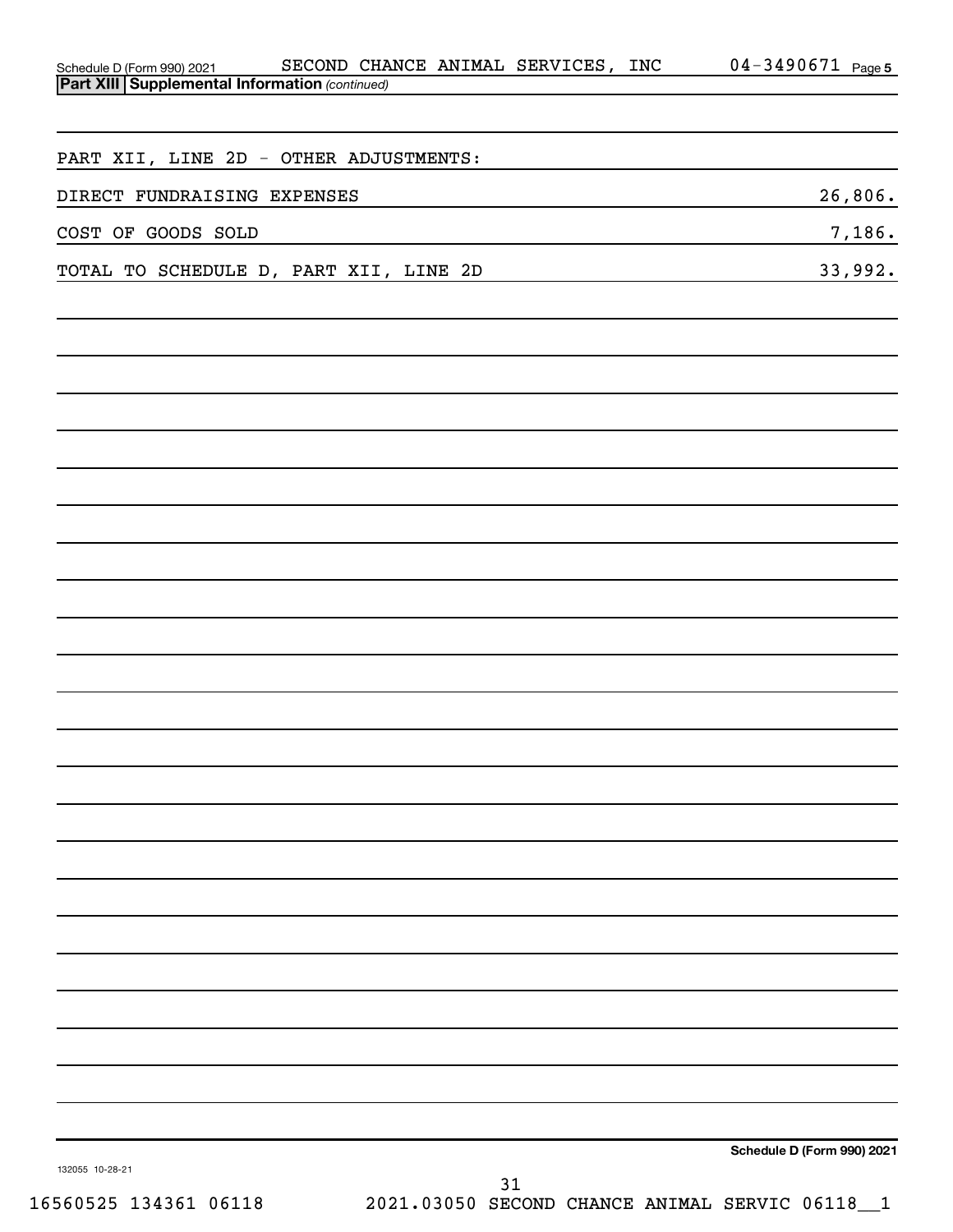Schedule D (Form 990) 2021 SECOND CHANCE ANIMAL SERVICES, INC 04-3490671 Page 5

**Part XIII Supplemental Information** *(continued)*

PART XII, LINE 2D - OTHER ADJUSTMENTS:

| | |
|---|---|
| DIRECT FUNDRAISING EXPENSES | 26,806. |
| COST OF GOODS SOLD | 7,186. |
| TOTAL TO SCHEDULE D, PART XII, LINE 2D | 33,992. |

**Schedule D (Form 990) 2021**

132055 10-28-21

16560525 134361 06118 2021.03050 SECOND CHANCE ANIMAL SERVIC 06118__1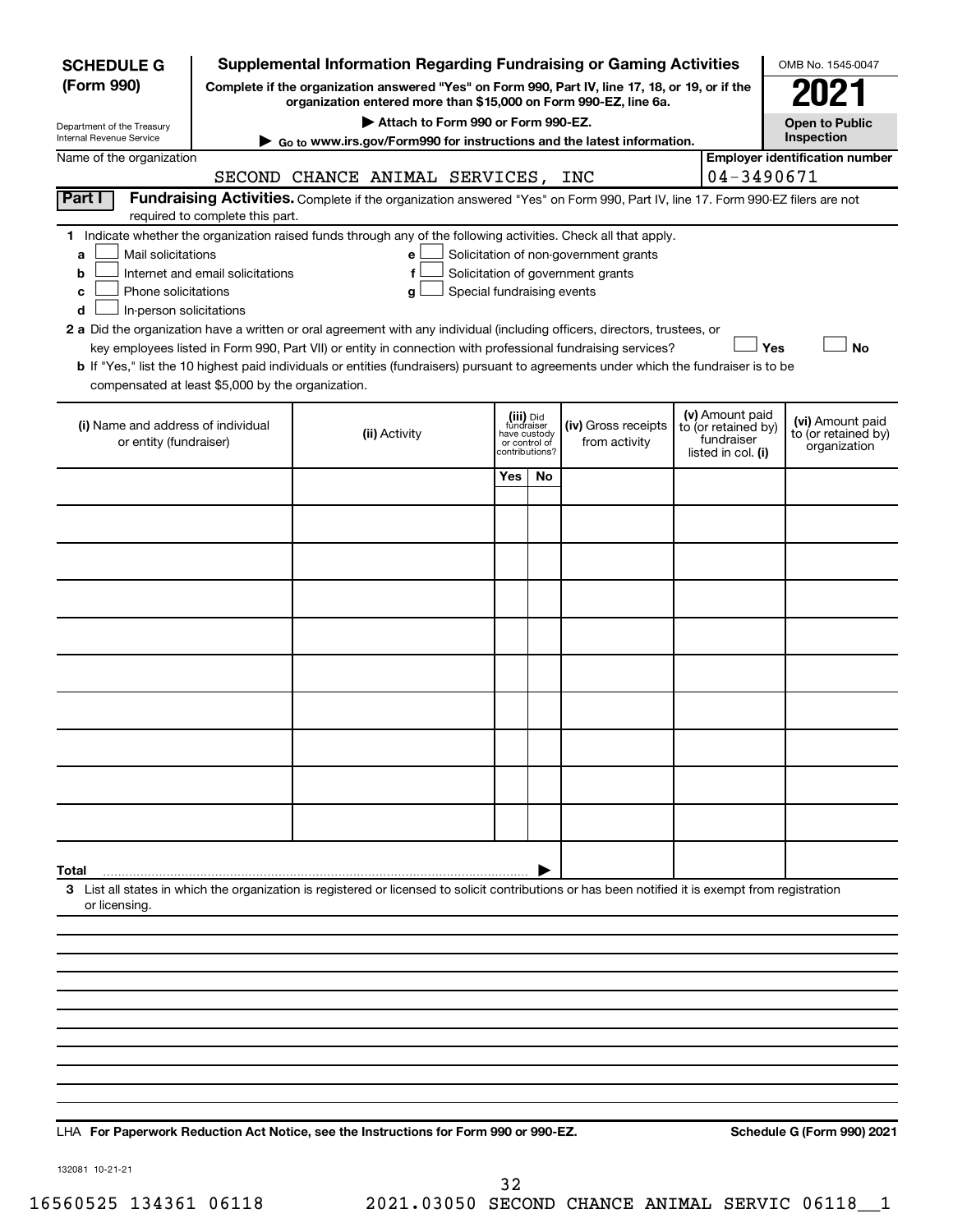**SCHEDULE G (Form 990)**

Department of the Treasury
Internal Revenue Service

# Supplemental Information Regarding Fundraising or Gaming Activities

**Complete if the organization answered "Yes" on Form 990, Part IV, line 17, 18, or 19, or if the organization entered more than $15,000 on Form 990-EZ, line 6a.**

▶ **Attach to Form 990 or Form 990-EZ.**

▶ Go to www.irs.gov/Form990 for instructions and the latest information.

OMB No. 1545-0047

**2021**

**Open to Public Inspection**

Name of the organization: SECOND CHANCE ANIMAL SERVICES, INC

**Employer identification number:** 04-3490671

**Part I** **Fundraising Activities.** Complete if the organization answered "Yes" on Form 990, Part IV, line 17. Form 990-EZ filers are not required to complete this part.

**1** Indicate whether the organization raised funds through any of the following activities. Check all that apply.

- **a** ☐ Mail solicitations
- **b** ☐ Internet and email solicitations
- **c** ☐ Phone solicitations
- **d** ☐ In-person solicitations
- **e** ☐ Solicitation of non-government grants
- **f** ☐ Solicitation of government grants
- **g** ☐ Special fundraising events

**2 a** Did the organization have a written or oral agreement with any individual (including officers, directors, trustees, or key employees listed in Form 990, Part VII) or entity in connection with professional fundraising services? ☐ **Yes** ☐ **No**

**b** If "Yes," list the 10 highest paid individuals or entities (fundraisers) pursuant to agreements under which the fundraiser is to be compensated at least $5,000 by the organization.

| (i) Name and address of individual or entity (fundraiser) | (ii) Activity | (iii) Did fundraiser have custody or control of contributions? Yes | No | (iv) Gross receipts from activity | (v) Amount paid to (or retained by) fundraiser listed in col. (i) | (vi) Amount paid to (or retained by) organization |
|---|---|---|---|---|---|---|
| | | | | | | |
| | | | | | | |
| | | | | | | |
| | | | | | | |
| | | | | | | |
| | | | | | | |
| | | | | | | |
| | | | | | | |
| | | | | | | |
| | | | | | | |
| **Total** ▶ | | | | | | |

**3** List all states in which the organization is registered or licensed to solicit contributions or has been notified it is exempt from registration or licensing.

LHA **For Paperwork Reduction Act Notice, see the Instructions for Form 990 or 990-EZ.** **Schedule G (Form 990) 2021**

132081 10-21-21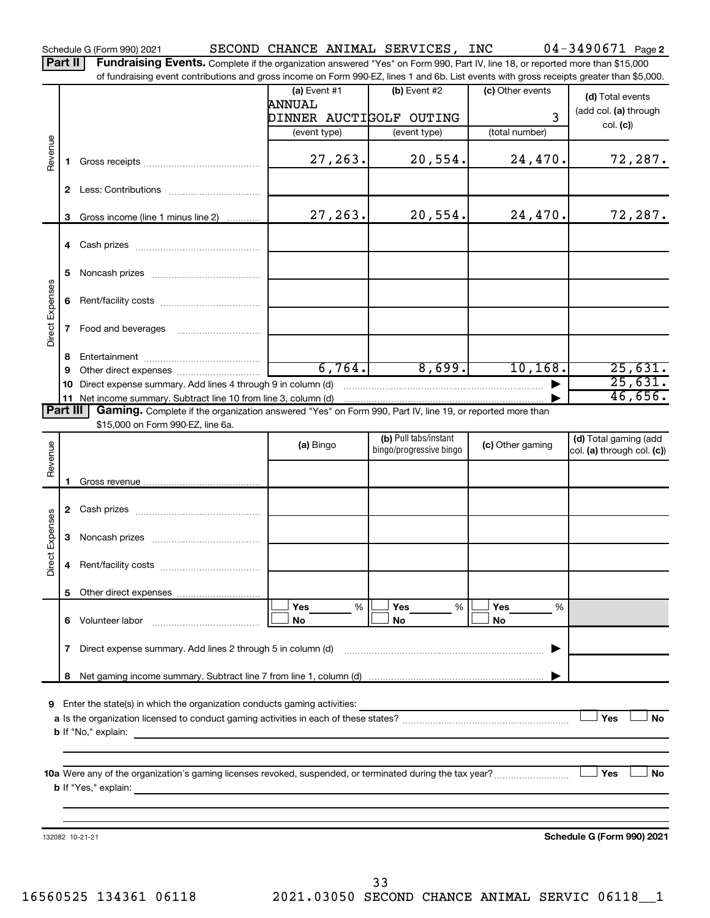Schedule G (Form 990) 2021 SECOND CHANCE ANIMAL SERVICES, INC 04-3490671 Page 2

**Part II** **Fundraising Events.** Complete if the organization answered "Yes" on Form 990, Part IV, line 18, or reported more than $15,000 of fundraising event contributions and gross income on Form 990-EZ, lines 1 and 6b. List events with gross receipts greater than $5,000.

| | | (a) Event #1 | (b) Event #2 | (c) Other events | (d) Total events (add col. (a) through col. (c)) |
|---|---|---|---|---|---|
| | | ANNUAL DINNER AUCTI | GOLF OUTING | 3 | |
| | | (event type) | (event type) | (total number) | |
| Revenue | 1 Gross receipts | 27,263. | 20,554. | 24,470. | 72,287. |
| | 2 Less: Contributions | | | | |
| | 3 Gross income (line 1 minus line 2) | 27,263. | 20,554. | 24,470. | 72,287. |
| Direct Expenses | 4 Cash prizes | | | | |
| | 5 Noncash prizes | | | | |
| | 6 Rent/facility costs | | | | |
| | 7 Food and beverages | | | | |
| | 8 Entertainment | | | | |
| | 9 Other direct expenses | 6,764. | 8,699. | 10,168. | 25,631. |
| | 10 Direct expense summary. Add lines 4 through 9 in column (d) | | | ▶ | 25,631. |
| | 11 Net income summary. Subtract line 10 from line 3, column (d) | | | ▶ | 46,656. |

**Part III** **Gaming.** Complete if the organization answered "Yes" on Form 990, Part IV, line 19, or reported more than $15,000 on Form 990-EZ, line 6a.

| | | (a) Bingo | (b) Pull tabs/instant bingo/progressive bingo | (c) Other gaming | (d) Total gaming (add col. (a) through col. (c)) |
|---|---|---|---|---|---|
| Revenue | 1 Gross revenue | | | | |
| Direct Expenses | 2 Cash prizes | | | | |
| | 3 Noncash prizes | | | | |
| | 4 Rent/facility costs | | | | |
| | 5 Other direct expenses | | | | |
| | 6 Volunteer labor | ☐ Yes ___ % ☐ No | ☐ Yes ___ % ☐ No | ☐ Yes ___ % ☐ No | |
| | 7 Direct expense summary. Add lines 2 through 5 in column (d) | | | ▶ | |
| | 8 Net gaming income summary. Subtract line 7 from line 1, column (d) | | | ▶ | |

**9** Enter the state(s) in which the organization conducts gaming activities: ______

**a** Is the organization licensed to conduct gaming activities in each of these states? ☐ Yes ☐ No

**b** If "No," explain: ______

**10a** Were any of the organization's gaming licenses revoked, suspended, or terminated during the tax year? ☐ Yes ☐ No

**b** If "Yes," explain: ______

132082 10-21-21 **Schedule G (Form 990) 2021**

16560525 134361 06118 2021.03050 SECOND CHANCE ANIMAL SERVIC 06118__1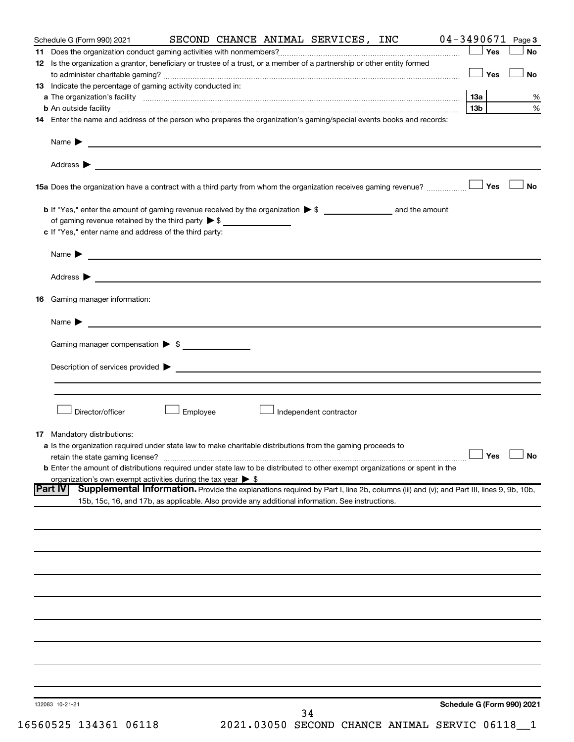Schedule G (Form 990) 2021 SECOND CHANCE ANIMAL SERVICES, INC 04-3490671 Page 3

**11** Does the organization conduct gaming activities with nonmembers? ☐ Yes ☐ No

**12** Is the organization a grantor, beneficiary or trustee of a trust, or a member of a partnership or other entity formed to administer charitable gaming? ☐ Yes ☐ No

**13** Indicate the percentage of gaming activity conducted in:

**a** The organization's facility **13a** %

**b** An outside facility **13b** %

**14** Enter the name and address of the person who prepares the organization's gaming/special events books and records:

Name ▶

Address ▶

**15a** Does the organization have a contract with a third party from whom the organization receives gaming revenue? ☐ Yes ☐ No

**b** If "Yes," enter the amount of gaming revenue received by the organization ▶ $ ____________ and the amount of gaming revenue retained by the third party ▶ $ ____________

**c** If "Yes," enter name and address of the third party:

Name ▶

Address ▶

**16** Gaming manager information:

Name ▶

Gaming manager compensation ▶ $ ____________

Description of services provided ▶

☐ Director/officer ☐ Employee ☐ Independent contractor

**17** Mandatory distributions:

**a** Is the organization required under state law to make charitable distributions from the gaming proceeds to retain the state gaming license? ☐ Yes ☐ No

**b** Enter the amount of distributions required under state law to be distributed to other exempt organizations or spent in the organization's own exempt activities during the tax year ▶ $

**Part IV** **Supplemental Information.** Provide the explanations required by Part I, line 2b, columns (iii) and (v); and Part III, lines 9, 9b, 10b, 15b, 15c, 16, and 17b, as applicable. Also provide any additional information. See instructions.

132083 10-21-21 **Schedule G (Form 990) 2021**

16560525 134361 06118 2021.03050 SECOND CHANCE ANIMAL SERVIC 06118__1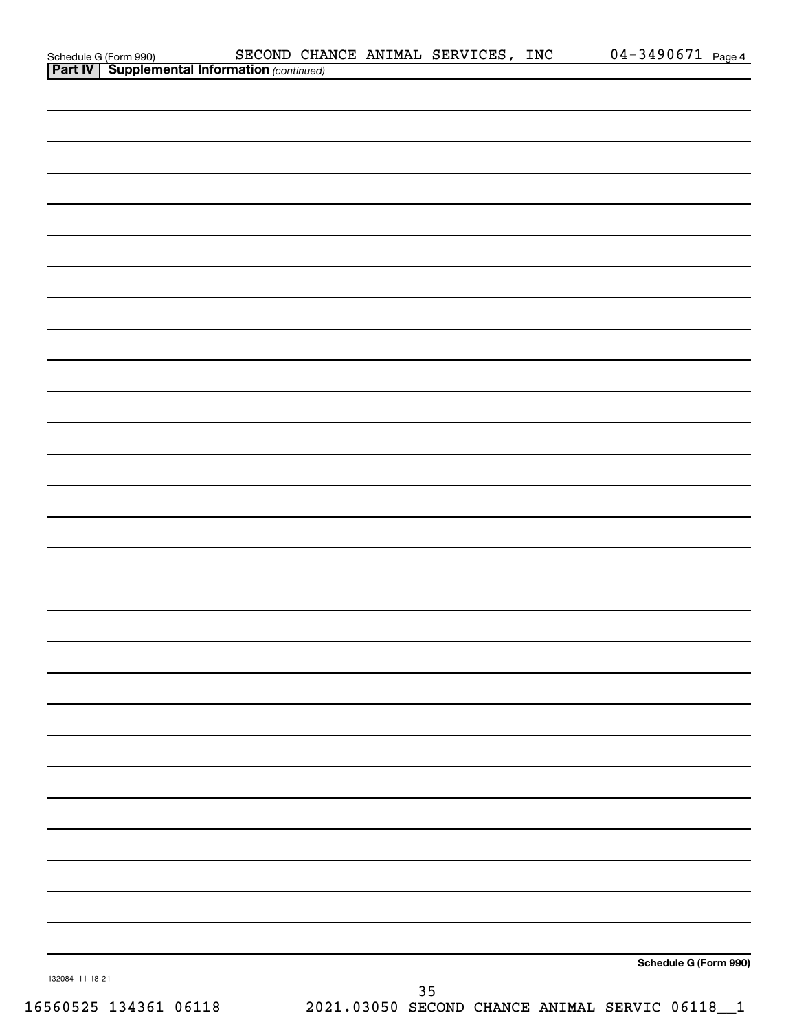Schedule G (Form 990) SECOND CHANCE ANIMAL SERVICES, INC 04-3490671 Page **4**

**Part IV | Supplemental Information** *(continued)*

**Schedule G (Form 990)**

132084 11-18-21

35

16560525 134361 06118 2021.03050 SECOND CHANCE ANIMAL SERVIC 06118__1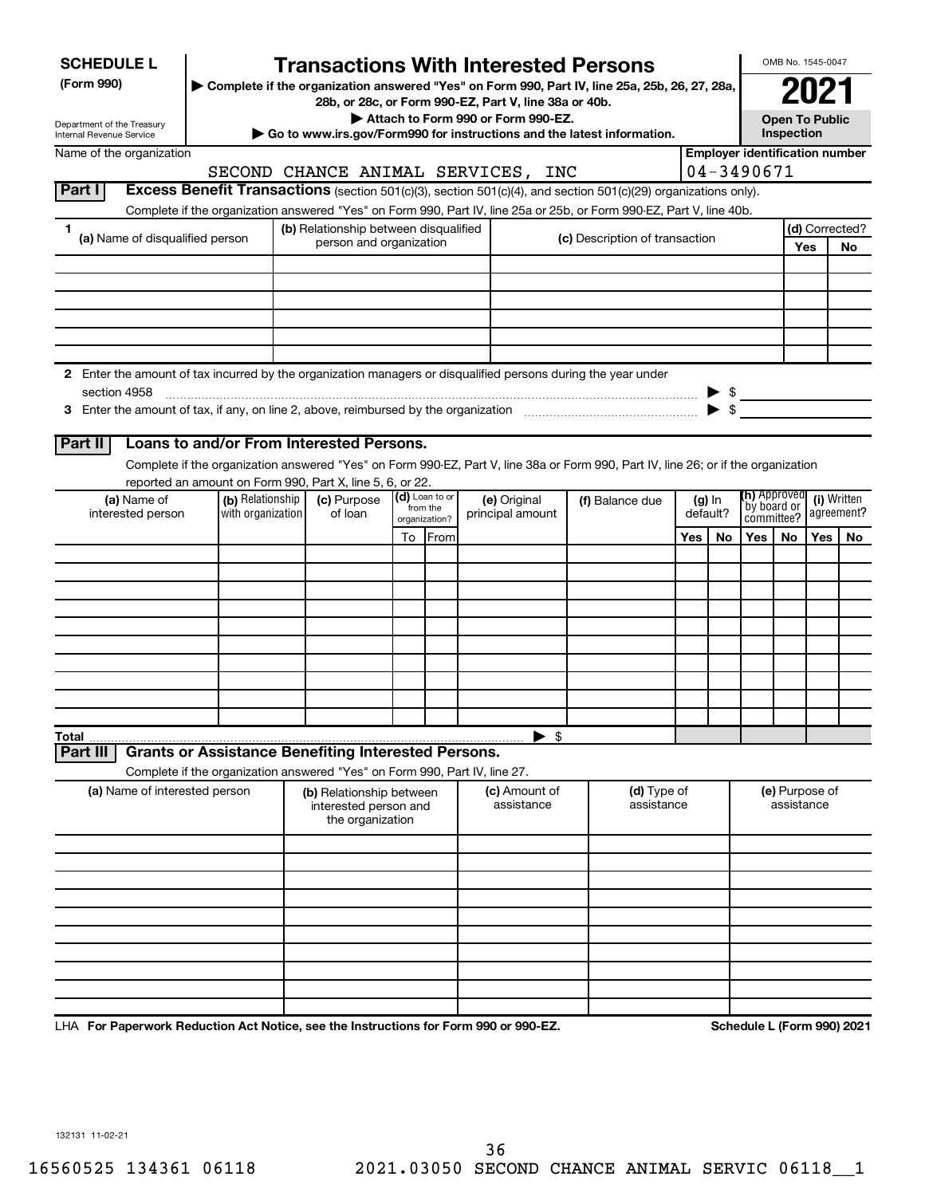# SCHEDULE L (Form 990)

# Transactions With Interested Persons

▶ Complete if the organization answered "Yes" on Form 990, Part IV, line 25a, 25b, 26, 27, 28a, 28b, or 28c, or Form 990-EZ, Part V, line 38a or 40b.

▶ Attach to Form 990 or Form 990-EZ.

▶ Go to www.irs.gov/Form990 for instructions and the latest information.

Department of the Treasury
Internal Revenue Service

OMB No. 1545-0047

**2021**

**Open To Public Inspection**

Name of the organization: SECOND CHANCE ANIMAL SERVICES, INC

Employer identification number: 04-3490671

## Part I Excess Benefit Transactions (section 501(c)(3), section 501(c)(4), and section 501(c)(29) organizations only).

Complete if the organization answered "Yes" on Form 990, Part IV, line 25a or 25b, or Form 990-EZ, Part V, line 40b.

| 1 (a) Name of disqualified person | (b) Relationship between disqualified person and organization | (c) Description of transaction | (d) Corrected? Yes | No |
|---|---|---|---|---|
| | | | | |
| | | | | |
| | | | | |
| | | | | |
| | | | | |
| | | | | |

2 Enter the amount of tax incurred by the organization managers or disqualified persons during the year under section 4958 ▶ $

3 Enter the amount of tax, if any, on line 2, above, reimbursed by the organization ▶ $

## Part II Loans to and/or From Interested Persons.

Complete if the organization answered "Yes" on Form 990-EZ, Part V, line 38a or Form 990, Part IV, line 26; or if the organization reported an amount on Form 990, Part X, line 5, 6, or 22.

| (a) Name of interested person | (b) Relationship with organization | (c) Purpose of loan | (d) Loan to or from the organization? To | From | (e) Original principal amount | (f) Balance due | (g) In default? Yes | No | (h) Approved by board or committee? Yes | No | (i) Written agreement? Yes | No |
|---|---|---|---|---|---|---|---|---|---|---|---|---|
| | | | | | | | | | | | | |
| | | | | | | | | | | | | |
| | | | | | | | | | | | | |
| | | | | | | | | | | | | |
| | | | | | | | | | | | | |
| | | | | | | | | | | | | |
| | | | | | | | | | | | | |
| | | | | | | | | | | | | |
| | | | | | | | | | | | | |
| | | | | | | | | | | | | |
| **Total** | | | | | ▶ $ | | | | | | | |

## Part III Grants or Assistance Benefiting Interested Persons.

Complete if the organization answered "Yes" on Form 990, Part IV, line 27.

| (a) Name of interested person | (b) Relationship between interested person and the organization | (c) Amount of assistance | (d) Type of assistance | (e) Purpose of assistance |
|---|---|---|---|---|
| | | | | |
| | | | | |
| | | | | |
| | | | | |
| | | | | |
| | | | | |
| | | | | |
| | | | | |
| | | | | |
| | | | | |

LHA **For Paperwork Reduction Act Notice, see the Instructions for Form 990 or 990-EZ.** **Schedule L (Form 990) 2021**

132131 11-02-21

16560525 134361 06118 2021.03050 SECOND CHANCE ANIMAL SERVIC 06118__1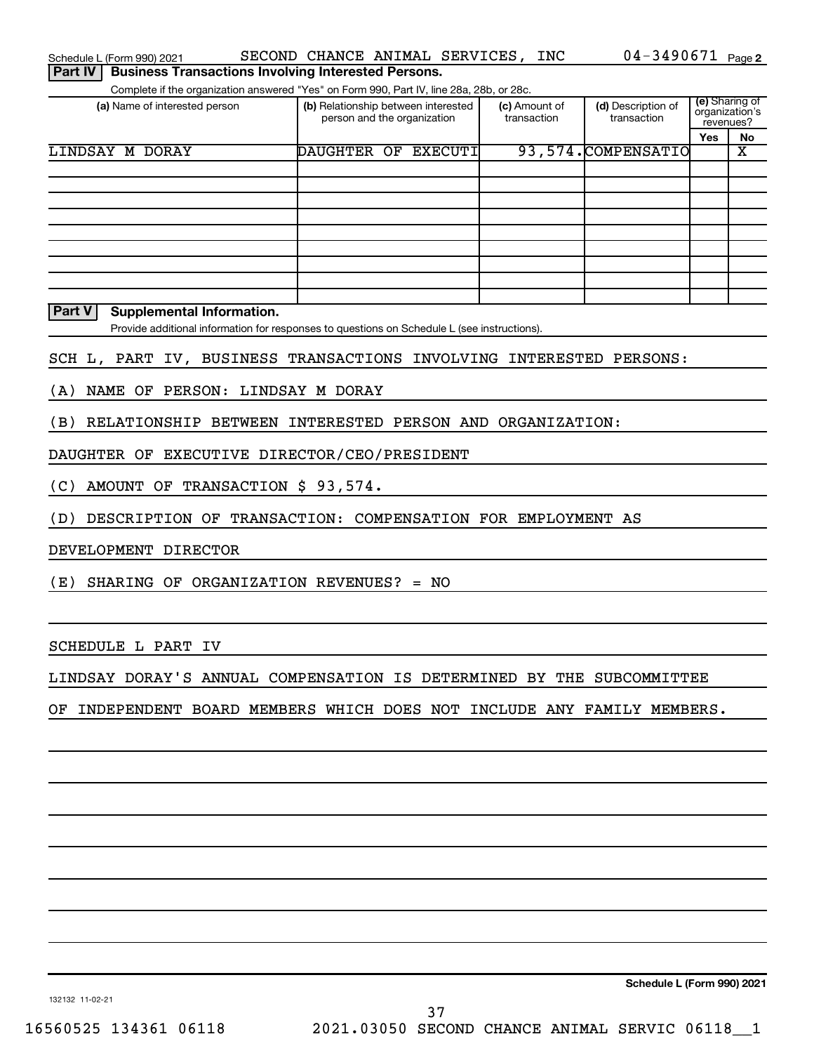Schedule L (Form 990) 2021 SECOND CHANCE ANIMAL SERVICES, INC 04-3490671 Page 2

**Part IV Business Transactions Involving Interested Persons.**

Complete if the organization answered "Yes" on Form 990, Part IV, line 28a, 28b, or 28c.

| (a) Name of interested person | (b) Relationship between interested person and the organization | (c) Amount of transaction | (d) Description of transaction | (e) Sharing of organization's revenues? Yes | No |
|---|---|---|---|---|---|
| LINDSAY M DORAY | DAUGHTER OF EXECUTI | 93,574. | COMPENSATIO | | X |
| | | | | | |
| | | | | | |
| | | | | | |
| | | | | | |
| | | | | | |
| | | | | | |
| | | | | | |
| | | | | | |
| | | | | | |

**Part V Supplemental Information.**

Provide additional information for responses to questions on Schedule L (see instructions).

SCH L, PART IV, BUSINESS TRANSACTIONS INVOLVING INTERESTED PERSONS:

(A) NAME OF PERSON: LINDSAY M DORAY

(B) RELATIONSHIP BETWEEN INTERESTED PERSON AND ORGANIZATION:

DAUGHTER OF EXECUTIVE DIRECTOR/CEO/PRESIDENT

(C) AMOUNT OF TRANSACTION $ 93,574.

(D) DESCRIPTION OF TRANSACTION: COMPENSATION FOR EMPLOYMENT AS

DEVELOPMENT DIRECTOR

(E) SHARING OF ORGANIZATION REVENUES? = NO

SCHEDULE L PART IV

LINDSAY DORAY'S ANNUAL COMPENSATION IS DETERMINED BY THE SUBCOMMITTEE

OF INDEPENDENT BOARD MEMBERS WHICH DOES NOT INCLUDE ANY FAMILY MEMBERS.

Schedule L (Form 990) 2021

132132 11-02-21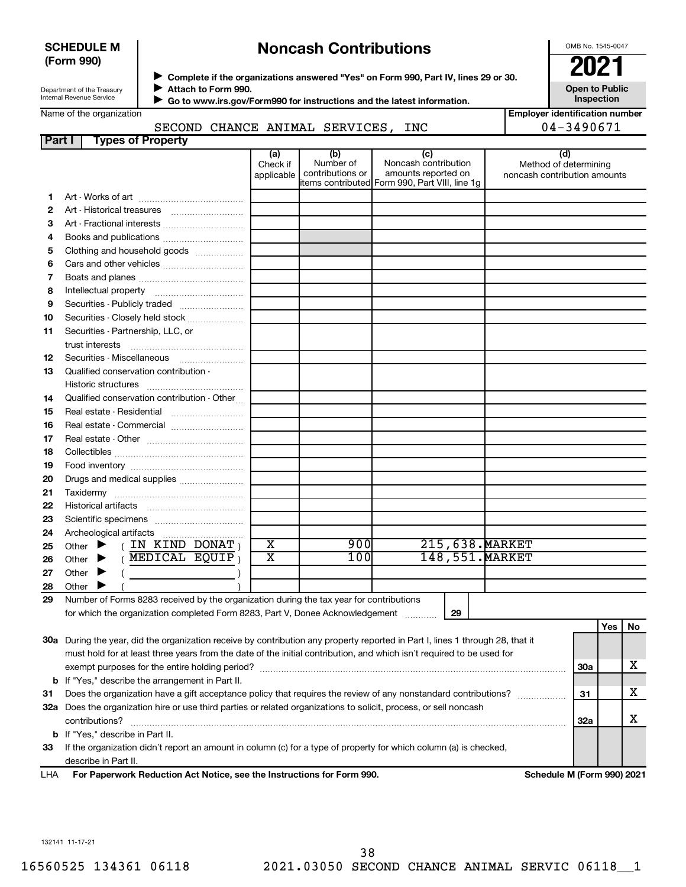**SCHEDULE M (Form 990)**

Department of the Treasury
Internal Revenue Service

# Noncash Contributions

▶ **Complete if the organizations answered "Yes" on Form 990, Part IV, lines 29 or 30.**
▶ **Attach to Form 990.**
▶ **Go to www.irs.gov/Form990 for instructions and the latest information.**

OMB No. 1545-0047

**2021**

**Open to Public Inspection**

Name of the organization: SECOND CHANCE ANIMAL SERVICES, INC

**Employer identification number:** 04-3490671

**Part I — Types of Property**

| | | (a) Check if applicable | (b) Number of contributions or items contributed | (c) Noncash contribution amounts reported on Form 990, Part VIII, line 1g | (d) Method of determining noncash contribution amounts |
|---|---|---|---|---|---|
| 1 | Art - Works of art | | | | |
| 2 | Art - Historical treasures | | | | |
| 3 | Art - Fractional interests | | | | |
| 4 | Books and publications | | | | |
| 5 | Clothing and household goods | | | | |
| 6 | Cars and other vehicles | | | | |
| 7 | Boats and planes | | | | |
| 8 | Intellectual property | | | | |
| 9 | Securities - Publicly traded | | | | |
| 10 | Securities - Closely held stock | | | | |
| 11 | Securities - Partnership, LLC, or trust interests | | | | |
| 12 | Securities - Miscellaneous | | | | |
| 13 | Qualified conservation contribution - Historic structures | | | | |
| 14 | Qualified conservation contribution - Other | | | | |
| 15 | Real estate - Residential | | | | |
| 16 | Real estate - Commercial | | | | |
| 17 | Real estate - Other | | | | |
| 18 | Collectibles | | | | |
| 19 | Food inventory | | | | |
| 20 | Drugs and medical supplies | | | | |
| 21 | Taxidermy | | | | |
| 22 | Historical artifacts | | | | |
| 23 | Scientific specimens | | | | |
| 24 | Archeological artifacts | | | | |
| 25 | Other ▶ ( IN KIND DONAT ) | X | 900 | 215,638. | MARKET |
| 26 | Other ▶ ( MEDICAL EQUIP ) | X | 100 | 148,551. | MARKET |
| 27 | Other ▶ ( ) | | | | |
| 28 | Other ▶ ( ) | | | | |

29 Number of Forms 8283 received by the organization during the tax year for contributions for which the organization completed Form 8283, Part V, Donee Acknowledgement ..... **29**

| | | | Yes | No |
|---|---|---|---|---|
| 30a | During the year, did the organization receive by contribution any property reported in Part I, lines 1 through 28, that it must hold for at least three years from the date of the initial contribution, and which isn't required to be used for exempt purposes for the entire holding period? | 30a | | X |
| b | If "Yes," describe the arrangement in Part II. | | | |
| 31 | Does the organization have a gift acceptance policy that requires the review of any nonstandard contributions? | 31 | | X |
| 32a | Does the organization hire or use third parties or related organizations to solicit, process, or sell noncash contributions? | 32a | | X |
| b | If "Yes," describe in Part II. | | | |
| 33 | If the organization didn't report an amount in column (c) for a type of property for which column (a) is checked, describe in Part II. | | | |

LHA **For Paperwork Reduction Act Notice, see the Instructions for Form 990.** **Schedule M (Form 990) 2021**

132141 11-17-21

16560525 134361 06118 2021.03050 SECOND CHANCE ANIMAL SERVIC 06118__1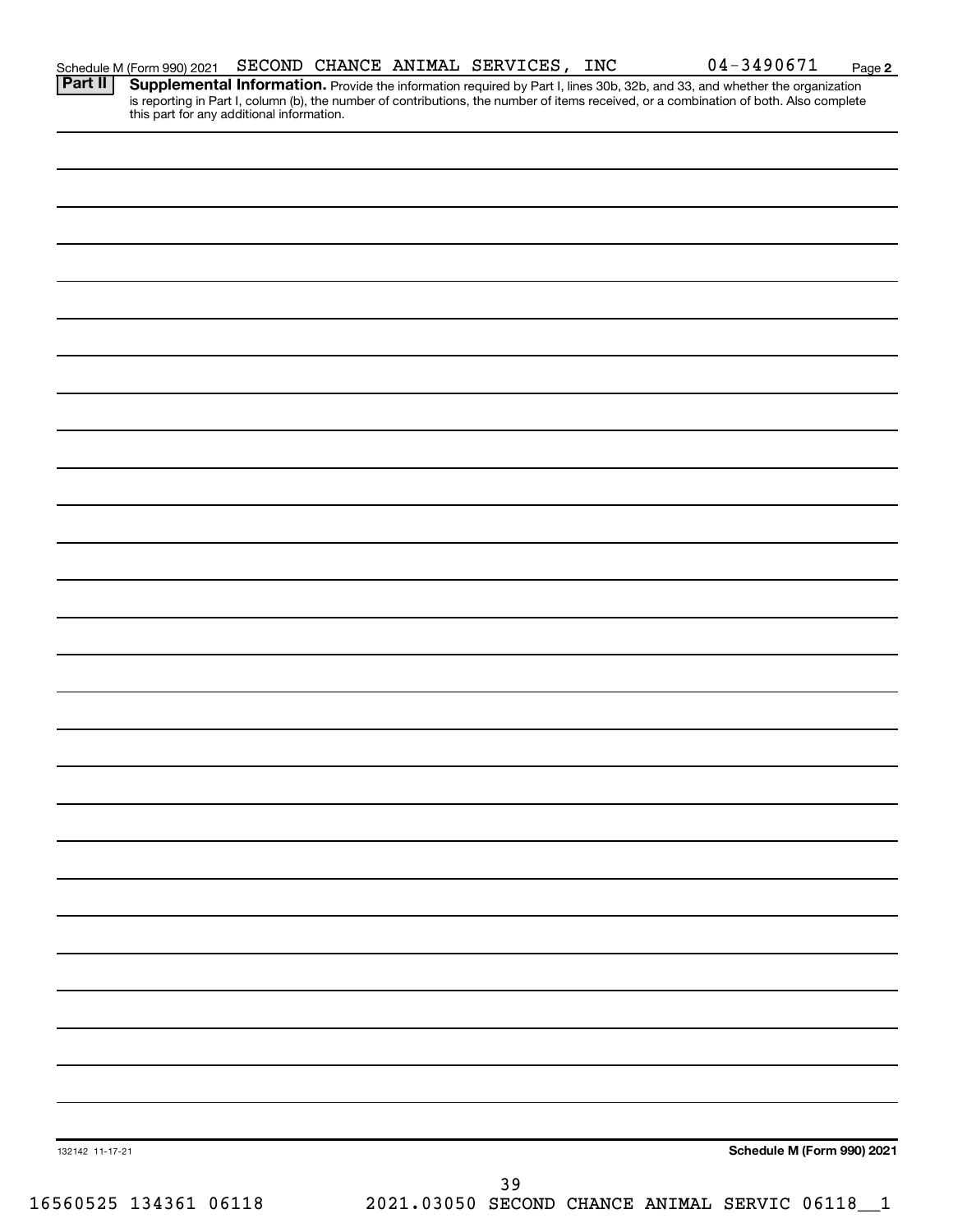Schedule M (Form 990) 2021 SECOND CHANCE ANIMAL SERVICES, INC 04-3490671 Page 2

**Part II** **Supplemental Information.** Provide the information required by Part I, lines 30b, 32b, and 33, and whether the organization is reporting in Part I, column (b), the number of contributions, the number of items received, or a combination of both. Also complete this part for any additional information.

132142 11-17-21

**Schedule M (Form 990) 2021**

16560525 134361 06118 2021.03050 SECOND CHANCE ANIMAL SERVIC 06118__1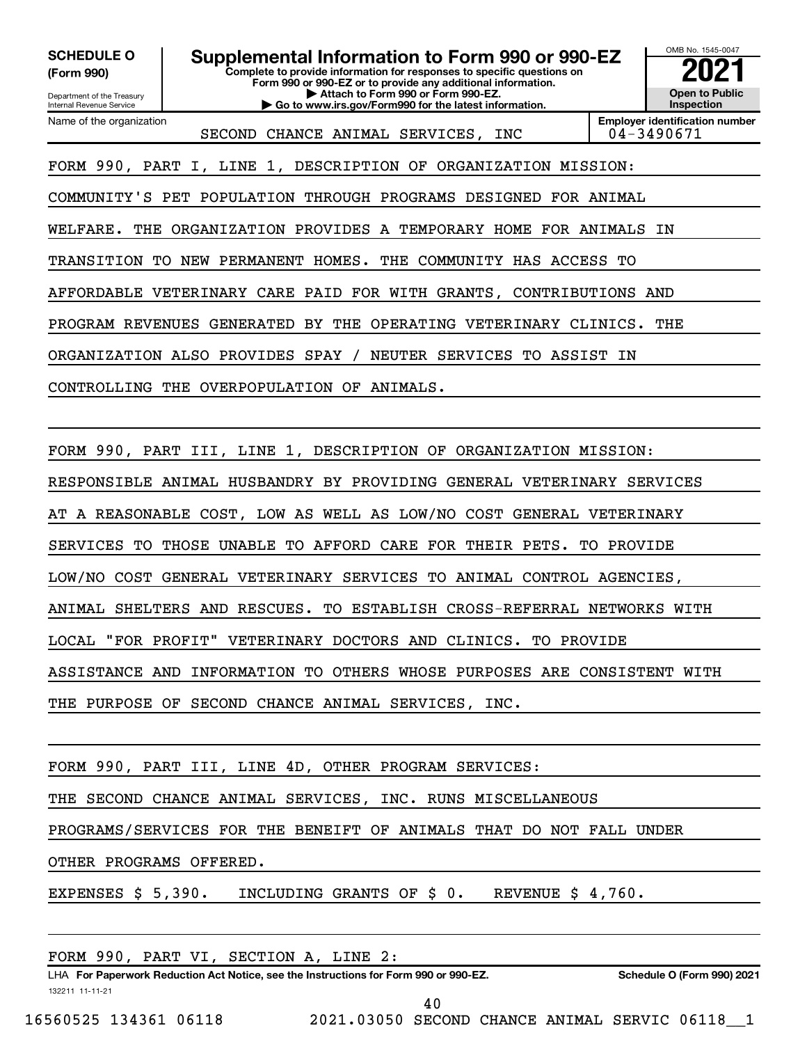**SCHEDULE O** (Form 990)

Department of the Treasury
Internal Revenue Service

# Supplemental Information to Form 990 or 990-EZ

**Complete to provide information for responses to specific questions on Form 990 or 990-EZ or to provide any additional information.**
**▶ Attach to Form 990 or Form 990-EZ.**
**▶ Go to www.irs.gov/Form990 for the latest information.**

OMB No. 1545-0047

**2021**

**Open to Public Inspection**

| Name of the organization | Employer identification number |
| --- | --- |
| SECOND CHANCE ANIMAL SERVICES, INC | 04-3490671 |

FORM 990, PART I, LINE 1, DESCRIPTION OF ORGANIZATION MISSION:

COMMUNITY'S PET POPULATION THROUGH PROGRAMS DESIGNED FOR ANIMAL WELFARE. THE ORGANIZATION PROVIDES A TEMPORARY HOME FOR ANIMALS IN TRANSITION TO NEW PERMANENT HOMES. THE COMMUNITY HAS ACCESS TO AFFORDABLE VETERINARY CARE PAID FOR WITH GRANTS, CONTRIBUTIONS AND PROGRAM REVENUES GENERATED BY THE OPERATING VETERINARY CLINICS. THE ORGANIZATION ALSO PROVIDES SPAY / NEUTER SERVICES TO ASSIST IN CONTROLLING THE OVERPOPULATION OF ANIMALS.

FORM 990, PART III, LINE 1, DESCRIPTION OF ORGANIZATION MISSION:

RESPONSIBLE ANIMAL HUSBANDRY BY PROVIDING GENERAL VETERINARY SERVICES AT A REASONABLE COST, LOW AS WELL AS LOW/NO COST GENERAL VETERINARY SERVICES TO THOSE UNABLE TO AFFORD CARE FOR THEIR PETS. TO PROVIDE LOW/NO COST GENERAL VETERINARY SERVICES TO ANIMAL CONTROL AGENCIES, ANIMAL SHELTERS AND RESCUES. TO ESTABLISH CROSS-REFERRAL NETWORKS WITH LOCAL "FOR PROFIT" VETERINARY DOCTORS AND CLINICS. TO PROVIDE ASSISTANCE AND INFORMATION TO OTHERS WHOSE PURPOSES ARE CONSISTENT WITH THE PURPOSE OF SECOND CHANCE ANIMAL SERVICES, INC.

FORM 990, PART III, LINE 4D, OTHER PROGRAM SERVICES:

THE SECOND CHANCE ANIMAL SERVICES, INC. RUNS MISCELLANEOUS PROGRAMS/SERVICES FOR THE BENEIFT OF ANIMALS THAT DO NOT FALL UNDER OTHER PROGRAMS OFFERED.

EXPENSES $ 5,390. INCLUDING GRANTS OF $ 0. REVENUE $ 4,760.

FORM 990, PART VI, SECTION A, LINE 2:

LHA **For Paperwork Reduction Act Notice, see the Instructions for Form 990 or 990-EZ.** **Schedule O (Form 990) 2021**

132211 11-11-21

16560525 134361 06118 2021.03050 SECOND CHANCE ANIMAL SERVIC 06118__1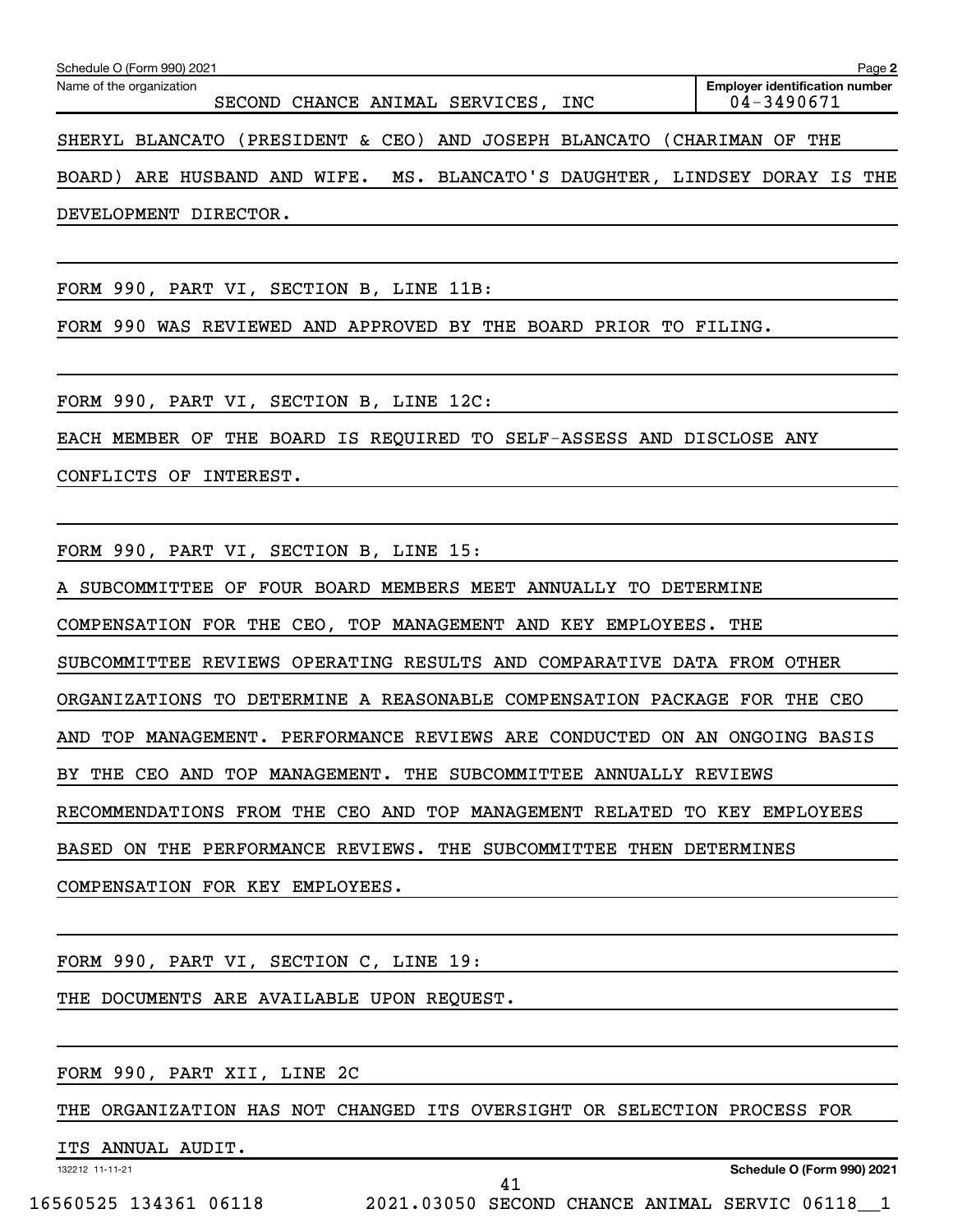Name of the organization: SECOND CHANCE ANIMAL SERVICES, INC

Employer identification number: 04-3490671

SHERYL BLANCATO (PRESIDENT & CEO) AND JOSEPH BLANCATO (CHARIMAN OF THE BOARD) ARE HUSBAND AND WIFE. MS. BLANCATO'S DAUGHTER, LINDSEY DORAY IS THE DEVELOPMENT DIRECTOR.

FORM 990, PART VI, SECTION B, LINE 11B:

FORM 990 WAS REVIEWED AND APPROVED BY THE BOARD PRIOR TO FILING.

FORM 990, PART VI, SECTION B, LINE 12C:

EACH MEMBER OF THE BOARD IS REQUIRED TO SELF-ASSESS AND DISCLOSE ANY CONFLICTS OF INTEREST.

FORM 990, PART VI, SECTION B, LINE 15:

A SUBCOMMITTEE OF FOUR BOARD MEMBERS MEET ANNUALLY TO DETERMINE COMPENSATION FOR THE CEO, TOP MANAGEMENT AND KEY EMPLOYEES. THE SUBCOMMITTEE REVIEWS OPERATING RESULTS AND COMPARATIVE DATA FROM OTHER ORGANIZATIONS TO DETERMINE A REASONABLE COMPENSATION PACKAGE FOR THE CEO AND TOP MANAGEMENT. PERFORMANCE REVIEWS ARE CONDUCTED ON AN ONGOING BASIS BY THE CEO AND TOP MANAGEMENT. THE SUBCOMMITTEE ANNUALLY REVIEWS RECOMMENDATIONS FROM THE CEO AND TOP MANAGEMENT RELATED TO KEY EMPLOYEES BASED ON THE PERFORMANCE REVIEWS. THE SUBCOMMITTEE THEN DETERMINES COMPENSATION FOR KEY EMPLOYEES.

FORM 990, PART VI, SECTION C, LINE 19:

THE DOCUMENTS ARE AVAILABLE UPON REQUEST.

FORM 990, PART XII, LINE 2C

THE ORGANIZATION HAS NOT CHANGED ITS OVERSIGHT OR SELECTION PROCESS FOR ITS ANNUAL AUDIT.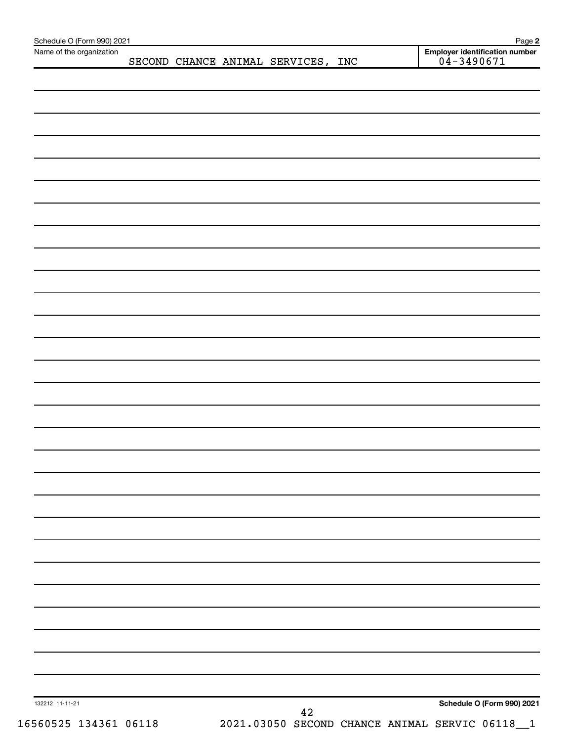Schedule O (Form 990) 2021

Name of the organization
SECOND CHANCE ANIMAL SERVICES, INC

**Employer identification number**
04-3490671

132212 11-11-21

**Schedule O (Form 990) 2021**

16560525 134361 06118 2021.03050 SECOND CHANCE ANIMAL SERVIC 06118__1